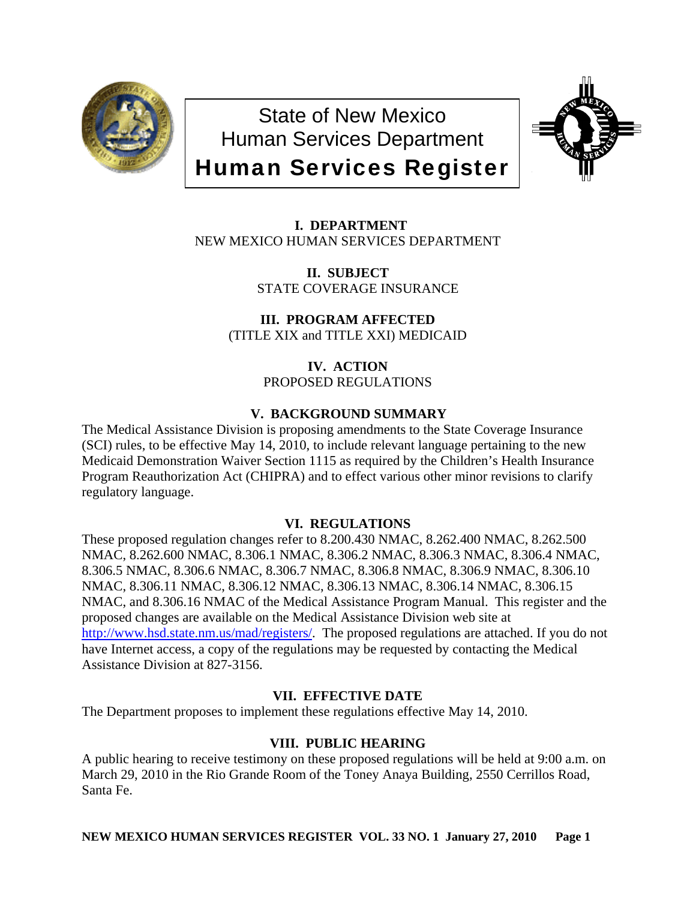# State of New Mexico
# Human Services Department
# Human Services Register

**I. DEPARTMENT**
NEW MEXICO HUMAN SERVICES DEPARTMENT

**II. SUBJECT**
STATE COVERAGE INSURANCE

**III. PROGRAM AFFECTED**
(TITLE XIX and TITLE XXI) MEDICAID

**IV. ACTION**
PROPOSED REGULATIONS

**V. BACKGROUND SUMMARY**

The Medical Assistance Division is proposing amendments to the State Coverage Insurance (SCI) rules, to be effective May 14, 2010, to include relevant language pertaining to the new Medicaid Demonstration Waiver Section 1115 as required by the Children's Health Insurance Program Reauthorization Act (CHIPRA) and to effect various other minor revisions to clarify regulatory language.

**VI. REGULATIONS**

These proposed regulation changes refer to 8.200.430 NMAC, 8.262.400 NMAC, 8.262.500 NMAC, 8.262.600 NMAC, 8.306.1 NMAC, 8.306.2 NMAC, 8.306.3 NMAC, 8.306.4 NMAC, 8.306.5 NMAC, 8.306.6 NMAC, 8.306.7 NMAC, 8.306.8 NMAC, 8.306.9 NMAC, 8.306.10 NMAC, 8.306.11 NMAC, 8.306.12 NMAC, 8.306.13 NMAC, 8.306.14 NMAC, 8.306.15 NMAC, and 8.306.16 NMAC of the Medical Assistance Program Manual. This register and the proposed changes are available on the Medical Assistance Division web site at http://www.hsd.state.nm.us/mad/registers/. The proposed regulations are attached. If you do not have Internet access, a copy of the regulations may be requested by contacting the Medical Assistance Division at 827-3156.

**VII. EFFECTIVE DATE**

The Department proposes to implement these regulations effective May 14, 2010.

**VIII. PUBLIC HEARING**

A public hearing to receive testimony on these proposed regulations will be held at 9:00 a.m. on March 29, 2010 in the Rio Grande Room of the Toney Anaya Building, 2550 Cerrillos Road, Santa Fe.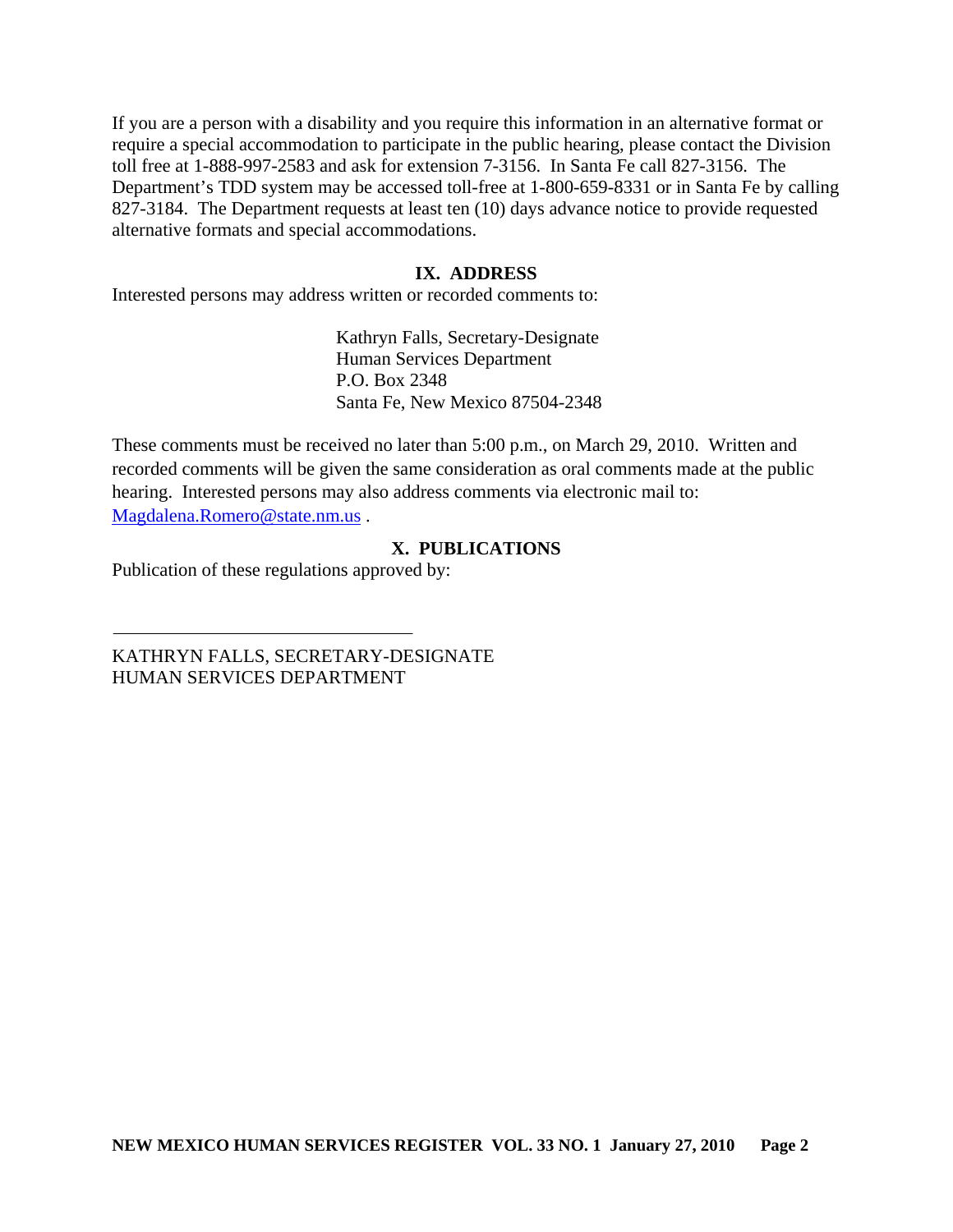If you are a person with a disability and you require this information in an alternative format or require a special accommodation to participate in the public hearing, please contact the Division toll free at 1-888-997-2583 and ask for extension 7-3156. In Santa Fe call 827-3156. The Department's TDD system may be accessed toll-free at 1-800-659-8331 or in Santa Fe by calling 827-3184. The Department requests at least ten (10) days advance notice to provide requested alternative formats and special accommodations.

## IX. ADDRESS

Interested persons may address written or recorded comments to:

Kathryn Falls, Secretary-Designate
Human Services Department
P.O. Box 2348
Santa Fe, New Mexico 87504-2348

These comments must be received no later than 5:00 p.m., on March 29, 2010. Written and recorded comments will be given the same consideration as oral comments made at the public hearing. Interested persons may also address comments via electronic mail to: Magdalena.Romero@state.nm.us .

## X. PUBLICATIONS

Publication of these regulations approved by:

\_\_\_\_\_\_\_\_\_\_\_\_\_\_\_\_\_\_\_\_\_\_\_\_\_\_\_\_\_\_\_\_

KATHRYN FALLS, SECRETARY-DESIGNATE
HUMAN SERVICES DEPARTMENT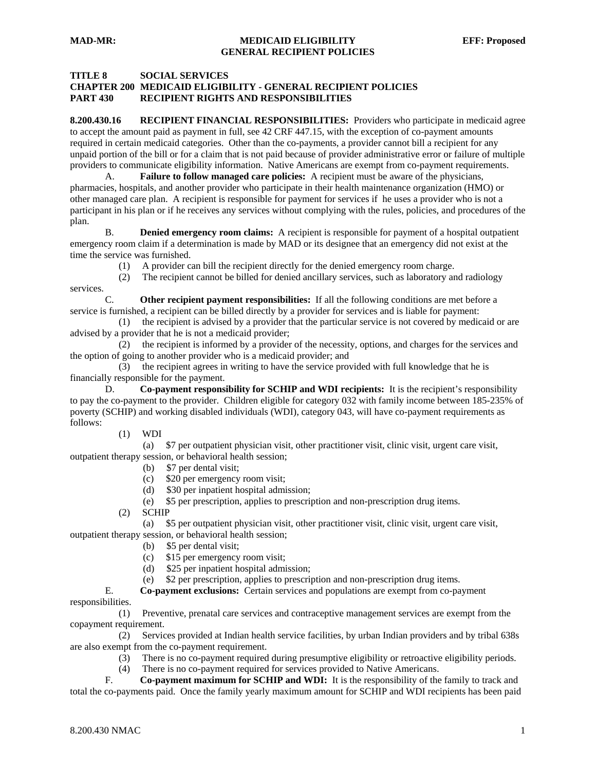**TITLE 8 SOCIAL SERVICES**
**CHAPTER 200 MEDICAID ELIGIBILITY - GENERAL RECIPIENT POLICIES**
**PART 430 RECIPIENT RIGHTS AND RESPONSIBILITIES**

**8.200.430.16 RECIPIENT FINANCIAL RESPONSIBILITIES:** Providers who participate in medicaid agree to accept the amount paid as payment in full, see 42 CRF 447.15, with the exception of co-payment amounts required in certain medicaid categories. Other than the co-payments, a provider cannot bill a recipient for any unpaid portion of the bill or for a claim that is not paid because of provider administrative error or failure of multiple providers to communicate eligibility information. Native Americans are exempt from co-payment requirements.

A. **Failure to follow managed care policies:** A recipient must be aware of the physicians, pharmacies, hospitals, and another provider who participate in their health maintenance organization (HMO) or other managed care plan. A recipient is responsible for payment for services if he uses a provider who is not a participant in his plan or if he receives any services without complying with the rules, policies, and procedures of the plan.

B. **Denied emergency room claims:** A recipient is responsible for payment of a hospital outpatient emergency room claim if a determination is made by MAD or its designee that an emergency did not exist at the time the service was furnished.

(1) A provider can bill the recipient directly for the denied emergency room charge.

(2) The recipient cannot be billed for denied ancillary services, such as laboratory and radiology services.

C. **Other recipient payment responsibilities:** If all the following conditions are met before a service is furnished, a recipient can be billed directly by a provider for services and is liable for payment:

(1) the recipient is advised by a provider that the particular service is not covered by medicaid or are advised by a provider that he is not a medicaid provider;

(2) the recipient is informed by a provider of the necessity, options, and charges for the services and the option of going to another provider who is a medicaid provider; and

(3) the recipient agrees in writing to have the service provided with full knowledge that he is financially responsible for the payment.

D. **Co-payment responsibility for SCHIP and WDI recipients:** It is the recipient's responsibility to pay the co-payment to the provider. Children eligible for category 032 with family income between 185-235% of poverty (SCHIP) and working disabled individuals (WDI), category 043, will have co-payment requirements as follows:

(1) WDI

(a) $7 per outpatient physician visit, other practitioner visit, clinic visit, urgent care visit, outpatient therapy session, or behavioral health session;

(b) $7 per dental visit;

(c) $20 per emergency room visit;

(d) $30 per inpatient hospital admission;

(e) $5 per prescription, applies to prescription and non-prescription drug items.

(2) SCHIP

(a) $5 per outpatient physician visit, other practitioner visit, clinic visit, urgent care visit, outpatient therapy session, or behavioral health session;

(b) $5 per dental visit;

(c) $15 per emergency room visit;

(d) $25 per inpatient hospital admission;

(e) $2 per prescription, applies to prescription and non-prescription drug items.

E. **Co-payment exclusions:** Certain services and populations are exempt from co-payment responsibilities.

(1) Preventive, prenatal care services and contraceptive management services are exempt from the copayment requirement.

(2) Services provided at Indian health service facilities, by urban Indian providers and by tribal 638s are also exempt from the co-payment requirement.

(3) There is no co-payment required during presumptive eligibility or retroactive eligibility periods.

(4) There is no co-payment required for services provided to Native Americans.

F. **Co-payment maximum for SCHIP and WDI:** It is the responsibility of the family to track and total the co-payments paid. Once the family yearly maximum amount for SCHIP and WDI recipients has been paid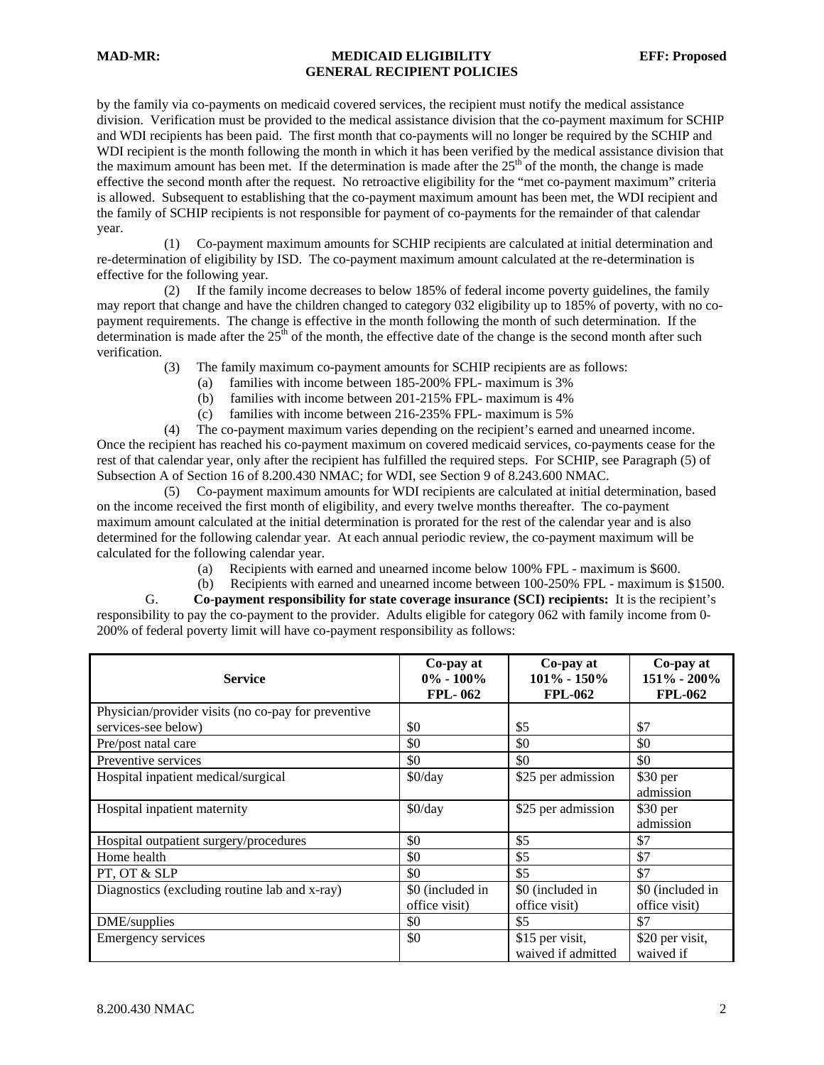by the family via co-payments on medicaid covered services, the recipient must notify the medical assistance division. Verification must be provided to the medical assistance division that the co-payment maximum for SCHIP and WDI recipients has been paid. The first month that co-payments will no longer be required by the SCHIP and WDI recipient is the month following the month in which it has been verified by the medical assistance division that the maximum amount has been met. If the determination is made after the 25th of the month, the change is made effective the second month after the request. No retroactive eligibility for the "met co-payment maximum" criteria is allowed. Subsequent to establishing that the co-payment maximum amount has been met, the WDI recipient and the family of SCHIP recipients is not responsible for payment of co-payments for the remainder of that calendar year.

(1) Co-payment maximum amounts for SCHIP recipients are calculated at initial determination and re-determination of eligibility by ISD. The co-payment maximum amount calculated at the re-determination is effective for the following year.

(2) If the family income decreases to below 185% of federal income poverty guidelines, the family may report that change and have the children changed to category 032 eligibility up to 185% of poverty, with no co-payment requirements. The change is effective in the month following the month of such determination. If the determination is made after the 25th of the month, the effective date of the change is the second month after such verification.

(3) The family maximum co-payment amounts for SCHIP recipients are as follows:

(a) families with income between 185-200% FPL- maximum is 3%

(b) families with income between 201-215% FPL- maximum is 4%

(c) families with income between 216-235% FPL- maximum is 5%

(4) The co-payment maximum varies depending on the recipient's earned and unearned income. Once the recipient has reached his co-payment maximum on covered medicaid services, co-payments cease for the rest of that calendar year, only after the recipient has fulfilled the required steps. For SCHIP, see Paragraph (5) of Subsection A of Section 16 of 8.200.430 NMAC; for WDI, see Section 9 of 8.243.600 NMAC.

(5) Co-payment maximum amounts for WDI recipients are calculated at initial determination, based on the income received the first month of eligibility, and every twelve months thereafter. The co-payment maximum amount calculated at the initial determination is prorated for the rest of the calendar year and is also determined for the following calendar year. At each annual periodic review, the co-payment maximum will be calculated for the following calendar year.

(a) Recipients with earned and unearned income below 100% FPL - maximum is $600.

(b) Recipients with earned and unearned income between 100-250% FPL - maximum is $1500.

G. **Co-payment responsibility for state coverage insurance (SCI) recipients:** It is the recipient's responsibility to pay the co-payment to the provider. Adults eligible for category 062 with family income from 0-200% of federal poverty limit will have co-payment responsibility as follows:

| Service | Co-pay at 0% - 100% FPL- 062 | Co-pay at 101% - 150% FPL-062 | Co-pay at 151% - 200% FPL-062 |
|---|---|---|---|
| Physician/provider visits (no co-pay for preventive services-see below) | $0 | $5 | $7 |
| Pre/post natal care | $0 | $0 | $0 |
| Preventive services | $0 | $0 | $0 |
| Hospital inpatient medical/surgical | $0/day | $25 per admission | $30 per admission |
| Hospital inpatient maternity | $0/day | $25 per admission | $30 per admission |
| Hospital outpatient surgery/procedures | $0 | $5 | $7 |
| Home health | $0 | $5 | $7 |
| PT, OT & SLP | $0 | $5 | $7 |
| Diagnostics (excluding routine lab and x-ray) | $0 (included in office visit) | $0 (included in office visit) | $0 (included in office visit) |
| DME/supplies | $0 | $5 | $7 |
| Emergency services | $0 | $15 per visit, waived if admitted | $20 per visit, waived if |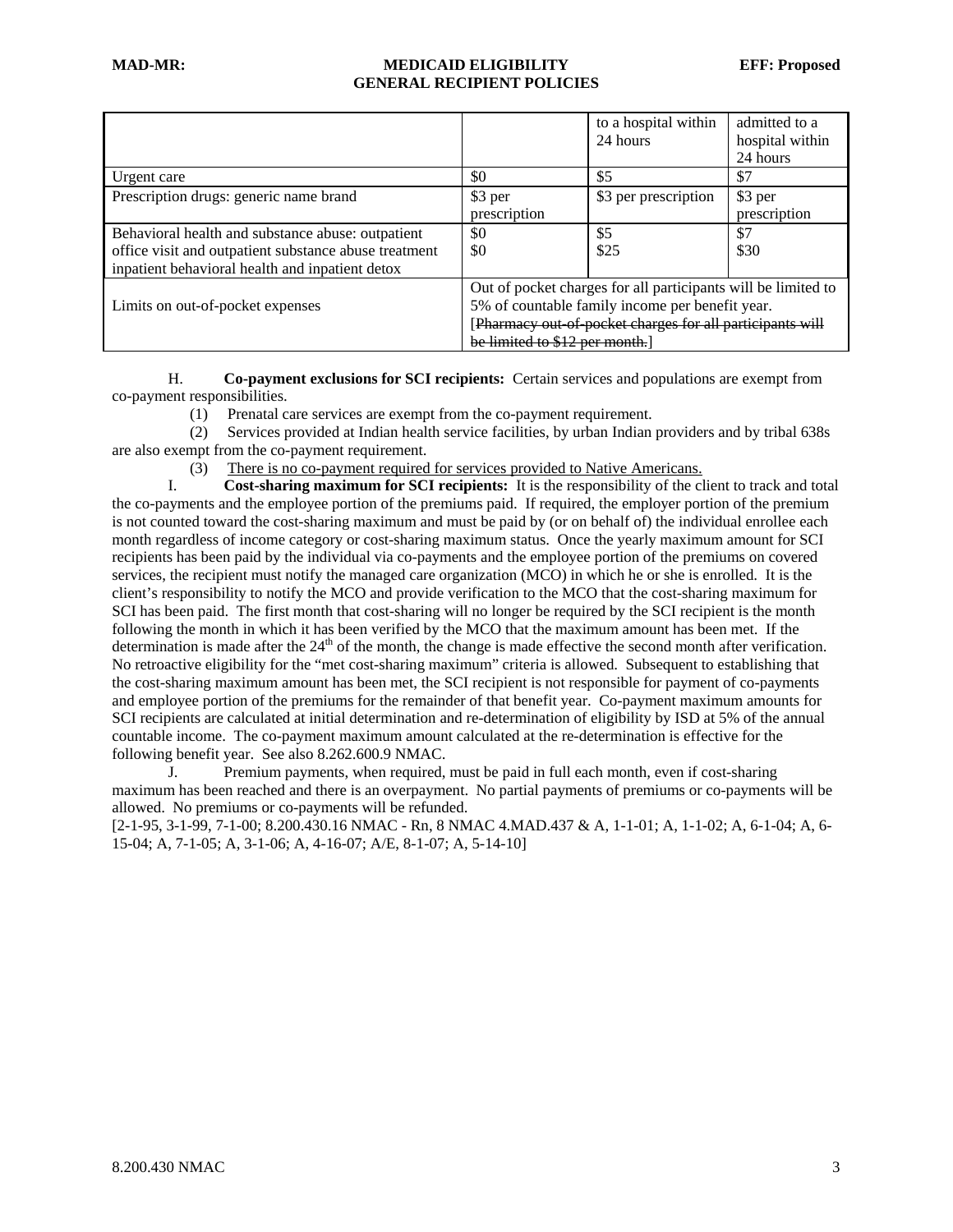| | | to a hospital within 24 hours | admitted to a hospital within 24 hours |
|---|---|---|---|
| Urgent care | $0 | $5 | $7 |
| Prescription drugs: generic name brand | $3 per prescription | $3 per prescription | $3 per prescription |
| Behavioral health and substance abuse: outpatient office visit and outpatient substance abuse treatment inpatient behavioral health and inpatient detox | $0<br>$0 | $5<br>$25 | $7<br>$30 |
| Limits on out-of-pocket expenses | Out of pocket charges for all participants will be limited to 5% of countable family income per benefit year. [~~Pharmacy out-of-pocket charges for all participants will be limited to $12 per month.~~] | | |

H. **Co-payment exclusions for SCI recipients:** Certain services and populations are exempt from co-payment responsibilities.

(1) Prenatal care services are exempt from the co-payment requirement.

(2) Services provided at Indian health service facilities, by urban Indian providers and by tribal 638s are also exempt from the co-payment requirement.

(3) <u>There is no co-payment required for services provided to Native Americans.</u>

I. **Cost-sharing maximum for SCI recipients:** It is the responsibility of the client to track and total the co-payments and the employee portion of the premiums paid. If required, the employer portion of the premium is not counted toward the cost-sharing maximum and must be paid by (or on behalf of) the individual enrollee each month regardless of income category or cost-sharing maximum status. Once the yearly maximum amount for SCI recipients has been paid by the individual via co-payments and the employee portion of the premiums on covered services, the recipient must notify the managed care organization (MCO) in which he or she is enrolled. It is the client's responsibility to notify the MCO and provide verification to the MCO that the cost-sharing maximum for SCI has been paid. The first month that cost-sharing will no longer be required by the SCI recipient is the month following the month in which it has been verified by the MCO that the maximum amount has been met. If the determination is made after the 24th of the month, the change is made effective the second month after verification. No retroactive eligibility for the "met cost-sharing maximum" criteria is allowed. Subsequent to establishing that the cost-sharing maximum amount has been met, the SCI recipient is not responsible for payment of co-payments and employee portion of the premiums for the remainder of that benefit year. Co-payment maximum amounts for SCI recipients are calculated at initial determination and re-determination of eligibility by ISD at 5% of the annual countable income. The co-payment maximum amount calculated at the re-determination is effective for the following benefit year. See also 8.262.600.9 NMAC.

J. Premium payments, when required, must be paid in full each month, even if cost-sharing maximum has been reached and there is an overpayment. No partial payments of premiums or co-payments will be allowed. No premiums or co-payments will be refunded.

[2-1-95, 3-1-99, 7-1-00; 8.200.430.16 NMAC - Rn, 8 NMAC 4.MAD.437 & A, 1-1-01; A, 1-1-02; A, 6-1-04; A, 6-15-04; A, 7-1-05; A, 3-1-06; A, 4-16-07; A/E, 8-1-07; A, 5-14-10]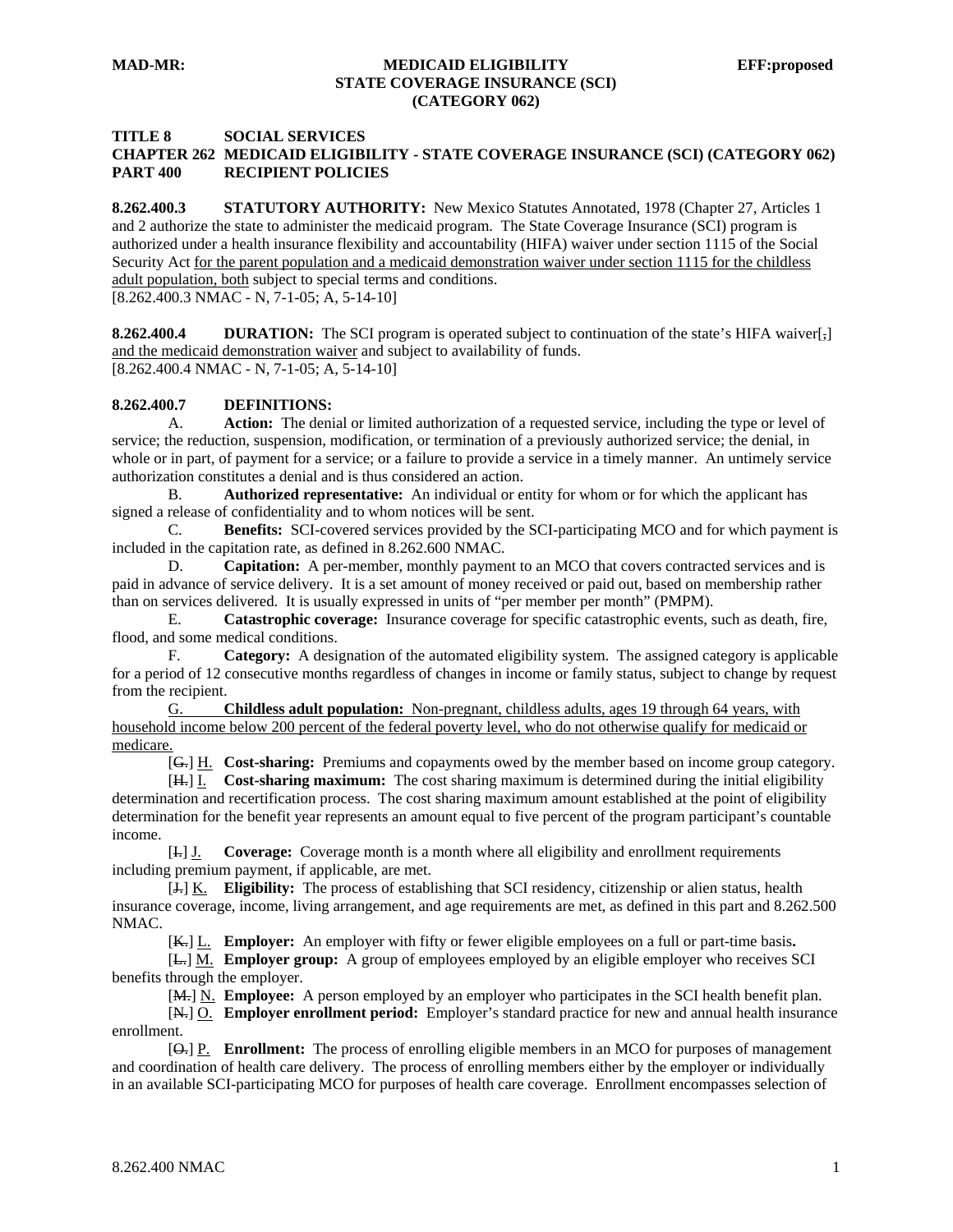**MAD-MR: MEDICAID ELIGIBILITY EFF:proposed**
**STATE COVERAGE INSURANCE (SCI)**
**(CATEGORY 062)**

**TITLE 8 SOCIAL SERVICES**
**CHAPTER 262 MEDICAID ELIGIBILITY - STATE COVERAGE INSURANCE (SCI) (CATEGORY 062)**
**PART 400 RECIPIENT POLICIES**

**8.262.400.3 STATUTORY AUTHORITY:** New Mexico Statutes Annotated, 1978 (Chapter 27, Articles 1 and 2 authorize the state to administer the medicaid program. The State Coverage Insurance (SCI) program is authorized under a health insurance flexibility and accountability (HIFA) waiver under section 1115 of the Social Security Act for the parent population and a medicaid demonstration waiver under section 1115 for the childless adult population, both subject to special terms and conditions.
[8.262.400.3 NMAC - N, 7-1-05; A, 5-14-10]

**8.262.400.4 DURATION:** The SCI program is operated subject to continuation of the state's HIFA waiver[,] and the medicaid demonstration waiver and subject to availability of funds.
[8.262.400.4 NMAC - N, 7-1-05; A, 5-14-10]

**8.262.400.7 DEFINITIONS:**

A. **Action:** The denial or limited authorization of a requested service, including the type or level of service; the reduction, suspension, modification, or termination of a previously authorized service; the denial, in whole or in part, of payment for a service; or a failure to provide a service in a timely manner. An untimely service authorization constitutes a denial and is thus considered an action.

B. **Authorized representative:** An individual or entity for whom or for which the applicant has signed a release of confidentiality and to whom notices will be sent.

C. **Benefits:** SCI-covered services provided by the SCI-participating MCO and for which payment is included in the capitation rate, as defined in 8.262.600 NMAC.

D. **Capitation:** A per-member, monthly payment to an MCO that covers contracted services and is paid in advance of service delivery. It is a set amount of money received or paid out, based on membership rather than on services delivered. It is usually expressed in units of "per member per month" (PMPM).

E. **Catastrophic coverage:** Insurance coverage for specific catastrophic events, such as death, fire, flood, and some medical conditions.

F. **Category:** A designation of the automated eligibility system. The assigned category is applicable for a period of 12 consecutive months regardless of changes in income or family status, subject to change by request from the recipient.

G. **Childless adult population:** Non-pregnant, childless adults, ages 19 through 64 years, with household income below 200 percent of the federal poverty level, who do not otherwise qualify for medicaid or medicare.

[G.] H. **Cost-sharing:** Premiums and copayments owed by the member based on income group category.

[H.] I. **Cost-sharing maximum:** The cost sharing maximum is determined during the initial eligibility determination and recertification process. The cost sharing maximum amount established at the point of eligibility determination for the benefit year represents an amount equal to five percent of the program participant's countable income.

[I.] J. **Coverage:** Coverage month is a month where all eligibility and enrollment requirements including premium payment, if applicable, are met.

[J.] K. **Eligibility:** The process of establishing that SCI residency, citizenship or alien status, health insurance coverage, income, living arrangement, and age requirements are met, as defined in this part and 8.262.500 NMAC.

[K.] L. **Employer:** An employer with fifty or fewer eligible employees on a full or part-time basis**.**

[L.] M. **Employer group:** A group of employees employed by an eligible employer who receives SCI benefits through the employer.

[M.] N. **Employee:** A person employed by an employer who participates in the SCI health benefit plan.

[N.] O. **Employer enrollment period:** Employer's standard practice for new and annual health insurance enrollment.

[O.] P. **Enrollment:** The process of enrolling eligible members in an MCO for purposes of management and coordination of health care delivery. The process of enrolling members either by the employer or individually in an available SCI-participating MCO for purposes of health care coverage. Enrollment encompasses selection of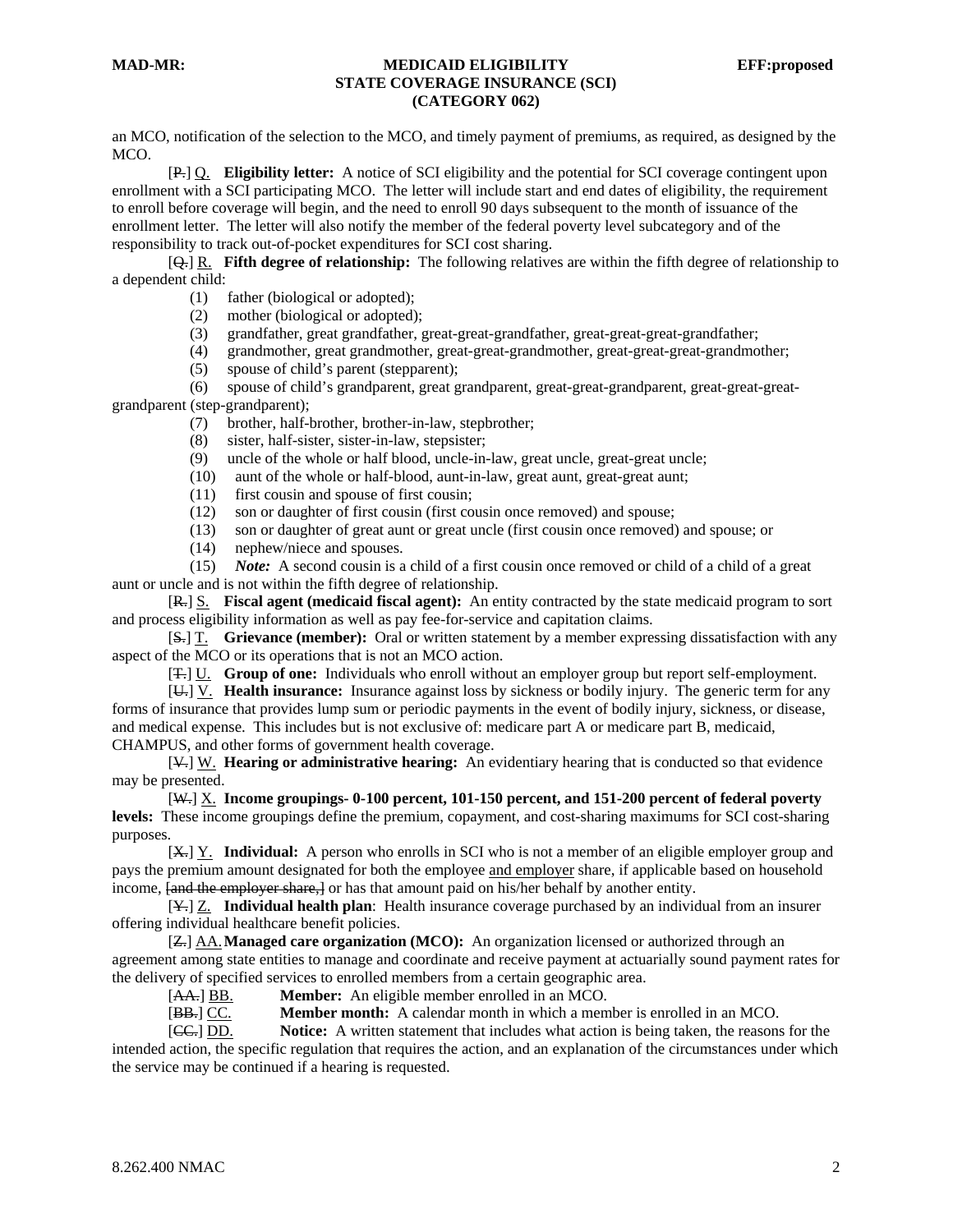an MCO, notification of the selection to the MCO, and timely payment of premiums, as required, as designed by the MCO.

[~~P.~~] Q. **Eligibility letter:** A notice of SCI eligibility and the potential for SCI coverage contingent upon enrollment with a SCI participating MCO. The letter will include start and end dates of eligibility, the requirement to enroll before coverage will begin, and the need to enroll 90 days subsequent to the month of issuance of the enrollment letter. The letter will also notify the member of the federal poverty level subcategory and of the responsibility to track out-of-pocket expenditures for SCI cost sharing.

[~~Q.~~] R. **Fifth degree of relationship:** The following relatives are within the fifth degree of relationship to a dependent child:

(1) father (biological or adopted);
(2) mother (biological or adopted);
(3) grandfather, great grandfather, great-great-grandfather, great-great-great-grandfather;
(4) grandmother, great grandmother, great-great-grandmother, great-great-great-grandmother;
(5) spouse of child's parent (stepparent);
(6) spouse of child's grandparent, great grandparent, great-great-grandparent, great-great-great-grandparent (step-grandparent);
(7) brother, half-brother, brother-in-law, stepbrother;
(8) sister, half-sister, sister-in-law, stepsister;
(9) uncle of the whole or half blood, uncle-in-law, great uncle, great-great uncle;
(10) aunt of the whole or half-blood, aunt-in-law, great aunt, great-great aunt;
(11) first cousin and spouse of first cousin;
(12) son or daughter of first cousin (first cousin once removed) and spouse;
(13) son or daughter of great aunt or great uncle (first cousin once removed) and spouse; or
(14) nephew/niece and spouses.
(15) ***Note:*** A second cousin is a child of a first cousin once removed or child of a child of a great aunt or uncle and is not within the fifth degree of relationship.

[~~R.~~] S. **Fiscal agent (medicaid fiscal agent):** An entity contracted by the state medicaid program to sort and process eligibility information as well as pay fee-for-service and capitation claims.

[~~S.~~] T. **Grievance (member):** Oral or written statement by a member expressing dissatisfaction with any aspect of the MCO or its operations that is not an MCO action.

[~~T.~~] U. **Group of one:** Individuals who enroll without an employer group but report self-employment.

[~~U.~~] V. **Health insurance:** Insurance against loss by sickness or bodily injury. The generic term for any forms of insurance that provides lump sum or periodic payments in the event of bodily injury, sickness, or disease, and medical expense. This includes but is not exclusive of: medicare part A or medicare part B, medicaid, CHAMPUS, and other forms of government health coverage.

[~~V.~~] W. **Hearing or administrative hearing:** An evidentiary hearing that is conducted so that evidence may be presented.

[~~W.~~] X. **Income groupings- 0-100 percent, 101-150 percent, and 151-200 percent of federal poverty levels:** These income groupings define the premium, copayment, and cost-sharing maximums for SCI cost-sharing purposes.

[~~X.~~] Y. **Individual:** A person who enrolls in SCI who is not a member of an eligible employer group and pays the premium amount designated for both the employee <u>and employer</u> share, if applicable based on household income, [~~and the employer share,~~] or has that amount paid on his/her behalf by another entity.

[~~Y.~~] Z. **Individual health plan**: Health insurance coverage purchased by an individual from an insurer offering individual healthcare benefit policies.

[~~Z.~~] AA. **Managed care organization (MCO):** An organization licensed or authorized through an agreement among state entities to manage and coordinate and receive payment at actuarially sound payment rates for the delivery of specified services to enrolled members from a certain geographic area.

[~~AA.~~] BB. **Member:** An eligible member enrolled in an MCO.

[~~BB.~~] CC. **Member month:** A calendar month in which a member is enrolled in an MCO.

[~~CC.~~] DD. **Notice:** A written statement that includes what action is being taken, the reasons for the intended action, the specific regulation that requires the action, and an explanation of the circumstances under which the service may be continued if a hearing is requested.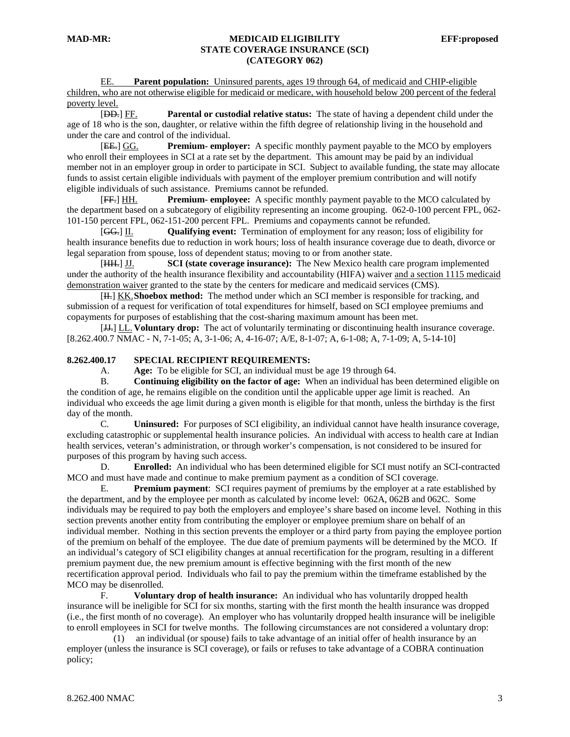EE. **Parent population:** Uninsured parents, ages 19 through 64, of medicaid and CHIP-eligible children, who are not otherwise eligible for medicaid or medicare, with household below 200 percent of the federal poverty level.

[~~DD.~~] FF. **Parental or custodial relative status:** The state of having a dependent child under the age of 18 who is the son, daughter, or relative within the fifth degree of relationship living in the household and under the care and control of the individual.

[~~EE.~~] GG. **Premium- employer:** A specific monthly payment payable to the MCO by employers who enroll their employees in SCI at a rate set by the department. This amount may be paid by an individual member not in an employer group in order to participate in SCI. Subject to available funding, the state may allocate funds to assist certain eligible individuals with payment of the employer premium contribution and will notify eligible individuals of such assistance. Premiums cannot be refunded.

[~~FF.~~] HH. **Premium- employee:** A specific monthly payment payable to the MCO calculated by the department based on a subcategory of eligibility representing an income grouping. 062-0-100 percent FPL, 062-101-150 percent FPL, 062-151-200 percent FPL. Premiums and copayments cannot be refunded.

[~~GG.~~] II. **Qualifying event:** Termination of employment for any reason; loss of eligibility for health insurance benefits due to reduction in work hours; loss of health insurance coverage due to death, divorce or legal separation from spouse, loss of dependent status; moving to or from another state.

[~~HH.~~] JJ. **SCI (state coverage insurance):** The New Mexico health care program implemented under the authority of the health insurance flexibility and accountability (HIFA) waiver and a section 1115 medicaid demonstration waiver granted to the state by the centers for medicare and medicaid services (CMS).

[~~II.~~] KK. **Shoebox method:** The method under which an SCI member is responsible for tracking, and submission of a request for verification of total expenditures for himself, based on SCI employee premiums and copayments for purposes of establishing that the cost-sharing maximum amount has been met.

[~~JJ.~~] LL. **Voluntary drop:** The act of voluntarily terminating or discontinuing health insurance coverage.
[8.262.400.7 NMAC - N, 7-1-05; A, 3-1-06; A, 4-16-07; A/E, 8-1-07; A, 6-1-08; A, 7-1-09; A, 5-14-10]

**8.262.400.17 SPECIAL RECIPIENT REQUIREMENTS:**

A. **Age:** To be eligible for SCI, an individual must be age 19 through 64.

B. **Continuing eligibility on the factor of age:** When an individual has been determined eligible on the condition of age, he remains eligible on the condition until the applicable upper age limit is reached. An individual who exceeds the age limit during a given month is eligible for that month, unless the birthday is the first day of the month.

C. **Uninsured:** For purposes of SCI eligibility, an individual cannot have health insurance coverage, excluding catastrophic or supplemental health insurance policies. An individual with access to health care at Indian health services, veteran's administration, or through worker's compensation, is not considered to be insured for purposes of this program by having such access.

D. **Enrolled:** An individual who has been determined eligible for SCI must notify an SCI-contracted MCO and must have made and continue to make premium payment as a condition of SCI coverage.

E. **Premium payment**: SCI requires payment of premiums by the employer at a rate established by the department, and by the employee per month as calculated by income level: 062A, 062B and 062C. Some individuals may be required to pay both the employers and employee's share based on income level. Nothing in this section prevents another entity from contributing the employer or employee premium share on behalf of an individual member. Nothing in this section prevents the employer or a third party from paying the employee portion of the premium on behalf of the employee. The due date of premium payments will be determined by the MCO. If an individual's category of SCI eligibility changes at annual recertification for the program, resulting in a different premium payment due, the new premium amount is effective beginning with the first month of the new recertification approval period. Individuals who fail to pay the premium within the timeframe established by the MCO may be disenrolled.

F. **Voluntary drop of health insurance:** An individual who has voluntarily dropped health insurance will be ineligible for SCI for six months, starting with the first month the health insurance was dropped (i.e., the first month of no coverage). An employer who has voluntarily dropped health insurance will be ineligible to enroll employees in SCI for twelve months. The following circumstances are not considered a voluntary drop:

(1) an individual (or spouse) fails to take advantage of an initial offer of health insurance by an employer (unless the insurance is SCI coverage), or fails or refuses to take advantage of a COBRA continuation policy;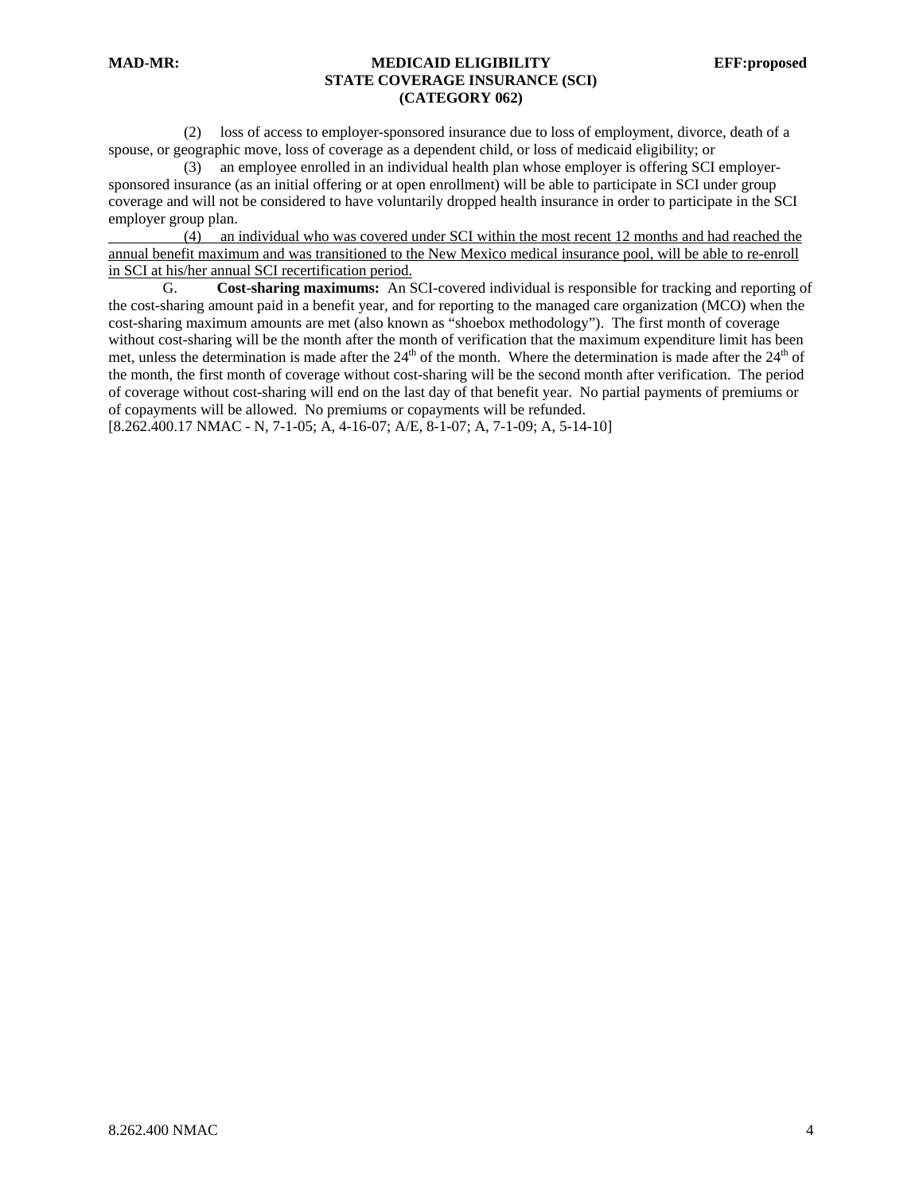(2) loss of access to employer-sponsored insurance due to loss of employment, divorce, death of a spouse, or geographic move, loss of coverage as a dependent child, or loss of medicaid eligibility; or

(3) an employee enrolled in an individual health plan whose employer is offering SCI employer-sponsored insurance (as an initial offering or at open enrollment) will be able to participate in SCI under group coverage and will not be considered to have voluntarily dropped health insurance in order to participate in the SCI employer group plan.

<u>(4) an individual who was covered under SCI within the most recent 12 months and had reached the annual benefit maximum and was transitioned to the New Mexico medical insurance pool, will be able to re-enroll in SCI at his/her annual SCI recertification period.</u>

G. **Cost-sharing maximums:** An SCI-covered individual is responsible for tracking and reporting of the cost-sharing amount paid in a benefit year, and for reporting to the managed care organization (MCO) when the cost-sharing maximum amounts are met (also known as "shoebox methodology"). The first month of coverage without cost-sharing will be the month after the month of verification that the maximum expenditure limit has been met, unless the determination is made after the 24th of the month. Where the determination is made after the 24th of the month, the first month of coverage without cost-sharing will be the second month after verification. The period of coverage without cost-sharing will end on the last day of that benefit year. No partial payments of premiums or of copayments will be allowed. No premiums or copayments will be refunded.

[8.262.400.17 NMAC - N, 7-1-05; A, 4-16-07; A/E, 8-1-07; A, 7-1-09; A, 5-14-10]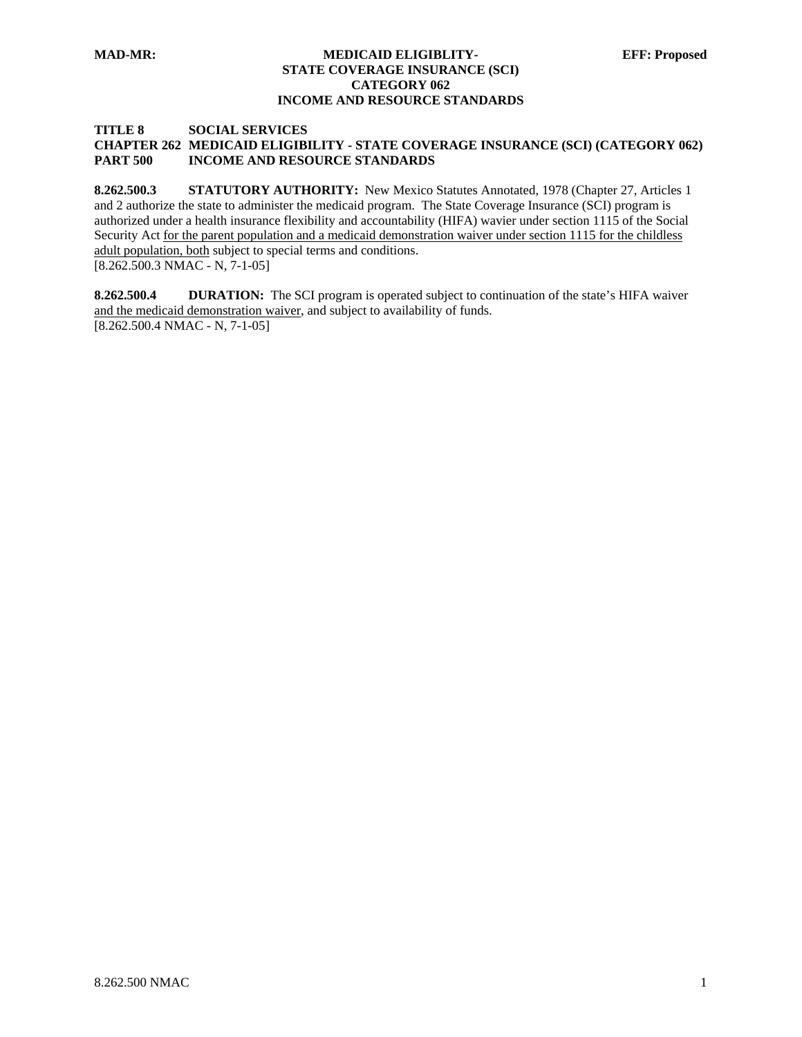**MAD-MR: MEDICAID ELIGIBLTY- STATE COVERAGE INSURANCE (SCI) CATEGORY 062 INCOME AND RESOURCE STANDARDS EFF: Proposed**

**TITLE 8 SOCIAL SERVICES**
**CHAPTER 262 MEDICAID ELIGIBILITY - STATE COVERAGE INSURANCE (SCI) (CATEGORY 062)**
**PART 500 INCOME AND RESOURCE STANDARDS**

**8.262.500.3 STATUTORY AUTHORITY:** New Mexico Statutes Annotated, 1978 (Chapter 27, Articles 1 and 2 authorize the state to administer the medicaid program. The State Coverage Insurance (SCI) program is authorized under a health insurance flexibility and accountability (HIFA) wavier under section 1115 of the Social Security Act <u>for the parent population and a medicaid demonstration waiver under section 1115 for the childless adult population, both</u> subject to special terms and conditions.
[8.262.500.3 NMAC - N, 7-1-05]

**8.262.500.4 DURATION:** The SCI program is operated subject to continuation of the state's HIFA waiver <u>and the medicaid demonstration waiver</u>, and subject to availability of funds.
[8.262.500.4 NMAC - N, 7-1-05]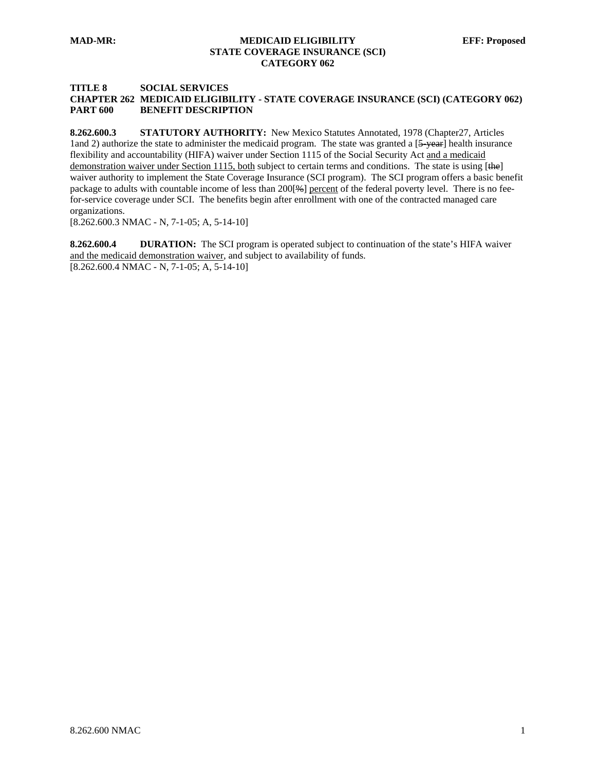**TITLE 8 SOCIAL SERVICES**
**CHAPTER 262 MEDICAID ELIGIBILITY - STATE COVERAGE INSURANCE (SCI) (CATEGORY 062)**
**PART 600 BENEFIT DESCRIPTION**

**8.262.600.3 STATUTORY AUTHORITY:** New Mexico Statutes Annotated, 1978 (Chapter27, Articles 1and 2) authorize the state to administer the medicaid program. The state was granted a [~~5-year~~] health insurance flexibility and accountability (HIFA) waiver under Section 1115 of the Social Security Act <u>and a medicaid demonstration waiver under Section 1115, both</u> subject to certain terms and conditions. The state is using [~~the~~] waiver authority to implement the State Coverage Insurance (SCI program). The SCI program offers a basic benefit package to adults with countable income of less than 200[~~%~~] <u>percent</u> of the federal poverty level. There is no fee-for-service coverage under SCI. The benefits begin after enrollment with one of the contracted managed care organizations.
[8.262.600.3 NMAC - N, 7-1-05; A, 5-14-10]

**8.262.600.4 DURATION:** The SCI program is operated subject to continuation of the state's HIFA waiver <u>and the medicaid demonstration waiver</u>, and subject to availability of funds.
[8.262.600.4 NMAC - N, 7-1-05; A, 5-14-10]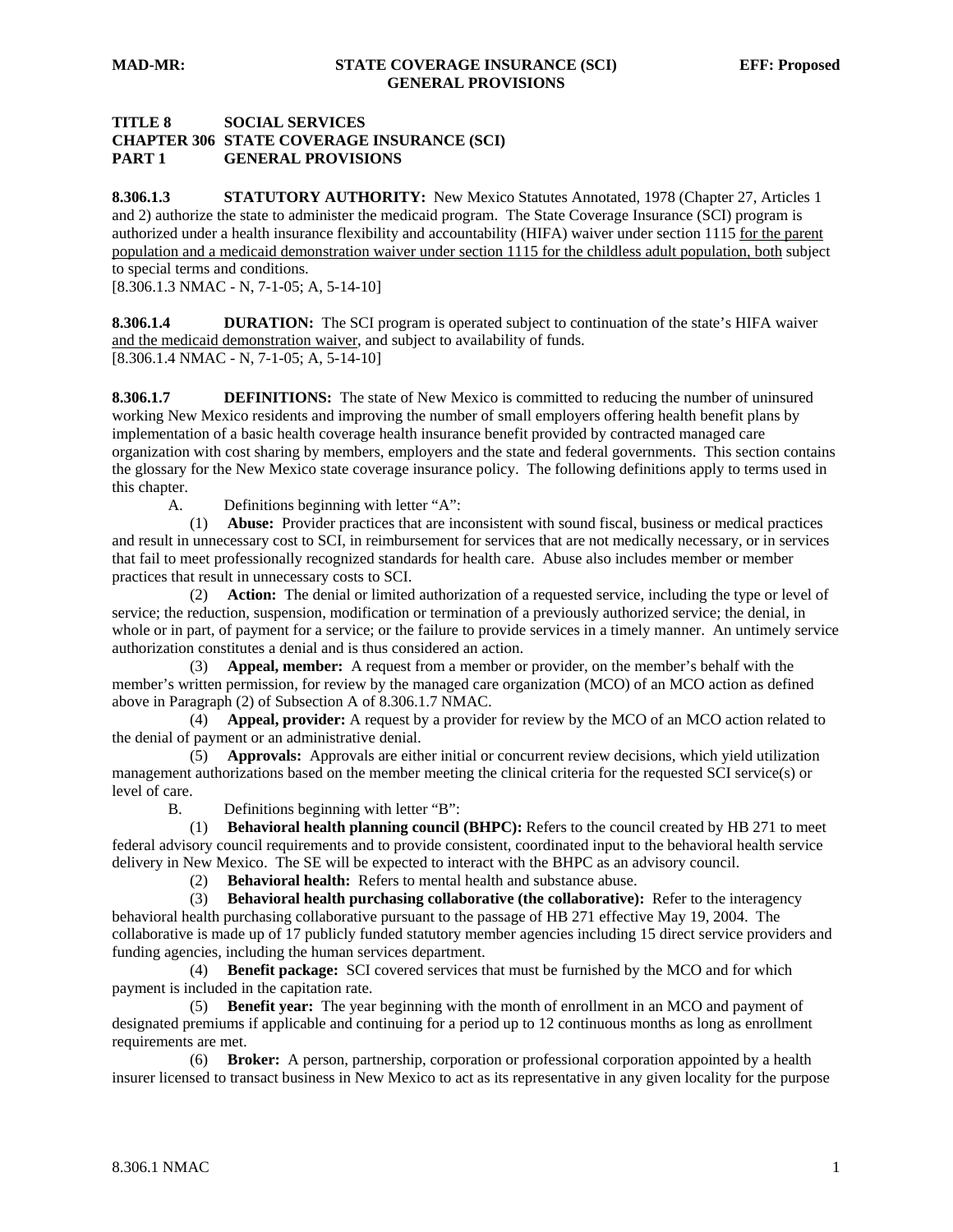**TITLE 8 SOCIAL SERVICES**
**CHAPTER 306 STATE COVERAGE INSURANCE (SCI)**
**PART 1 GENERAL PROVISIONS**

**8.306.1.3 STATUTORY AUTHORITY:** New Mexico Statutes Annotated, 1978 (Chapter 27, Articles 1 and 2) authorize the state to administer the medicaid program. The State Coverage Insurance (SCI) program is authorized under a health insurance flexibility and accountability (HIFA) waiver under section 1115 for the parent population and a medicaid demonstration waiver under section 1115 for the childless adult population, both subject to special terms and conditions.
[8.306.1.3 NMAC - N, 7-1-05; A, 5-14-10]

**8.306.1.4 DURATION:** The SCI program is operated subject to continuation of the state's HIFA waiver and the medicaid demonstration waiver, and subject to availability of funds.
[8.306.1.4 NMAC - N, 7-1-05; A, 5-14-10]

**8.306.1.7 DEFINITIONS:** The state of New Mexico is committed to reducing the number of uninsured working New Mexico residents and improving the number of small employers offering health benefit plans by implementation of a basic health coverage health insurance benefit provided by contracted managed care organization with cost sharing by members, employers and the state and federal governments. This section contains the glossary for the New Mexico state coverage insurance policy. The following definitions apply to terms used in this chapter.

A. Definitions beginning with letter "A":

(1) **Abuse:** Provider practices that are inconsistent with sound fiscal, business or medical practices and result in unnecessary cost to SCI, in reimbursement for services that are not medically necessary, or in services that fail to meet professionally recognized standards for health care. Abuse also includes member or member practices that result in unnecessary costs to SCI.

(2) **Action:** The denial or limited authorization of a requested service, including the type or level of service; the reduction, suspension, modification or termination of a previously authorized service; the denial, in whole or in part, of payment for a service; or the failure to provide services in a timely manner. An untimely service authorization constitutes a denial and is thus considered an action.

(3) **Appeal, member:** A request from a member or provider, on the member's behalf with the member's written permission, for review by the managed care organization (MCO) of an MCO action as defined above in Paragraph (2) of Subsection A of 8.306.1.7 NMAC.

(4) **Appeal, provider:** A request by a provider for review by the MCO of an MCO action related to the denial of payment or an administrative denial.

(5) **Approvals:** Approvals are either initial or concurrent review decisions, which yield utilization management authorizations based on the member meeting the clinical criteria for the requested SCI service(s) or level of care.

B. Definitions beginning with letter "B":

(1) **Behavioral health planning council (BHPC):** Refers to the council created by HB 271 to meet federal advisory council requirements and to provide consistent, coordinated input to the behavioral health service delivery in New Mexico. The SE will be expected to interact with the BHPC as an advisory council.

(2) **Behavioral health:** Refers to mental health and substance abuse.

(3) **Behavioral health purchasing collaborative (the collaborative):** Refer to the interagency behavioral health purchasing collaborative pursuant to the passage of HB 271 effective May 19, 2004. The collaborative is made up of 17 publicly funded statutory member agencies including 15 direct service providers and funding agencies, including the human services department.

(4) **Benefit package:** SCI covered services that must be furnished by the MCO and for which payment is included in the capitation rate.

(5) **Benefit year:** The year beginning with the month of enrollment in an MCO and payment of designated premiums if applicable and continuing for a period up to 12 continuous months as long as enrollment requirements are met.

(6) **Broker:** A person, partnership, corporation or professional corporation appointed by a health insurer licensed to transact business in New Mexico to act as its representative in any given locality for the purpose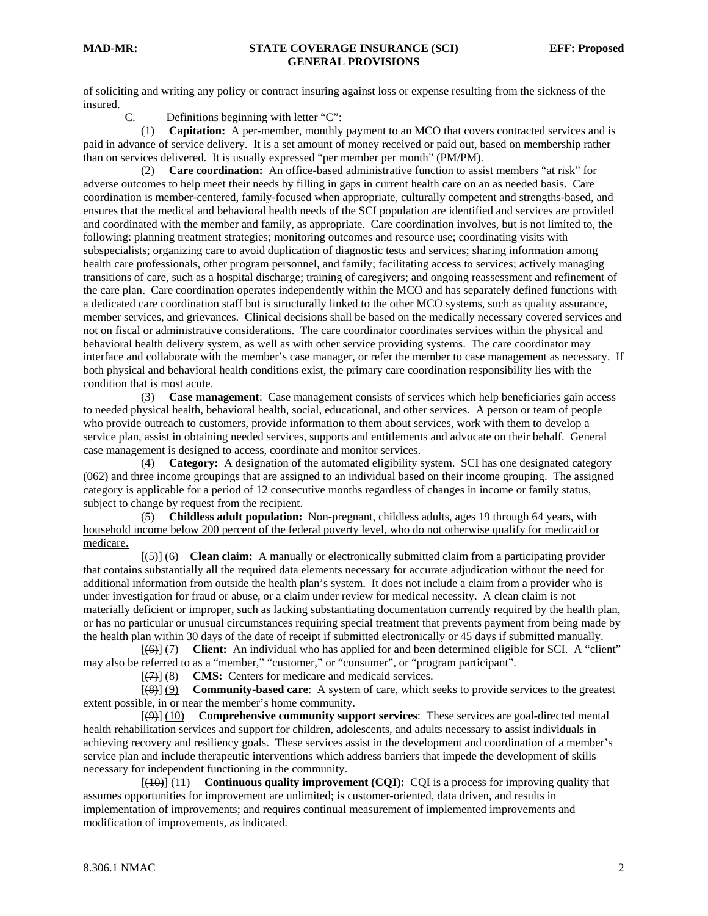of soliciting and writing any policy or contract insuring against loss or expense resulting from the sickness of the insured.

C. Definitions beginning with letter "C":

(1) **Capitation:** A per-member, monthly payment to an MCO that covers contracted services and is paid in advance of service delivery. It is a set amount of money received or paid out, based on membership rather than on services delivered. It is usually expressed "per member per month" (PM/PM).

(2) **Care coordination:** An office-based administrative function to assist members "at risk" for adverse outcomes to help meet their needs by filling in gaps in current health care on an as needed basis. Care coordination is member-centered, family-focused when appropriate, culturally competent and strengths-based, and ensures that the medical and behavioral health needs of the SCI population are identified and services are provided and coordinated with the member and family, as appropriate. Care coordination involves, but is not limited to, the following: planning treatment strategies; monitoring outcomes and resource use; coordinating visits with subspecialists; organizing care to avoid duplication of diagnostic tests and services; sharing information among health care professionals, other program personnel, and family; facilitating access to services; actively managing transitions of care, such as a hospital discharge; training of caregivers; and ongoing reassessment and refinement of the care plan. Care coordination operates independently within the MCO and has separately defined functions with a dedicated care coordination staff but is structurally linked to the other MCO systems, such as quality assurance, member services, and grievances. Clinical decisions shall be based on the medically necessary covered services and not on fiscal or administrative considerations. The care coordinator coordinates services within the physical and behavioral health delivery system, as well as with other service providing systems. The care coordinator may interface and collaborate with the member's case manager, or refer the member to case management as necessary. If both physical and behavioral health conditions exist, the primary care coordination responsibility lies with the condition that is most acute.

(3) **Case management**: Case management consists of services which help beneficiaries gain access to needed physical health, behavioral health, social, educational, and other services. A person or team of people who provide outreach to customers, provide information to them about services, work with them to develop a service plan, assist in obtaining needed services, supports and entitlements and advocate on their behalf. General case management is designed to access, coordinate and monitor services.

(4) **Category:** A designation of the automated eligibility system. SCI has one designated category (062) and three income groupings that are assigned to an individual based on their income grouping. The assigned category is applicable for a period of 12 consecutive months regardless of changes in income or family status, subject to change by request from the recipient.

<u>(5) **Childless adult population:** Non-pregnant, childless adults, ages 19 through 64 years, with household income below 200 percent of the federal poverty level, who do not otherwise qualify for medicaid or medicare.</u>

[~~(5)~~] <u>(6)</u> **Clean claim:** A manually or electronically submitted claim from a participating provider that contains substantially all the required data elements necessary for accurate adjudication without the need for additional information from outside the health plan's system. It does not include a claim from a provider who is under investigation for fraud or abuse, or a claim under review for medical necessity. A clean claim is not materially deficient or improper, such as lacking substantiating documentation currently required by the health plan, or has no particular or unusual circumstances requiring special treatment that prevents payment from being made by the health plan within 30 days of the date of receipt if submitted electronically or 45 days if submitted manually.

[~~(6)~~] <u>(7)</u> **Client:** An individual who has applied for and been determined eligible for SCI. A "client" may also be referred to as a "member," "customer," or "consumer", or "program participant".

[~~(7)~~] <u>(8)</u> **CMS:** Centers for medicare and medicaid services.

[~~(8)~~] <u>(9)</u> **Community-based care**: A system of care, which seeks to provide services to the greatest extent possible, in or near the member's home community.

[~~(9)~~] <u>(10)</u> **Comprehensive community support services**: These services are goal-directed mental health rehabilitation services and support for children, adolescents, and adults necessary to assist individuals in achieving recovery and resiliency goals. These services assist in the development and coordination of a member's service plan and include therapeutic interventions which address barriers that impede the development of skills necessary for independent functioning in the community.

[~~(10)~~] <u>(11)</u> **Continuous quality improvement (CQI):** CQI is a process for improving quality that assumes opportunities for improvement are unlimited; is customer-oriented, data driven, and results in implementation of improvements; and requires continual measurement of implemented improvements and modification of improvements, as indicated.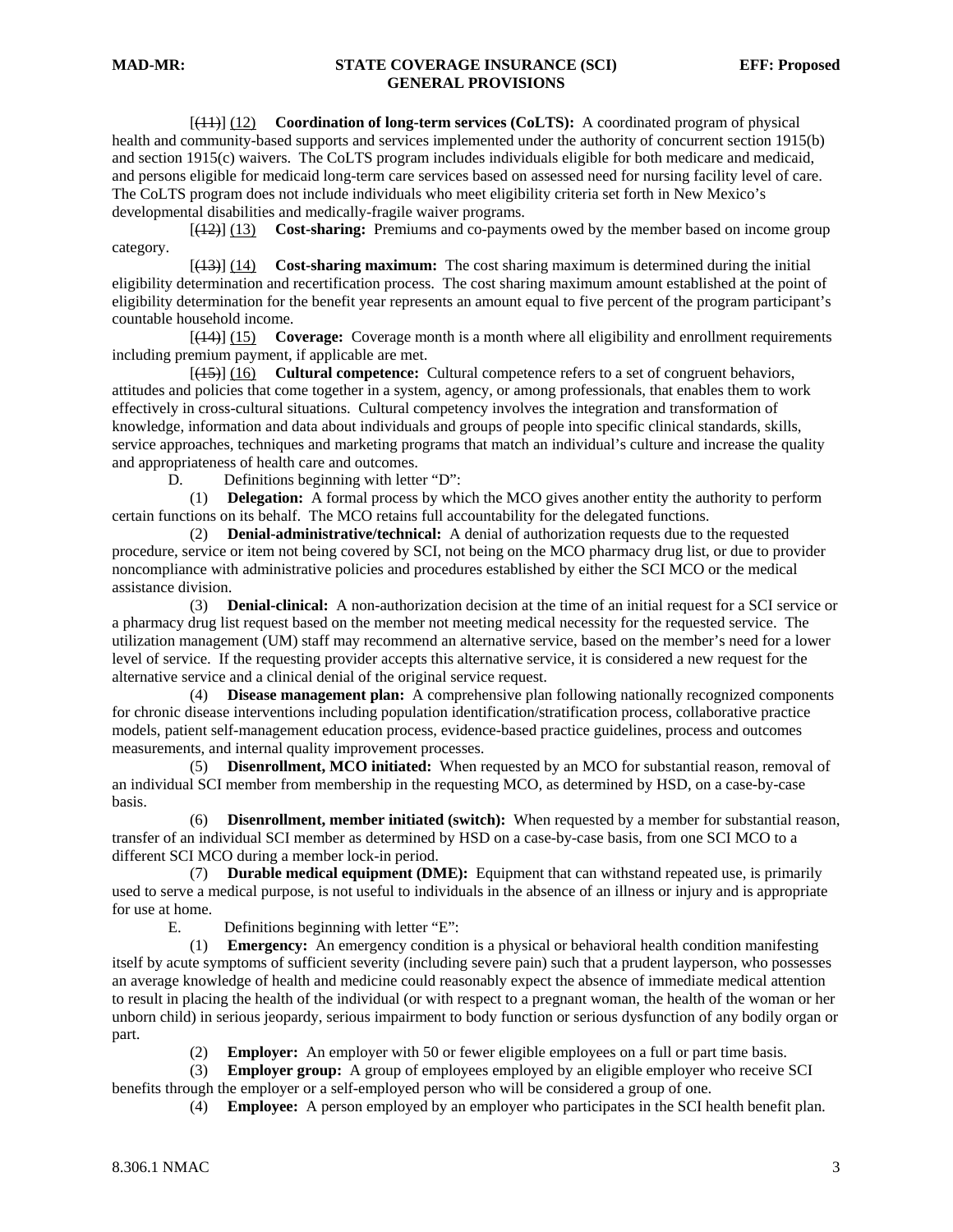[(11)] (12) **Coordination of long-term services (CoLTS):** A coordinated program of physical health and community-based supports and services implemented under the authority of concurrent section 1915(b) and section 1915(c) waivers. The CoLTS program includes individuals eligible for both medicare and medicaid, and persons eligible for medicaid long-term care services based on assessed need for nursing facility level of care. The CoLTS program does not include individuals who meet eligibility criteria set forth in New Mexico's developmental disabilities and medically-fragile waiver programs.

[(12)] (13) **Cost-sharing:** Premiums and co-payments owed by the member based on income group category.

[(13)] (14) **Cost-sharing maximum:** The cost sharing maximum is determined during the initial eligibility determination and recertification process. The cost sharing maximum amount established at the point of eligibility determination for the benefit year represents an amount equal to five percent of the program participant's countable household income.

[(14)] (15) **Coverage:** Coverage month is a month where all eligibility and enrollment requirements including premium payment, if applicable are met.

[(15)] (16) **Cultural competence:** Cultural competence refers to a set of congruent behaviors, attitudes and policies that come together in a system, agency, or among professionals, that enables them to work effectively in cross-cultural situations. Cultural competency involves the integration and transformation of knowledge, information and data about individuals and groups of people into specific clinical standards, skills, service approaches, techniques and marketing programs that match an individual's culture and increase the quality and appropriateness of health care and outcomes.

D. Definitions beginning with letter "D":

(1) **Delegation:** A formal process by which the MCO gives another entity the authority to perform certain functions on its behalf. The MCO retains full accountability for the delegated functions.

(2) **Denial-administrative/technical:** A denial of authorization requests due to the requested procedure, service or item not being covered by SCI, not being on the MCO pharmacy drug list, or due to provider noncompliance with administrative policies and procedures established by either the SCI MCO or the medical assistance division.

(3) **Denial-clinical:** A non-authorization decision at the time of an initial request for a SCI service or a pharmacy drug list request based on the member not meeting medical necessity for the requested service. The utilization management (UM) staff may recommend an alternative service, based on the member's need for a lower level of service. If the requesting provider accepts this alternative service, it is considered a new request for the alternative service and a clinical denial of the original service request.

(4) **Disease management plan:** A comprehensive plan following nationally recognized components for chronic disease interventions including population identification/stratification process, collaborative practice models, patient self-management education process, evidence-based practice guidelines, process and outcomes measurements, and internal quality improvement processes.

(5) **Disenrollment, MCO initiated:** When requested by an MCO for substantial reason, removal of an individual SCI member from membership in the requesting MCO, as determined by HSD, on a case-by-case basis.

(6) **Disenrollment, member initiated (switch):** When requested by a member for substantial reason, transfer of an individual SCI member as determined by HSD on a case-by-case basis, from one SCI MCO to a different SCI MCO during a member lock-in period.

(7) **Durable medical equipment (DME):** Equipment that can withstand repeated use, is primarily used to serve a medical purpose, is not useful to individuals in the absence of an illness or injury and is appropriate for use at home.

E. Definitions beginning with letter "E":

(1) **Emergency:** An emergency condition is a physical or behavioral health condition manifesting itself by acute symptoms of sufficient severity (including severe pain) such that a prudent layperson, who possesses an average knowledge of health and medicine could reasonably expect the absence of immediate medical attention to result in placing the health of the individual (or with respect to a pregnant woman, the health of the woman or her unborn child) in serious jeopardy, serious impairment to body function or serious dysfunction of any bodily organ or part.

(2) **Employer:** An employer with 50 or fewer eligible employees on a full or part time basis.

(3) **Employer group:** A group of employees employed by an eligible employer who receive SCI benefits through the employer or a self-employed person who will be considered a group of one.

(4) **Employee:** A person employed by an employer who participates in the SCI health benefit plan.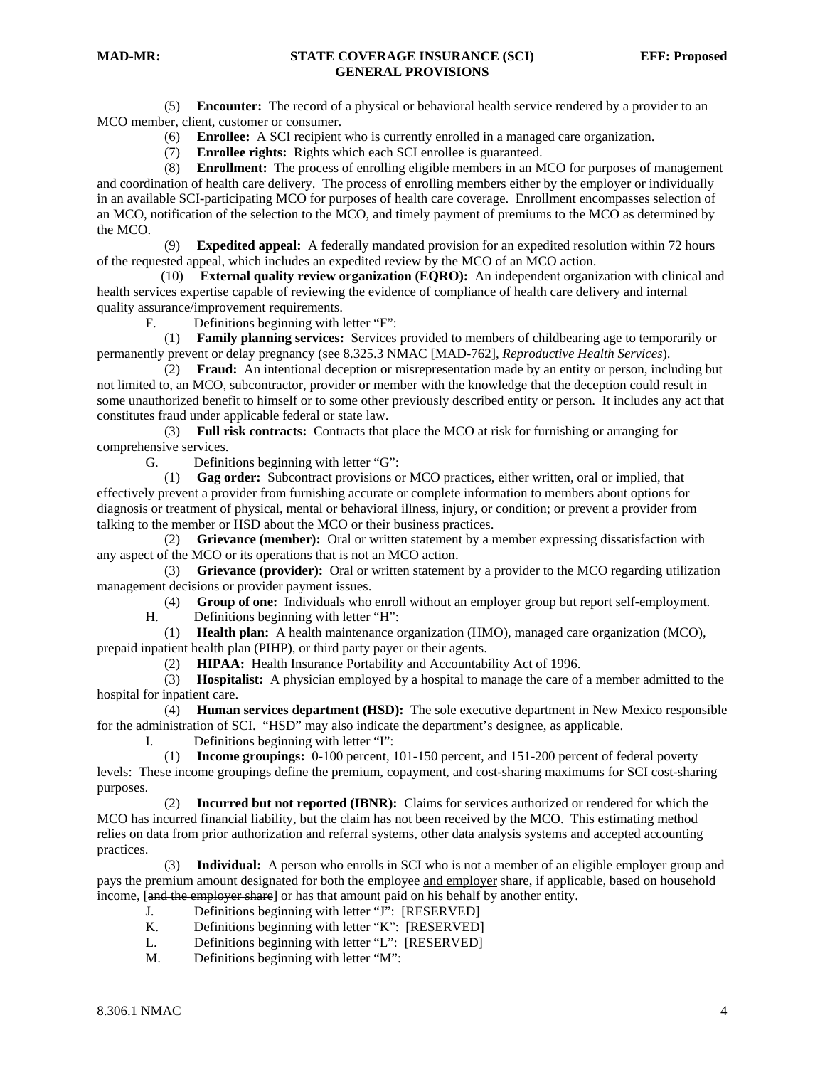(5) **Encounter:** The record of a physical or behavioral health service rendered by a provider to an MCO member, client, customer or consumer.

(6) **Enrollee:** A SCI recipient who is currently enrolled in a managed care organization.

(7) **Enrollee rights:** Rights which each SCI enrollee is guaranteed.

(8) **Enrollment:** The process of enrolling eligible members in an MCO for purposes of management and coordination of health care delivery. The process of enrolling members either by the employer or individually in an available SCI-participating MCO for purposes of health care coverage. Enrollment encompasses selection of an MCO, notification of the selection to the MCO, and timely payment of premiums to the MCO as determined by the MCO.

(9) **Expedited appeal:** A federally mandated provision for an expedited resolution within 72 hours of the requested appeal, which includes an expedited review by the MCO of an MCO action.

(10) **External quality review organization (EQRO):** An independent organization with clinical and health services expertise capable of reviewing the evidence of compliance of health care delivery and internal quality assurance/improvement requirements.

F. Definitions beginning with letter "F":

(1) **Family planning services:** Services provided to members of childbearing age to temporarily or permanently prevent or delay pregnancy (see 8.325.3 NMAC [MAD-762], *Reproductive Health Services*).

(2) **Fraud:** An intentional deception or misrepresentation made by an entity or person, including but not limited to, an MCO, subcontractor, provider or member with the knowledge that the deception could result in some unauthorized benefit to himself or to some other previously described entity or person. It includes any act that constitutes fraud under applicable federal or state law.

(3) **Full risk contracts:** Contracts that place the MCO at risk for furnishing or arranging for comprehensive services.

G. Definitions beginning with letter "G":

(1) **Gag order:** Subcontract provisions or MCO practices, either written, oral or implied, that effectively prevent a provider from furnishing accurate or complete information to members about options for diagnosis or treatment of physical, mental or behavioral illness, injury, or condition; or prevent a provider from talking to the member or HSD about the MCO or their business practices.

(2) **Grievance (member):** Oral or written statement by a member expressing dissatisfaction with any aspect of the MCO or its operations that is not an MCO action.

(3) **Grievance (provider):** Oral or written statement by a provider to the MCO regarding utilization management decisions or provider payment issues.

(4) **Group of one:** Individuals who enroll without an employer group but report self-employment.

H. Definitions beginning with letter "H":

(1) **Health plan:** A health maintenance organization (HMO), managed care organization (MCO), prepaid inpatient health plan (PIHP), or third party payer or their agents.

(2) **HIPAA:** Health Insurance Portability and Accountability Act of 1996.

(3) **Hospitalist:** A physician employed by a hospital to manage the care of a member admitted to the hospital for inpatient care.

(4) **Human services department (HSD):** The sole executive department in New Mexico responsible for the administration of SCI. "HSD" may also indicate the department's designee, as applicable.

I. Definitions beginning with letter "I":

(1) **Income groupings:** 0-100 percent, 101-150 percent, and 151-200 percent of federal poverty levels: These income groupings define the premium, copayment, and cost-sharing maximums for SCI cost-sharing purposes.

(2) **Incurred but not reported (IBNR):** Claims for services authorized or rendered for which the MCO has incurred financial liability, but the claim has not been received by the MCO. This estimating method relies on data from prior authorization and referral systems, other data analysis systems and accepted accounting practices.

(3) **Individual:** A person who enrolls in SCI who is not a member of an eligible employer group and pays the premium amount designated for both the employee <u>and employer</u> share, if applicable, based on household income, [~~and the employer share~~] or has that amount paid on his behalf by another entity.

J. Definitions beginning with letter "J": [RESERVED]

K. Definitions beginning with letter "K": [RESERVED]

L. Definitions beginning with letter "L": [RESERVED]

M. Definitions beginning with letter "M":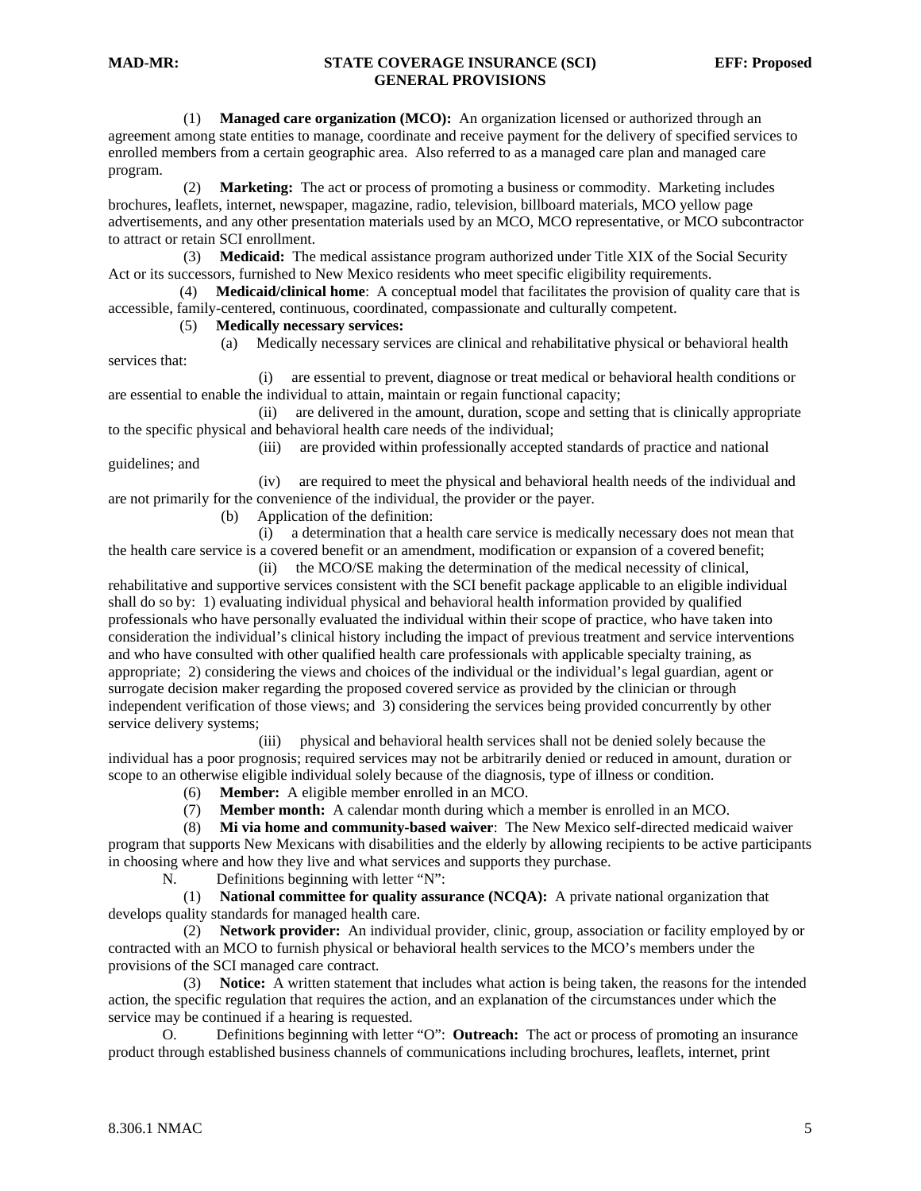(1) **Managed care organization (MCO):** An organization licensed or authorized through an agreement among state entities to manage, coordinate and receive payment for the delivery of specified services to enrolled members from a certain geographic area. Also referred to as a managed care plan and managed care program.

(2) **Marketing:** The act or process of promoting a business or commodity. Marketing includes brochures, leaflets, internet, newspaper, magazine, radio, television, billboard materials, MCO yellow page advertisements, and any other presentation materials used by an MCO, MCO representative, or MCO subcontractor to attract or retain SCI enrollment.

(3) **Medicaid:** The medical assistance program authorized under Title XIX of the Social Security Act or its successors, furnished to New Mexico residents who meet specific eligibility requirements.

(4) **Medicaid/clinical home**: A conceptual model that facilitates the provision of quality care that is accessible, family-centered, continuous, coordinated, compassionate and culturally competent.

(5) **Medically necessary services:**

(a) Medically necessary services are clinical and rehabilitative physical or behavioral health services that:

(i) are essential to prevent, diagnose or treat medical or behavioral health conditions or are essential to enable the individual to attain, maintain or regain functional capacity;

(ii) are delivered in the amount, duration, scope and setting that is clinically appropriate to the specific physical and behavioral health care needs of the individual;

(iii) are provided within professionally accepted standards of practice and national guidelines; and

(iv) are required to meet the physical and behavioral health needs of the individual and are not primarily for the convenience of the individual, the provider or the payer.

(b) Application of the definition:

(i) a determination that a health care service is medically necessary does not mean that the health care service is a covered benefit or an amendment, modification or expansion of a covered benefit;

(ii) the MCO/SE making the determination of the medical necessity of clinical, rehabilitative and supportive services consistent with the SCI benefit package applicable to an eligible individual shall do so by: 1) evaluating individual physical and behavioral health information provided by qualified professionals who have personally evaluated the individual within their scope of practice, who have taken into consideration the individual's clinical history including the impact of previous treatment and service interventions and who have consulted with other qualified health care professionals with applicable specialty training, as appropriate; 2) considering the views and choices of the individual or the individual's legal guardian, agent or surrogate decision maker regarding the proposed covered service as provided by the clinician or through independent verification of those views; and 3) considering the services being provided concurrently by other service delivery systems;

(iii) physical and behavioral health services shall not be denied solely because the individual has a poor prognosis; required services may not be arbitrarily denied or reduced in amount, duration or scope to an otherwise eligible individual solely because of the diagnosis, type of illness or condition.

(6) **Member:** A eligible member enrolled in an MCO.

(7) **Member month:** A calendar month during which a member is enrolled in an MCO.

(8) **Mi via home and community-based waiver**: The New Mexico self-directed medicaid waiver program that supports New Mexicans with disabilities and the elderly by allowing recipients to be active participants in choosing where and how they live and what services and supports they purchase.

N. Definitions beginning with letter "N":

(1) **National committee for quality assurance (NCQA):** A private national organization that develops quality standards for managed health care.

(2) **Network provider:** An individual provider, clinic, group, association or facility employed by or contracted with an MCO to furnish physical or behavioral health services to the MCO's members under the provisions of the SCI managed care contract.

(3) **Notice:** A written statement that includes what action is being taken, the reasons for the intended action, the specific regulation that requires the action, and an explanation of the circumstances under which the service may be continued if a hearing is requested.

O. Definitions beginning with letter "O": **Outreach:** The act or process of promoting an insurance product through established business channels of communications including brochures, leaflets, internet, print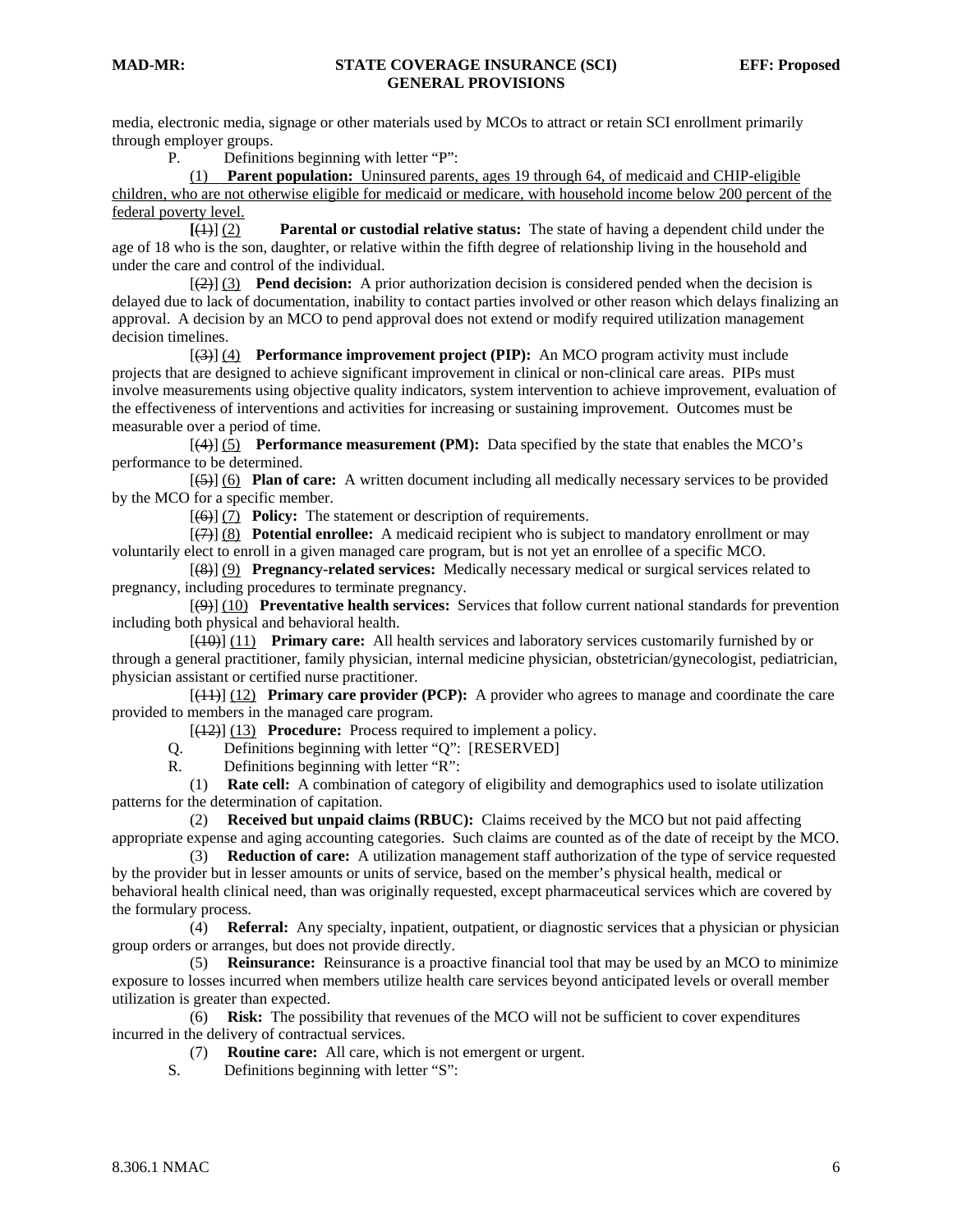media, electronic media, signage or other materials used by MCOs to attract or retain SCI enrollment primarily through employer groups.

P. Definitions beginning with letter "P":

(1) **Parent population:** Uninsured parents, ages 19 through 64, of medicaid and CHIP-eligible children, who are not otherwise eligible for medicaid or medicare, with household income below 200 percent of the federal poverty level.

[(1)] (2) **Parental or custodial relative status:** The state of having a dependent child under the age of 18 who is the son, daughter, or relative within the fifth degree of relationship living in the household and under the care and control of the individual.

[(2)] (3) **Pend decision:** A prior authorization decision is considered pended when the decision is delayed due to lack of documentation, inability to contact parties involved or other reason which delays finalizing an approval. A decision by an MCO to pend approval does not extend or modify required utilization management decision timelines.

[(3)] (4) **Performance improvement project (PIP):** An MCO program activity must include projects that are designed to achieve significant improvement in clinical or non-clinical care areas. PIPs must involve measurements using objective quality indicators, system intervention to achieve improvement, evaluation of the effectiveness of interventions and activities for increasing or sustaining improvement. Outcomes must be measurable over a period of time.

[(4)] (5) **Performance measurement (PM):** Data specified by the state that enables the MCO's performance to be determined.

[(5)] (6) **Plan of care:** A written document including all medically necessary services to be provided by the MCO for a specific member.

[(6)] (7) **Policy:** The statement or description of requirements.

[(7)] (8) **Potential enrollee:** A medicaid recipient who is subject to mandatory enrollment or may voluntarily elect to enroll in a given managed care program, but is not yet an enrollee of a specific MCO.

[(8)] (9) **Pregnancy-related services:** Medically necessary medical or surgical services related to pregnancy, including procedures to terminate pregnancy.

[(9)] (10) **Preventative health services:** Services that follow current national standards for prevention including both physical and behavioral health.

[(10)] (11) **Primary care:** All health services and laboratory services customarily furnished by or through a general practitioner, family physician, internal medicine physician, obstetrician/gynecologist, pediatrician, physician assistant or certified nurse practitioner.

[(11)] (12) **Primary care provider (PCP):** A provider who agrees to manage and coordinate the care provided to members in the managed care program.

[(12)] (13) **Procedure:** Process required to implement a policy.

Q. Definitions beginning with letter "Q": [RESERVED]

R. Definitions beginning with letter "R":

(1) **Rate cell:** A combination of category of eligibility and demographics used to isolate utilization patterns for the determination of capitation.

(2) **Received but unpaid claims (RBUC):** Claims received by the MCO but not paid affecting appropriate expense and aging accounting categories. Such claims are counted as of the date of receipt by the MCO.

(3) **Reduction of care:** A utilization management staff authorization of the type of service requested by the provider but in lesser amounts or units of service, based on the member's physical health, medical or behavioral health clinical need, than was originally requested, except pharmaceutical services which are covered by the formulary process.

(4) **Referral:** Any specialty, inpatient, outpatient, or diagnostic services that a physician or physician group orders or arranges, but does not provide directly.

(5) **Reinsurance:** Reinsurance is a proactive financial tool that may be used by an MCO to minimize exposure to losses incurred when members utilize health care services beyond anticipated levels or overall member utilization is greater than expected.

(6) **Risk:** The possibility that revenues of the MCO will not be sufficient to cover expenditures incurred in the delivery of contractual services.

(7) **Routine care:** All care, which is not emergent or urgent.

S. Definitions beginning with letter "S":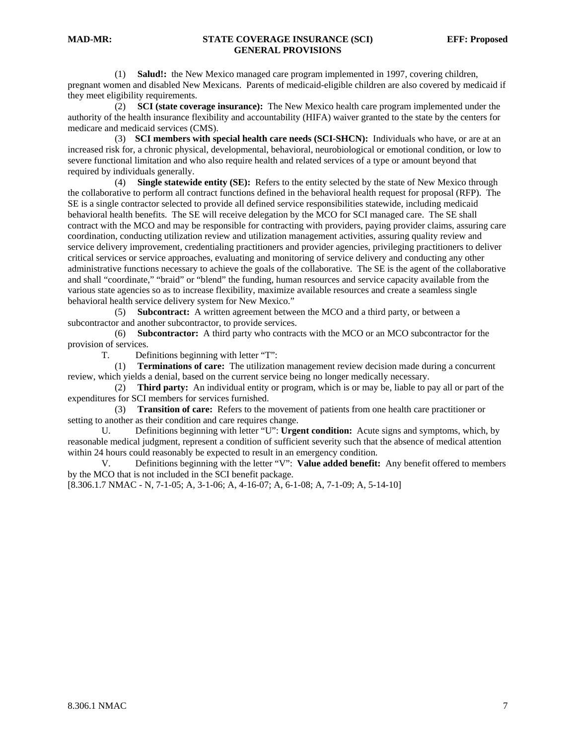(1) **Salud!:** the New Mexico managed care program implemented in 1997, covering children, pregnant women and disabled New Mexicans. Parents of medicaid-eligible children are also covered by medicaid if they meet eligibility requirements.

(2) **SCI (state coverage insurance):** The New Mexico health care program implemented under the authority of the health insurance flexibility and accountability (HIFA) waiver granted to the state by the centers for medicare and medicaid services (CMS).

(3) **SCI members with special health care needs (SCI-SHCN):** Individuals who have, or are at an increased risk for, a chronic physical, developmental, behavioral, neurobiological or emotional condition, or low to severe functional limitation and who also require health and related services of a type or amount beyond that required by individuals generally.

(4) **Single statewide entity (SE):** Refers to the entity selected by the state of New Mexico through the collaborative to perform all contract functions defined in the behavioral health request for proposal (RFP). The SE is a single contractor selected to provide all defined service responsibilities statewide, including medicaid behavioral health benefits. The SE will receive delegation by the MCO for SCI managed care. The SE shall contract with the MCO and may be responsible for contracting with providers, paying provider claims, assuring care coordination, conducting utilization review and utilization management activities, assuring quality review and service delivery improvement, credentialing practitioners and provider agencies, privileging practitioners to deliver critical services or service approaches, evaluating and monitoring of service delivery and conducting any other administrative functions necessary to achieve the goals of the collaborative. The SE is the agent of the collaborative and shall "coordinate," "braid" or "blend" the funding, human resources and service capacity available from the various state agencies so as to increase flexibility, maximize available resources and create a seamless single behavioral health service delivery system for New Mexico."

(5) **Subcontract:** A written agreement between the MCO and a third party, or between a subcontractor and another subcontractor, to provide services.

(6) **Subcontractor:** A third party who contracts with the MCO or an MCO subcontractor for the provision of services.

T. Definitions beginning with letter "T":

(1) **Terminations of care:** The utilization management review decision made during a concurrent review, which yields a denial, based on the current service being no longer medically necessary.

(2) **Third party:** An individual entity or program, which is or may be, liable to pay all or part of the expenditures for SCI members for services furnished.

(3) **Transition of care:** Refers to the movement of patients from one health care practitioner or setting to another as their condition and care requires change.

U. Definitions beginning with letter "U": **Urgent condition:** Acute signs and symptoms, which, by reasonable medical judgment, represent a condition of sufficient severity such that the absence of medical attention within 24 hours could reasonably be expected to result in an emergency condition.

V. Definitions beginning with the letter "V": **Value added benefit:** Any benefit offered to members by the MCO that is not included in the SCI benefit package.

[8.306.1.7 NMAC - N, 7-1-05; A, 3-1-06; A, 4-16-07; A, 6-1-08; A, 7-1-09; A, 5-14-10]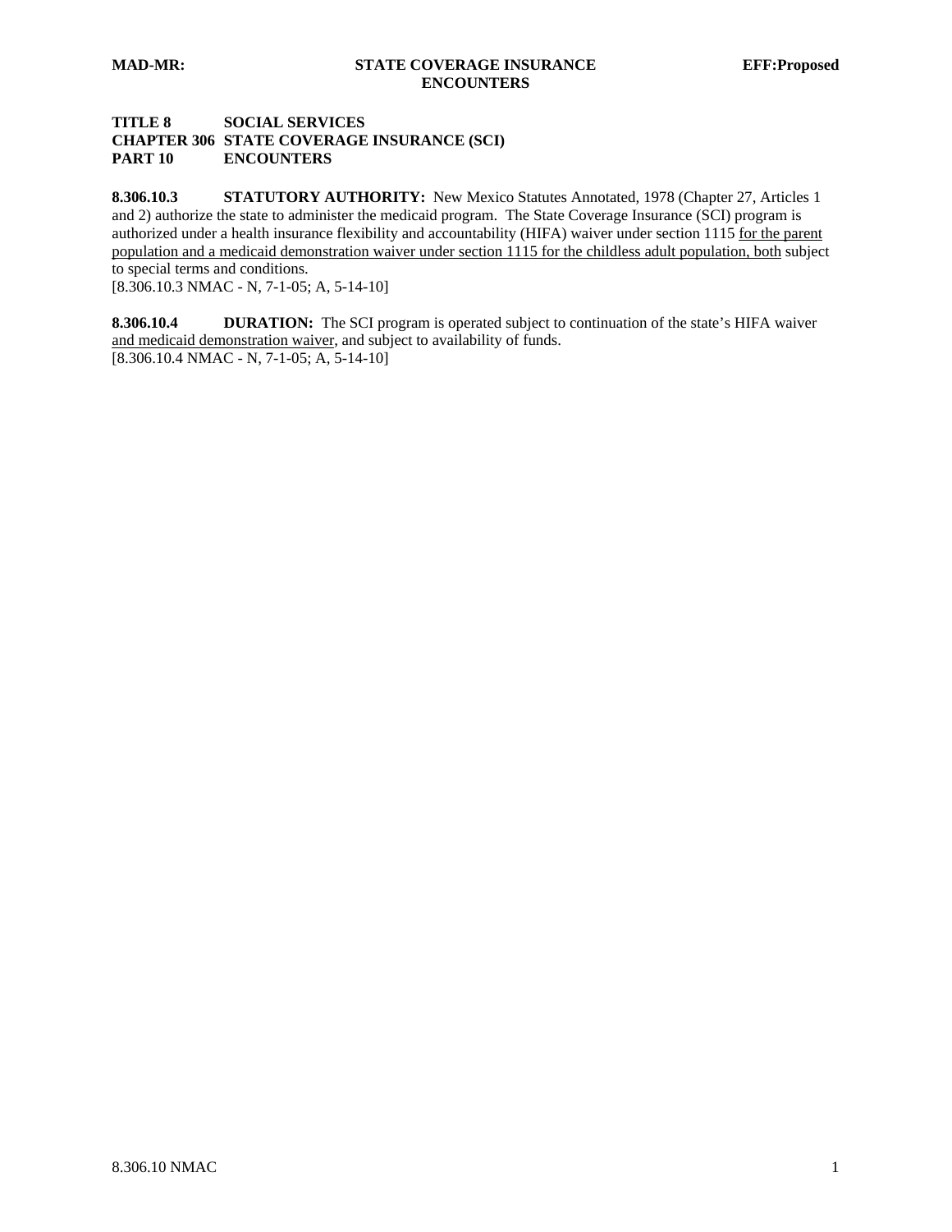**TITLE 8 SOCIAL SERVICES**
**CHAPTER 306 STATE COVERAGE INSURANCE (SCI)**
**PART 10 ENCOUNTERS**

**8.306.10.3 STATUTORY AUTHORITY:** New Mexico Statutes Annotated, 1978 (Chapter 27, Articles 1 and 2) authorize the state to administer the medicaid program. The State Coverage Insurance (SCI) program is authorized under a health insurance flexibility and accountability (HIFA) waiver under section 1115 <u>for the parent population and a medicaid demonstration waiver under section 1115 for the childless adult population, both</u> subject to special terms and conditions.
[8.306.10.3 NMAC - N, 7-1-05; A, 5-14-10]

**8.306.10.4 DURATION:** The SCI program is operated subject to continuation of the state's HIFA waiver <u>and medicaid demonstration waiver</u>, and subject to availability of funds.
[8.306.10.4 NMAC - N, 7-1-05; A, 5-14-10]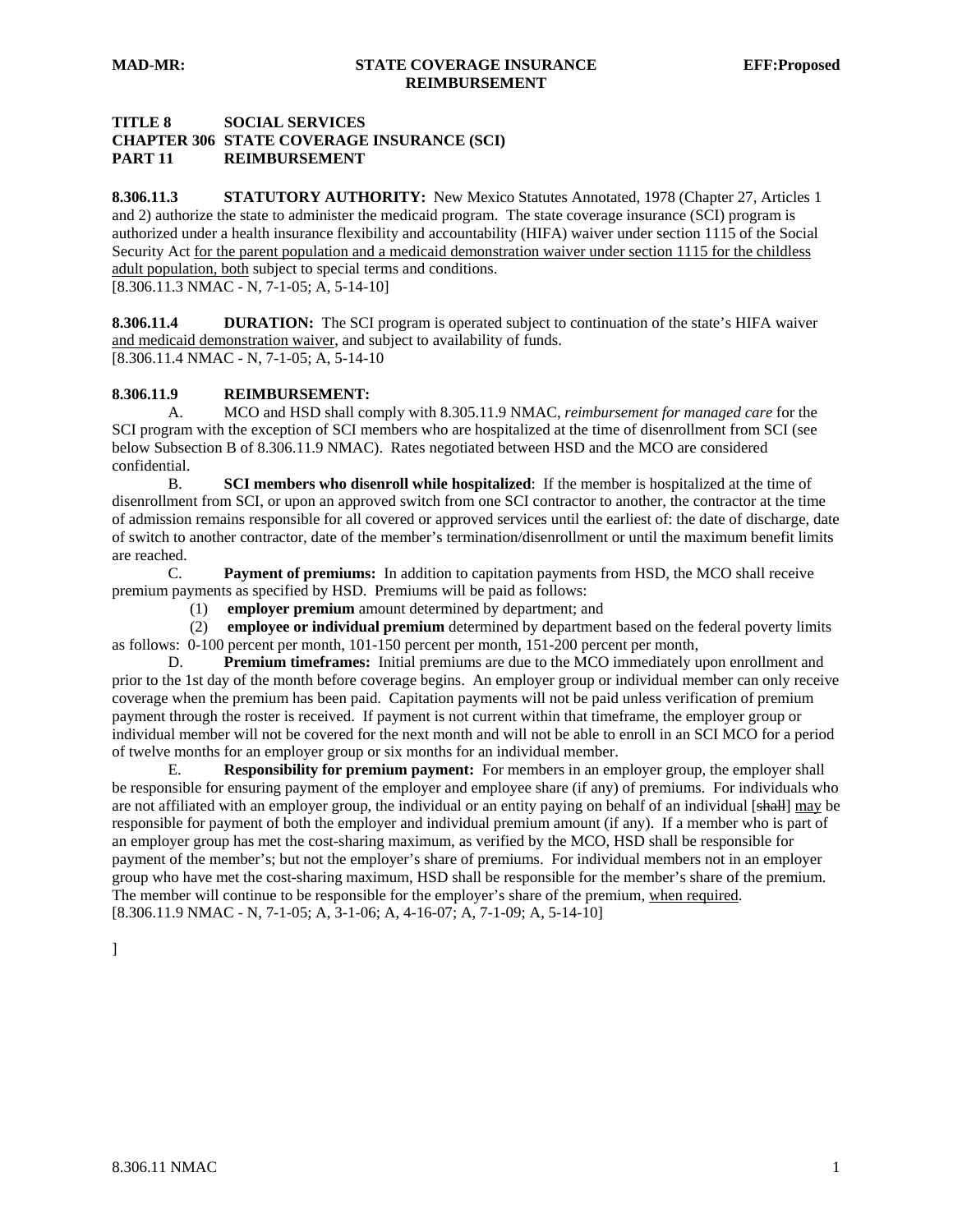**TITLE 8 SOCIAL SERVICES**
**CHAPTER 306 STATE COVERAGE INSURANCE (SCI)**
**PART 11 REIMBURSEMENT**

**8.306.11.3 STATUTORY AUTHORITY:** New Mexico Statutes Annotated, 1978 (Chapter 27, Articles 1 and 2) authorize the state to administer the medicaid program. The state coverage insurance (SCI) program is authorized under a health insurance flexibility and accountability (HIFA) waiver under section 1115 of the Social Security Act <u>for the parent population and a medicaid demonstration waiver under section 1115 for the childless adult population, both</u> subject to special terms and conditions.
[8.306.11.3 NMAC - N, 7-1-05; A, 5-14-10]

**8.306.11.4 DURATION:** The SCI program is operated subject to continuation of the state's HIFA waiver <u>and medicaid demonstration waiver</u>, and subject to availability of funds.
[8.306.11.4 NMAC - N, 7-1-05; A, 5-14-10

**8.306.11.9 REIMBURSEMENT:**

A. MCO and HSD shall comply with 8.305.11.9 NMAC, *reimbursement for managed care* for the SCI program with the exception of SCI members who are hospitalized at the time of disenrollment from SCI (see below Subsection B of 8.306.11.9 NMAC). Rates negotiated between HSD and the MCO are considered confidential.

B. **SCI members who disenroll while hospitalized**: If the member is hospitalized at the time of disenrollment from SCI, or upon an approved switch from one SCI contractor to another, the contractor at the time of admission remains responsible for all covered or approved services until the earliest of: the date of discharge, date of switch to another contractor, date of the member's termination/disenrollment or until the maximum benefit limits are reached.

C. **Payment of premiums:** In addition to capitation payments from HSD, the MCO shall receive premium payments as specified by HSD. Premiums will be paid as follows:

(1) **employer premium** amount determined by department; and

(2) **employee or individual premium** determined by department based on the federal poverty limits as follows: 0-100 percent per month, 101-150 percent per month, 151-200 percent per month,

D. **Premium timeframes:** Initial premiums are due to the MCO immediately upon enrollment and prior to the 1st day of the month before coverage begins. An employer group or individual member can only receive coverage when the premium has been paid. Capitation payments will not be paid unless verification of premium payment through the roster is received. If payment is not current within that timeframe, the employer group or individual member will not be covered for the next month and will not be able to enroll in an SCI MCO for a period of twelve months for an employer group or six months for an individual member.

E. **Responsibility for premium payment:** For members in an employer group, the employer shall be responsible for ensuring payment of the employer and employee share (if any) of premiums. For individuals who are not affiliated with an employer group, the individual or an entity paying on behalf of an individual [~~shall~~] <u>may</u> be responsible for payment of both the employer and individual premium amount (if any). If a member who is part of an employer group has met the cost-sharing maximum, as verified by the MCO, HSD shall be responsible for payment of the member's; but not the employer's share of premiums. For individual members not in an employer group who have met the cost-sharing maximum, HSD shall be responsible for the member's share of the premium. The member will continue to be responsible for the employer's share of the premium, <u>when required</u>.
[8.306.11.9 NMAC - N, 7-1-05; A, 3-1-06; A, 4-16-07; A, 7-1-09; A, 5-14-10]

]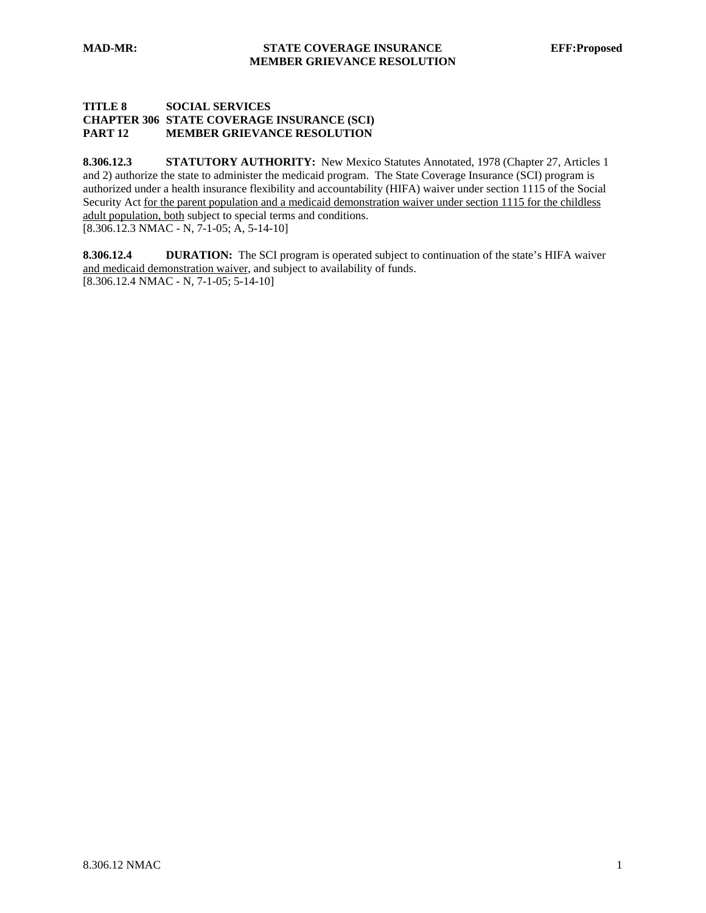**TITLE 8 SOCIAL SERVICES**
**CHAPTER 306 STATE COVERAGE INSURANCE (SCI)**
**PART 12 MEMBER GRIEVANCE RESOLUTION**

**8.306.12.3 STATUTORY AUTHORITY:** New Mexico Statutes Annotated, 1978 (Chapter 27, Articles 1 and 2) authorize the state to administer the medicaid program. The State Coverage Insurance (SCI) program is authorized under a health insurance flexibility and accountability (HIFA) waiver under section 1115 of the Social Security Act <u>for the parent population and a medicaid demonstration waiver under section 1115 for the childless adult population, both</u> subject to special terms and conditions.
[8.306.12.3 NMAC - N, 7-1-05; A, 5-14-10]

**8.306.12.4 DURATION:** The SCI program is operated subject to continuation of the state's HIFA waiver <u>and medicaid demonstration waiver</u>, and subject to availability of funds.
[8.306.12.4 NMAC - N, 7-1-05; 5-14-10]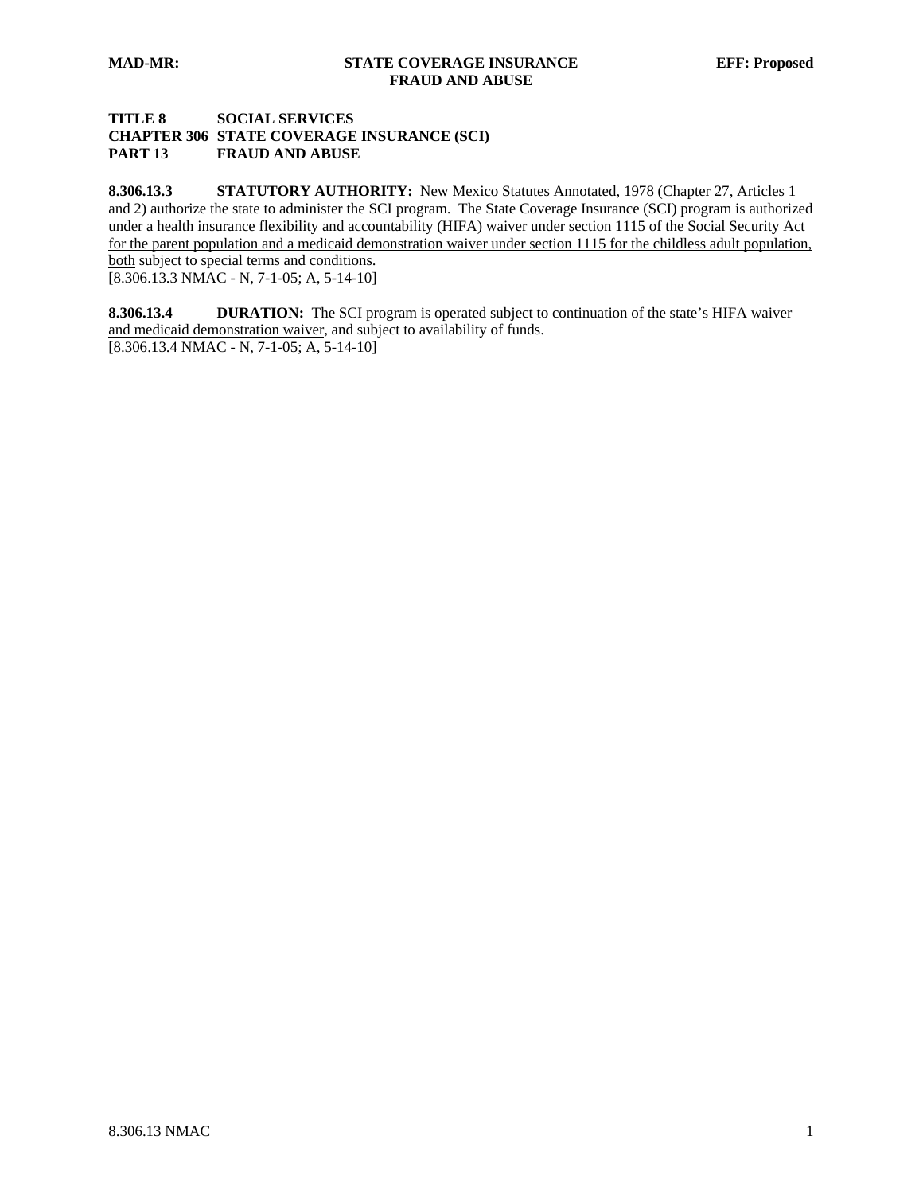**TITLE 8 SOCIAL SERVICES**
**CHAPTER 306 STATE COVERAGE INSURANCE (SCI)**
**PART 13 FRAUD AND ABUSE**

**8.306.13.3 STATUTORY AUTHORITY:** New Mexico Statutes Annotated, 1978 (Chapter 27, Articles 1 and 2) authorize the state to administer the SCI program. The State Coverage Insurance (SCI) program is authorized under a health insurance flexibility and accountability (HIFA) waiver under section 1115 of the Social Security Act <u>for the parent population and a medicaid demonstration waiver under section 1115 for the childless adult population, both</u> subject to special terms and conditions.
[8.306.13.3 NMAC - N, 7-1-05; A, 5-14-10]

**8.306.13.4 DURATION:** The SCI program is operated subject to continuation of the state's HIFA waiver <u>and medicaid demonstration waiver</u>, and subject to availability of funds.
[8.306.13.4 NMAC - N, 7-1-05; A, 5-14-10]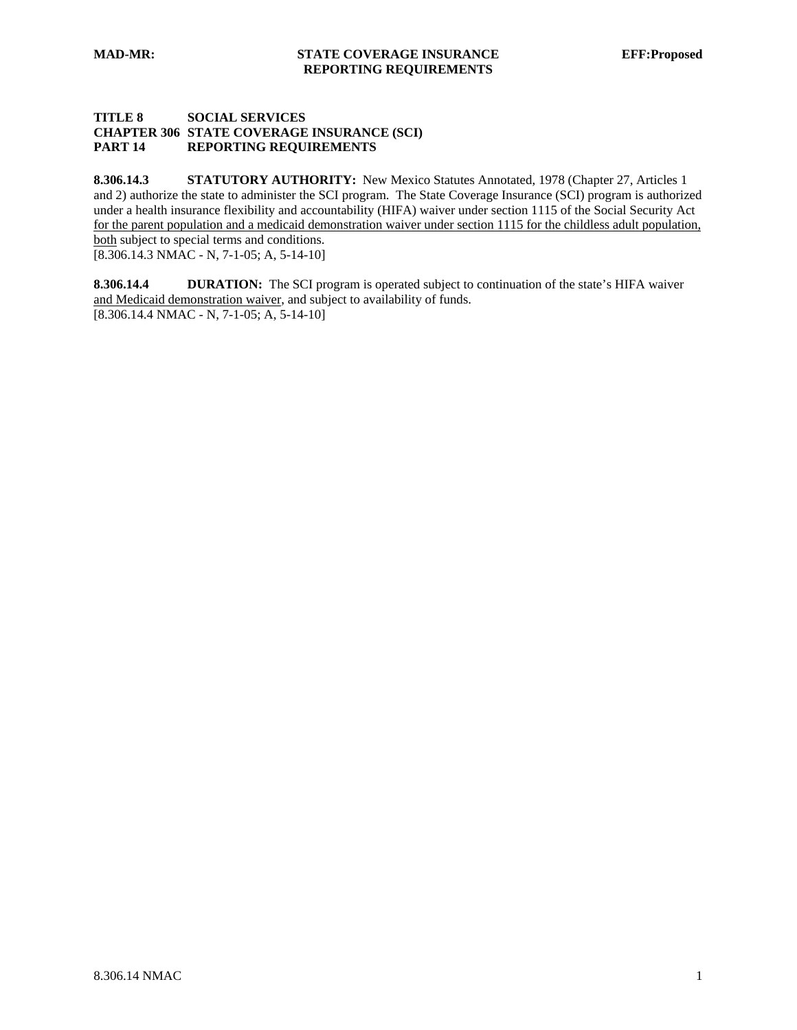**TITLE 8 SOCIAL SERVICES**
**CHAPTER 306 STATE COVERAGE INSURANCE (SCI)**
**PART 14 REPORTING REQUIREMENTS**

**8.306.14.3 STATUTORY AUTHORITY:** New Mexico Statutes Annotated, 1978 (Chapter 27, Articles 1 and 2) authorize the state to administer the SCI program. The State Coverage Insurance (SCI) program is authorized under a health insurance flexibility and accountability (HIFA) waiver under section 1115 of the Social Security Act for the parent population and a medicaid demonstration waiver under section 1115 for the childless adult population, both subject to special terms and conditions.
[8.306.14.3 NMAC - N, 7-1-05; A, 5-14-10]

**8.306.14.4 DURATION:** The SCI program is operated subject to continuation of the state's HIFA waiver and Medicaid demonstration waiver, and subject to availability of funds.
[8.306.14.4 NMAC - N, 7-1-05; A, 5-14-10]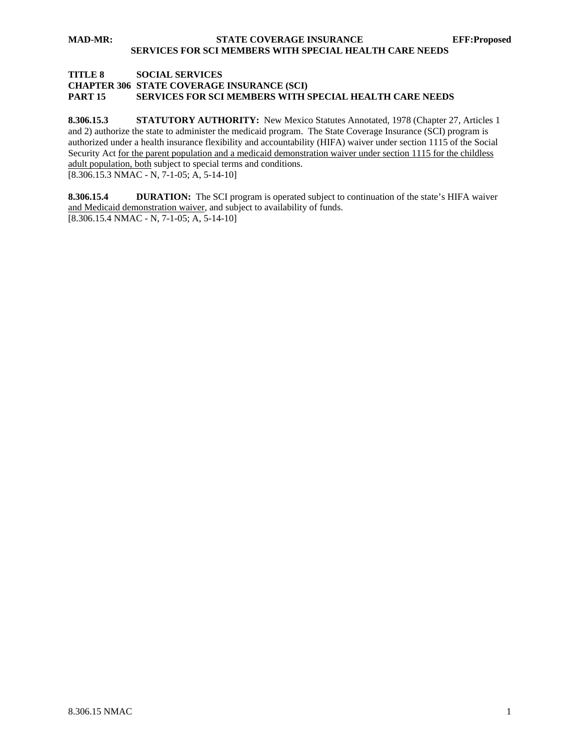**TITLE 8 SOCIAL SERVICES**
**CHAPTER 306 STATE COVERAGE INSURANCE (SCI)**
**PART 15 SERVICES FOR SCI MEMBERS WITH SPECIAL HEALTH CARE NEEDS**

**8.306.15.3 STATUTORY AUTHORITY:** New Mexico Statutes Annotated, 1978 (Chapter 27, Articles 1 and 2) authorize the state to administer the medicaid program. The State Coverage Insurance (SCI) program is authorized under a health insurance flexibility and accountability (HIFA) waiver under section 1115 of the Social Security Act <u>for the parent population and a medicaid demonstration waiver under section 1115 for the childless adult population, both</u> subject to special terms and conditions.
[8.306.15.3 NMAC - N, 7-1-05; A, 5-14-10]

**8.306.15.4 DURATION:** The SCI program is operated subject to continuation of the state's HIFA waiver <u>and Medicaid demonstration waiver</u>, and subject to availability of funds.
[8.306.15.4 NMAC - N, 7-1-05; A, 5-14-10]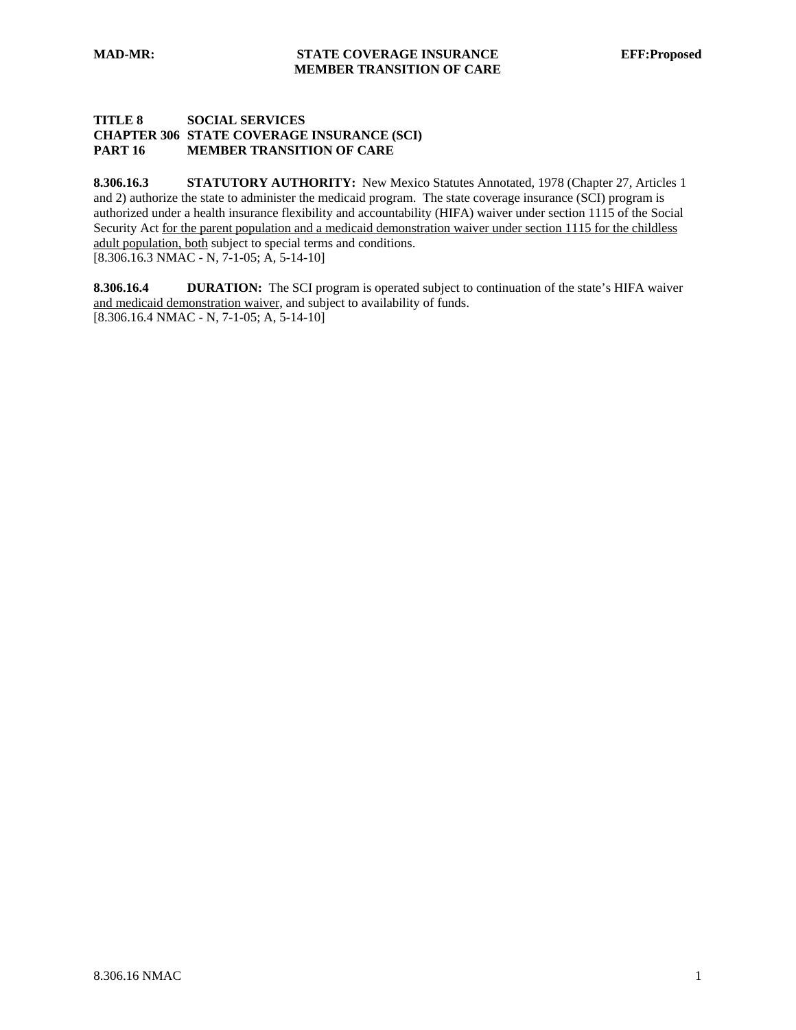**TITLE 8 SOCIAL SERVICES**
**CHAPTER 306 STATE COVERAGE INSURANCE (SCI)**
**PART 16 MEMBER TRANSITION OF CARE**

**8.306.16.3 STATUTORY AUTHORITY:** New Mexico Statutes Annotated, 1978 (Chapter 27, Articles 1 and 2) authorize the state to administer the medicaid program. The state coverage insurance (SCI) program is authorized under a health insurance flexibility and accountability (HIFA) waiver under section 1115 of the Social Security Act <u>for the parent population and a medicaid demonstration waiver under section 1115 for the childless adult population, both</u> subject to special terms and conditions.
[8.306.16.3 NMAC - N, 7-1-05; A, 5-14-10]

**8.306.16.4 DURATION:** The SCI program is operated subject to continuation of the state's HIFA waiver <u>and medicaid demonstration waiver</u>, and subject to availability of funds.
[8.306.16.4 NMAC - N, 7-1-05; A, 5-14-10]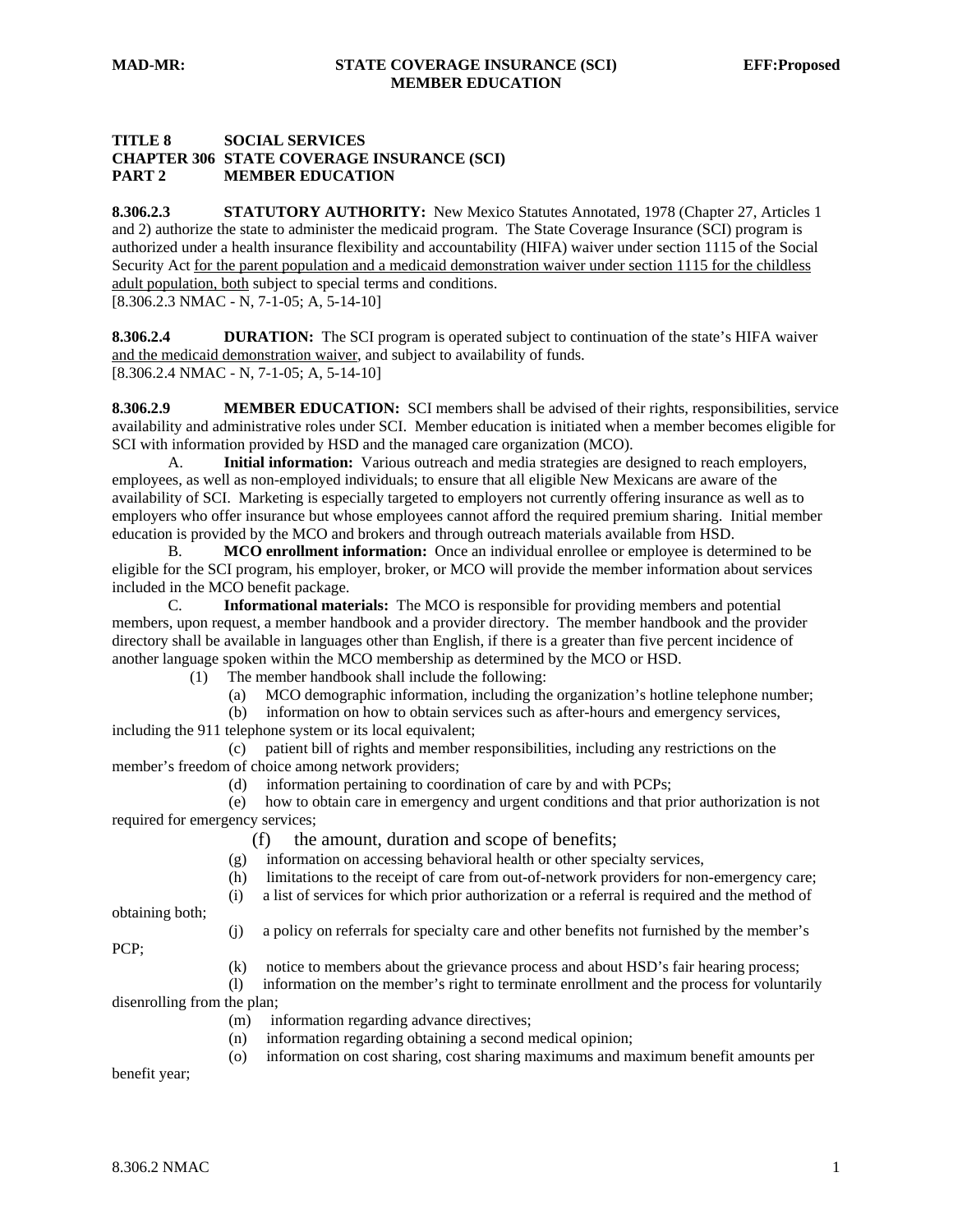**TITLE 8 SOCIAL SERVICES**
**CHAPTER 306 STATE COVERAGE INSURANCE (SCI)**
**PART 2 MEMBER EDUCATION**

**8.306.2.3 STATUTORY AUTHORITY:** New Mexico Statutes Annotated, 1978 (Chapter 27, Articles 1 and 2) authorize the state to administer the medicaid program. The State Coverage Insurance (SCI) program is authorized under a health insurance flexibility and accountability (HIFA) waiver under section 1115 of the Social Security Act <u>for the parent population and a medicaid demonstration waiver under section 1115 for the childless adult population, both</u> subject to special terms and conditions.
[8.306.2.3 NMAC - N, 7-1-05; A, 5-14-10]

**8.306.2.4 DURATION:** The SCI program is operated subject to continuation of the state's HIFA waiver <u>and the medicaid demonstration waiver</u>, and subject to availability of funds.
[8.306.2.4 NMAC - N, 7-1-05; A, 5-14-10]

**8.306.2.9 MEMBER EDUCATION:** SCI members shall be advised of their rights, responsibilities, service availability and administrative roles under SCI. Member education is initiated when a member becomes eligible for SCI with information provided by HSD and the managed care organization (MCO).

A. **Initial information:** Various outreach and media strategies are designed to reach employers, employees, as well as non-employed individuals; to ensure that all eligible New Mexicans are aware of the availability of SCI. Marketing is especially targeted to employers not currently offering insurance as well as to employers who offer insurance but whose employees cannot afford the required premium sharing. Initial member education is provided by the MCO and brokers and through outreach materials available from HSD.

B. **MCO enrollment information:** Once an individual enrollee or employee is determined to be eligible for the SCI program, his employer, broker, or MCO will provide the member information about services included in the MCO benefit package.

C. **Informational materials:** The MCO is responsible for providing members and potential members, upon request, a member handbook and a provider directory. The member handbook and the provider directory shall be available in languages other than English, if there is a greater than five percent incidence of another language spoken within the MCO membership as determined by the MCO or HSD.

(1) The member handbook shall include the following:

(a) MCO demographic information, including the organization's hotline telephone number;

(b) information on how to obtain services such as after-hours and emergency services, including the 911 telephone system or its local equivalent;

(c) patient bill of rights and member responsibilities, including any restrictions on the member's freedom of choice among network providers;

(d) information pertaining to coordination of care by and with PCPs;

(e) how to obtain care in emergency and urgent conditions and that prior authorization is not required for emergency services;

(f) the amount, duration and scope of benefits;

(g) information on accessing behavioral health or other specialty services,

(h) limitations to the receipt of care from out-of-network providers for non-emergency care;

(i) a list of services for which prior authorization or a referral is required and the method of obtaining both;

(j) a policy on referrals for specialty care and other benefits not furnished by the member's PCP;

(k) notice to members about the grievance process and about HSD's fair hearing process;

(l) information on the member's right to terminate enrollment and the process for voluntarily disenrolling from the plan;

(m) information regarding advance directives;

(n) information regarding obtaining a second medical opinion;

(o) information on cost sharing, cost sharing maximums and maximum benefit amounts per benefit year;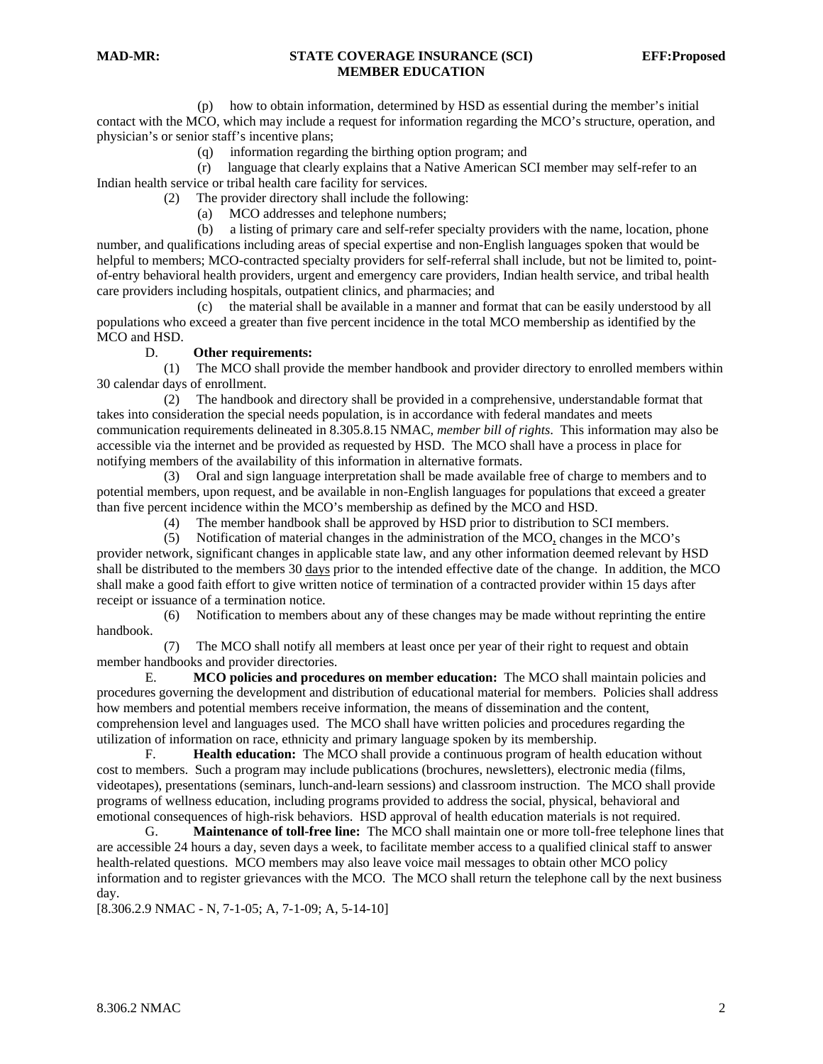(p) how to obtain information, determined by HSD as essential during the member's initial contact with the MCO, which may include a request for information regarding the MCO's structure, operation, and physician's or senior staff's incentive plans;

(q) information regarding the birthing option program; and

(r) language that clearly explains that a Native American SCI member may self-refer to an Indian health service or tribal health care facility for services.

(2) The provider directory shall include the following:

(a) MCO addresses and telephone numbers;

(b) a listing of primary care and self-refer specialty providers with the name, location, phone number, and qualifications including areas of special expertise and non-English languages spoken that would be helpful to members; MCO-contracted specialty providers for self-referral shall include, but not be limited to, point-of-entry behavioral health providers, urgent and emergency care providers, Indian health service, and tribal health care providers including hospitals, outpatient clinics, and pharmacies; and

(c) the material shall be available in a manner and format that can be easily understood by all populations who exceed a greater than five percent incidence in the total MCO membership as identified by the MCO and HSD.

D. **Other requirements:**

(1) The MCO shall provide the member handbook and provider directory to enrolled members within 30 calendar days of enrollment.

(2) The handbook and directory shall be provided in a comprehensive, understandable format that takes into consideration the special needs population, is in accordance with federal mandates and meets communication requirements delineated in 8.305.8.15 NMAC, *member bill of rights*. This information may also be accessible via the internet and be provided as requested by HSD. The MCO shall have a process in place for notifying members of the availability of this information in alternative formats.

(3) Oral and sign language interpretation shall be made available free of charge to members and to potential members, upon request, and be available in non-English languages for populations that exceed a greater than five percent incidence within the MCO's membership as defined by the MCO and HSD.

(4) The member handbook shall be approved by HSD prior to distribution to SCI members.

(5) Notification of material changes in the administration of the MCO, changes in the MCO's provider network, significant changes in applicable state law, and any other information deemed relevant by HSD shall be distributed to the members 30 days prior to the intended effective date of the change. In addition, the MCO shall make a good faith effort to give written notice of termination of a contracted provider within 15 days after receipt or issuance of a termination notice.

(6) Notification to members about any of these changes may be made without reprinting the entire handbook.

(7) The MCO shall notify all members at least once per year of their right to request and obtain member handbooks and provider directories.

E. **MCO policies and procedures on member education:** The MCO shall maintain policies and procedures governing the development and distribution of educational material for members. Policies shall address how members and potential members receive information, the means of dissemination and the content, comprehension level and languages used. The MCO shall have written policies and procedures regarding the utilization of information on race, ethnicity and primary language spoken by its membership.

F. **Health education:** The MCO shall provide a continuous program of health education without cost to members. Such a program may include publications (brochures, newsletters), electronic media (films, videotapes), presentations (seminars, lunch-and-learn sessions) and classroom instruction. The MCO shall provide programs of wellness education, including programs provided to address the social, physical, behavioral and emotional consequences of high-risk behaviors. HSD approval of health education materials is not required.

G. **Maintenance of toll-free line:** The MCO shall maintain one or more toll-free telephone lines that are accessible 24 hours a day, seven days a week, to facilitate member access to a qualified clinical staff to answer health-related questions. MCO members may also leave voice mail messages to obtain other MCO policy information and to register grievances with the MCO. The MCO shall return the telephone call by the next business day.

[8.306.2.9 NMAC - N, 7-1-05; A, 7-1-09; A, 5-14-10]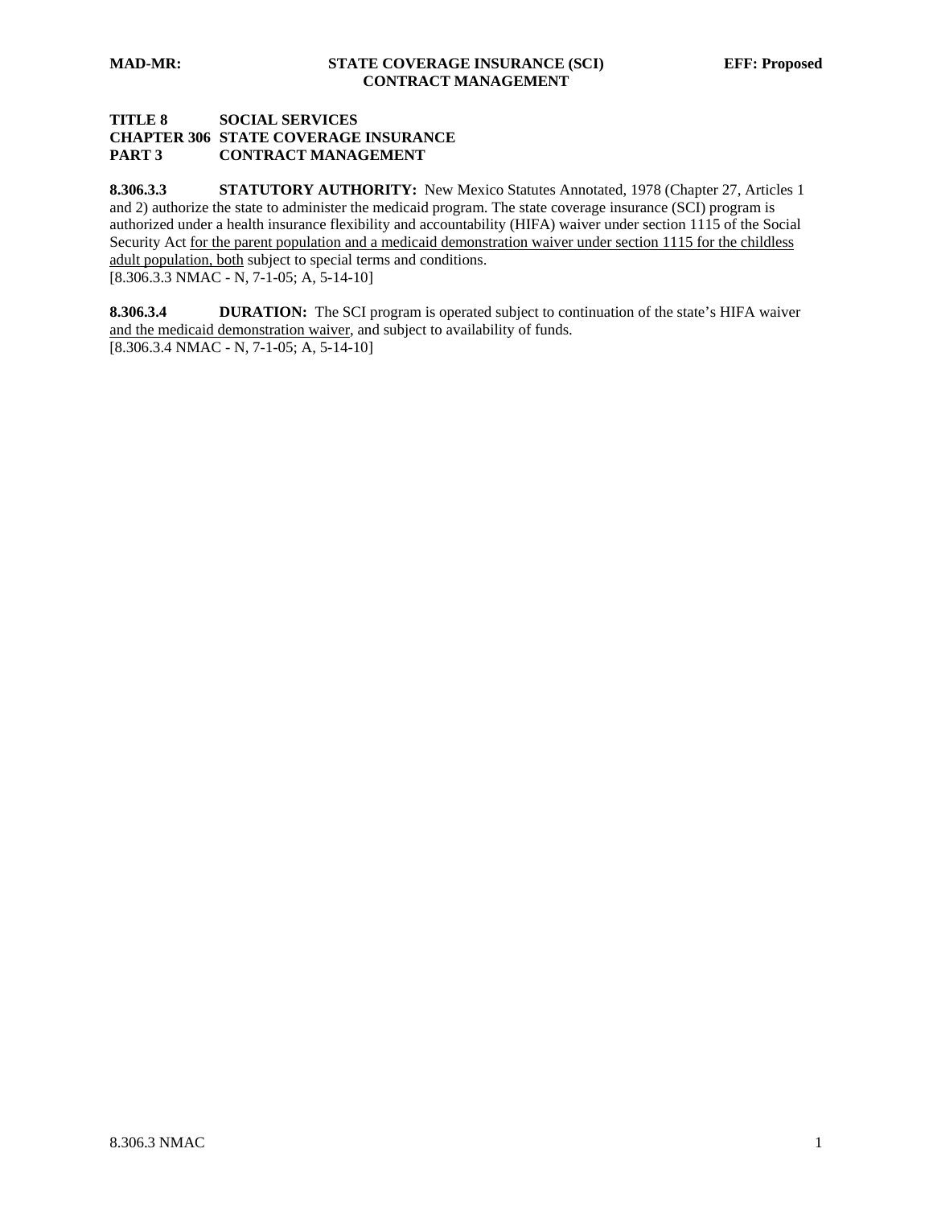**TITLE 8 SOCIAL SERVICES**
**CHAPTER 306 STATE COVERAGE INSURANCE**
**PART 3 CONTRACT MANAGEMENT**

**8.306.3.3 STATUTORY AUTHORITY:** New Mexico Statutes Annotated, 1978 (Chapter 27, Articles 1 and 2) authorize the state to administer the medicaid program. The state coverage insurance (SCI) program is authorized under a health insurance flexibility and accountability (HIFA) waiver under section 1115 of the Social Security Act <u>for the parent population and a medicaid demonstration waiver under section 1115 for the childless adult population, both</u> subject to special terms and conditions.
[8.306.3.3 NMAC - N, 7-1-05; A, 5-14-10]

**8.306.3.4 DURATION:** The SCI program is operated subject to continuation of the state's HIFA waiver <u>and the medicaid demonstration waiver</u>, and subject to availability of funds.
[8.306.3.4 NMAC - N, 7-1-05; A, 5-14-10]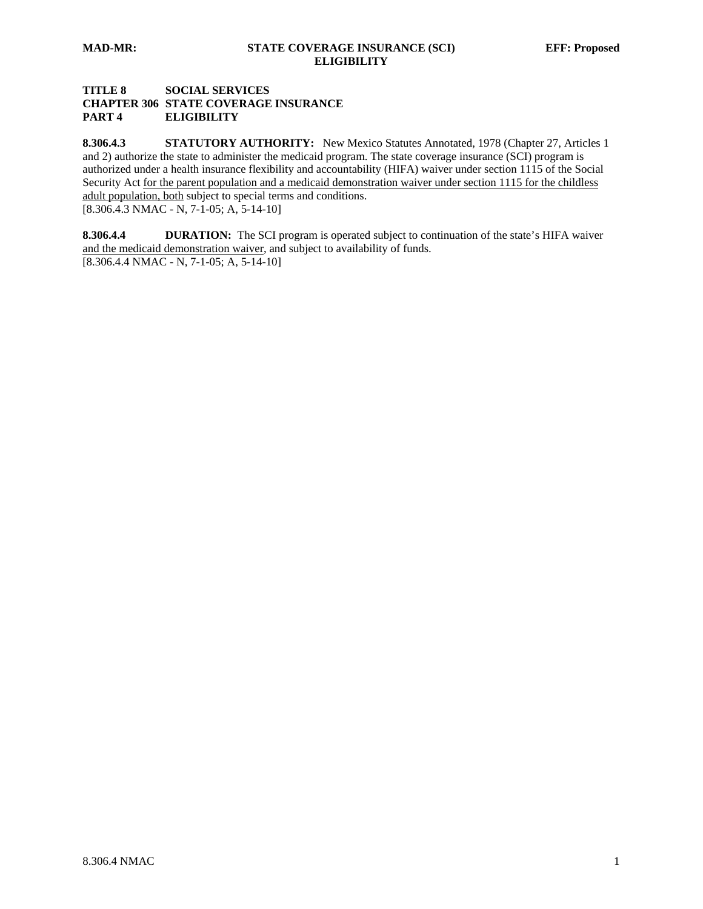**TITLE 8 SOCIAL SERVICES**
**CHAPTER 306 STATE COVERAGE INSURANCE**
**PART 4 ELIGIBILITY**

**8.306.4.3 STATUTORY AUTHORITY:** New Mexico Statutes Annotated, 1978 (Chapter 27, Articles 1 and 2) authorize the state to administer the medicaid program. The state coverage insurance (SCI) program is authorized under a health insurance flexibility and accountability (HIFA) waiver under section 1115 of the Social Security Act <u>for the parent population and a medicaid demonstration waiver under section 1115 for the childless adult population, both</u> subject to special terms and conditions.
[8.306.4.3 NMAC - N, 7-1-05; A, 5-14-10]

**8.306.4.4 DURATION:** The SCI program is operated subject to continuation of the state's HIFA waiver <u>and the medicaid demonstration waiver</u>, and subject to availability of funds.
[8.306.4.4 NMAC - N, 7-1-05; A, 5-14-10]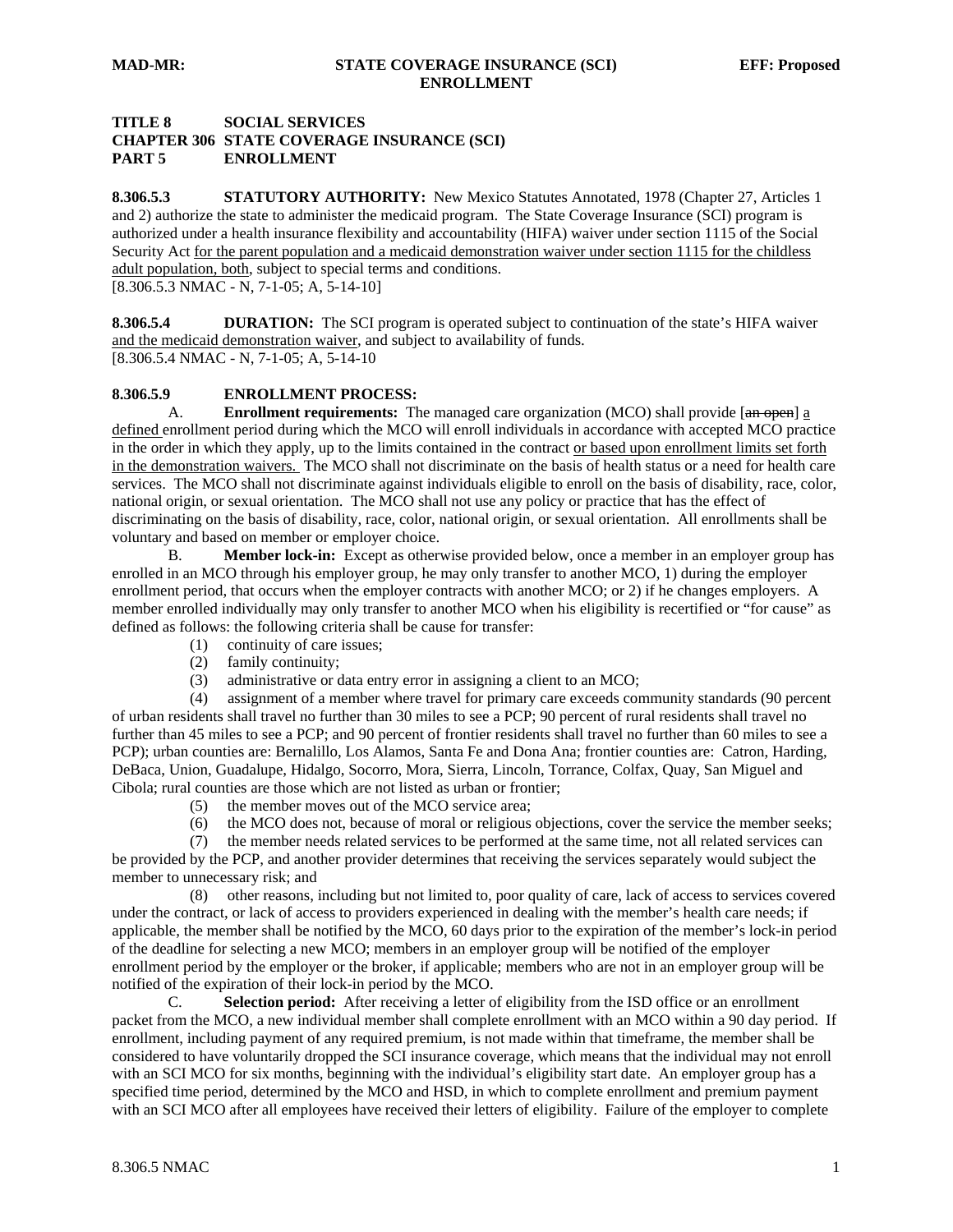**TITLE 8 SOCIAL SERVICES**
**CHAPTER 306 STATE COVERAGE INSURANCE (SCI)**
**PART 5 ENROLLMENT**

**8.306.5.3 STATUTORY AUTHORITY:** New Mexico Statutes Annotated, 1978 (Chapter 27, Articles 1 and 2) authorize the state to administer the medicaid program. The State Coverage Insurance (SCI) program is authorized under a health insurance flexibility and accountability (HIFA) waiver under section 1115 of the Social Security Act <u>for the parent population and a medicaid demonstration waiver under section 1115 for the childless adult population, both</u>, subject to special terms and conditions.
[8.306.5.3 NMAC - N, 7-1-05; A, 5-14-10]

**8.306.5.4 DURATION:** The SCI program is operated subject to continuation of the state's HIFA waiver <u>and the medicaid demonstration waiver</u>, and subject to availability of funds.
[8.306.5.4 NMAC - N, 7-1-05; A, 5-14-10

**8.306.5.9 ENROLLMENT PROCESS:**

A. **Enrollment requirements:** The managed care organization (MCO) shall provide [~~an open~~] <u>a defined</u> enrollment period during which the MCO will enroll individuals in accordance with accepted MCO practice in the order in which they apply, up to the limits contained in the contract <u>or based upon enrollment limits set forth in the demonstration waivers.</u> The MCO shall not discriminate on the basis of health status or a need for health care services. The MCO shall not discriminate against individuals eligible to enroll on the basis of disability, race, color, national origin, or sexual orientation. The MCO shall not use any policy or practice that has the effect of discriminating on the basis of disability, race, color, national origin, or sexual orientation. All enrollments shall be voluntary and based on member or employer choice.

B. **Member lock-in:** Except as otherwise provided below, once a member in an employer group has enrolled in an MCO through his employer group, he may only transfer to another MCO, 1) during the employer enrollment period, that occurs when the employer contracts with another MCO; or 2) if he changes employers. A member enrolled individually may only transfer to another MCO when his eligibility is recertified or "for cause" as defined as follows: the following criteria shall be cause for transfer:

(1) continuity of care issues;
(2) family continuity;
(3) administrative or data entry error in assigning a client to an MCO;
(4) assignment of a member where travel for primary care exceeds community standards (90 percent of urban residents shall travel no further than 30 miles to see a PCP; 90 percent of rural residents shall travel no further than 45 miles to see a PCP; and 90 percent of frontier residents shall travel no further than 60 miles to see a PCP); urban counties are: Bernalillo, Los Alamos, Santa Fe and Dona Ana; frontier counties are: Catron, Harding, DeBaca, Union, Guadalupe, Hidalgo, Socorro, Mora, Sierra, Lincoln, Torrance, Colfax, Quay, San Miguel and Cibola; rural counties are those which are not listed as urban or frontier;
(5) the member moves out of the MCO service area;
(6) the MCO does not, because of moral or religious objections, cover the service the member seeks;
(7) the member needs related services to be performed at the same time, not all related services can be provided by the PCP, and another provider determines that receiving the services separately would subject the member to unnecessary risk; and
(8) other reasons, including but not limited to, poor quality of care, lack of access to services covered under the contract, or lack of access to providers experienced in dealing with the member's health care needs; if applicable, the member shall be notified by the MCO, 60 days prior to the expiration of the member's lock-in period of the deadline for selecting a new MCO; members in an employer group will be notified of the employer enrollment period by the employer or the broker, if applicable; members who are not in an employer group will be notified of the expiration of their lock-in period by the MCO.

C. **Selection period:** After receiving a letter of eligibility from the ISD office or an enrollment packet from the MCO, a new individual member shall complete enrollment with an MCO within a 90 day period. If enrollment, including payment of any required premium, is not made within that timeframe, the member shall be considered to have voluntarily dropped the SCI insurance coverage, which means that the individual may not enroll with an SCI MCO for six months, beginning with the individual's eligibility start date. An employer group has a specified time period, determined by the MCO and HSD, in which to complete enrollment and premium payment with an SCI MCO after all employees have received their letters of eligibility. Failure of the employer to complete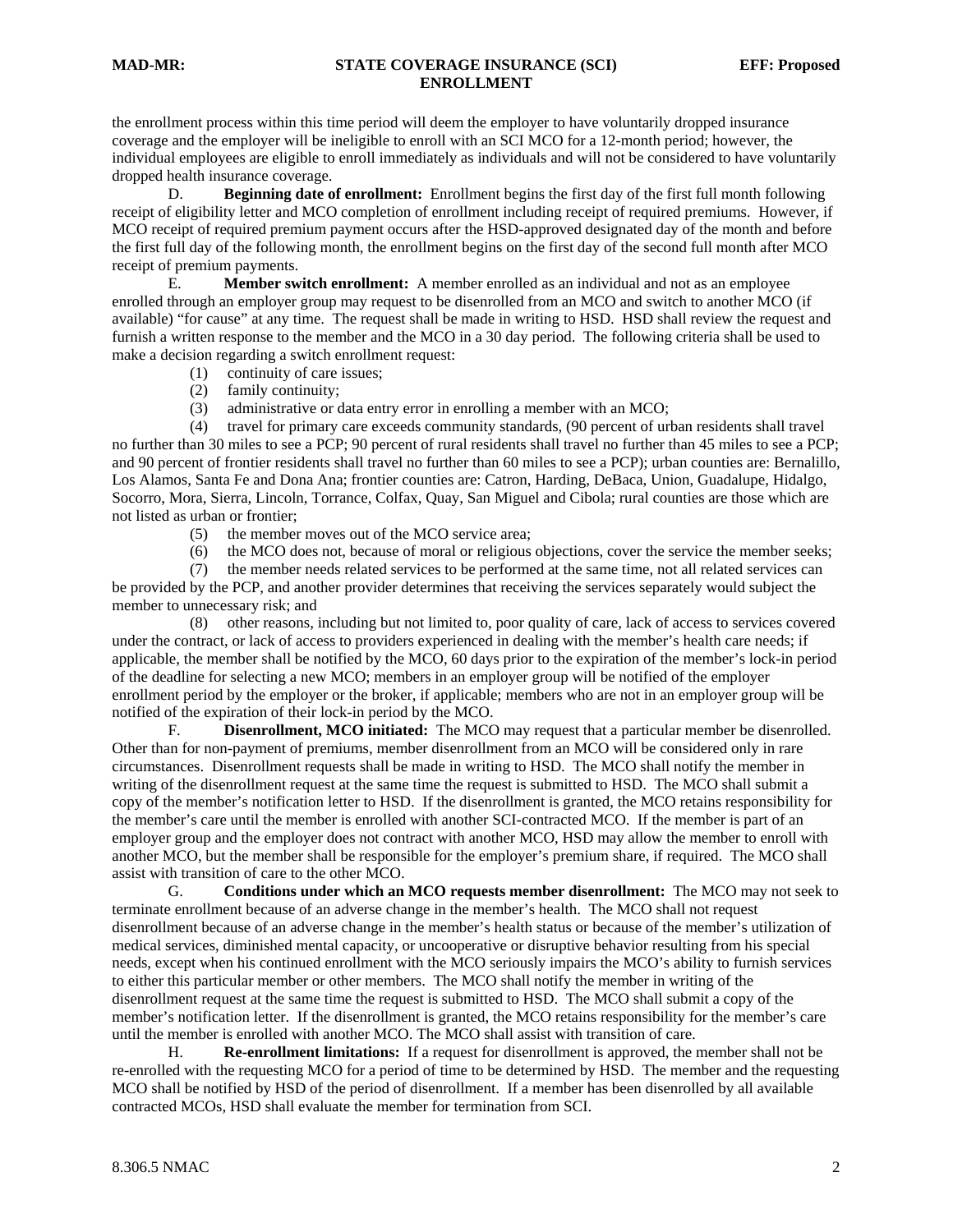the enrollment process within this time period will deem the employer to have voluntarily dropped insurance coverage and the employer will be ineligible to enroll with an SCI MCO for a 12-month period; however, the individual employees are eligible to enroll immediately as individuals and will not be considered to have voluntarily dropped health insurance coverage.

D. **Beginning date of enrollment:** Enrollment begins the first day of the first full month following receipt of eligibility letter and MCO completion of enrollment including receipt of required premiums. However, if MCO receipt of required premium payment occurs after the HSD-approved designated day of the month and before the first full day of the following month, the enrollment begins on the first day of the second full month after MCO receipt of premium payments.

E. **Member switch enrollment:** A member enrolled as an individual and not as an employee enrolled through an employer group may request to be disenrolled from an MCO and switch to another MCO (if available) "for cause" at any time. The request shall be made in writing to HSD. HSD shall review the request and furnish a written response to the member and the MCO in a 30 day period. The following criteria shall be used to make a decision regarding a switch enrollment request:

(1) continuity of care issues;

(2) family continuity;

(3) administrative or data entry error in enrolling a member with an MCO;

(4) travel for primary care exceeds community standards, (90 percent of urban residents shall travel no further than 30 miles to see a PCP; 90 percent of rural residents shall travel no further than 45 miles to see a PCP; and 90 percent of frontier residents shall travel no further than 60 miles to see a PCP); urban counties are: Bernalillo, Los Alamos, Santa Fe and Dona Ana; frontier counties are: Catron, Harding, DeBaca, Union, Guadalupe, Hidalgo, Socorro, Mora, Sierra, Lincoln, Torrance, Colfax, Quay, San Miguel and Cibola; rural counties are those which are not listed as urban or frontier;

(5) the member moves out of the MCO service area;

(6) the MCO does not, because of moral or religious objections, cover the service the member seeks;

(7) the member needs related services to be performed at the same time, not all related services can be provided by the PCP, and another provider determines that receiving the services separately would subject the member to unnecessary risk; and

(8) other reasons, including but not limited to, poor quality of care, lack of access to services covered under the contract, or lack of access to providers experienced in dealing with the member's health care needs; if applicable, the member shall be notified by the MCO, 60 days prior to the expiration of the member's lock-in period of the deadline for selecting a new MCO; members in an employer group will be notified of the employer enrollment period by the employer or the broker, if applicable; members who are not in an employer group will be notified of the expiration of their lock-in period by the MCO.

F. **Disenrollment, MCO initiated:** The MCO may request that a particular member be disenrolled. Other than for non-payment of premiums, member disenrollment from an MCO will be considered only in rare circumstances. Disenrollment requests shall be made in writing to HSD. The MCO shall notify the member in writing of the disenrollment request at the same time the request is submitted to HSD. The MCO shall submit a copy of the member's notification letter to HSD. If the disenrollment is granted, the MCO retains responsibility for the member's care until the member is enrolled with another SCI-contracted MCO. If the member is part of an employer group and the employer does not contract with another MCO, HSD may allow the member to enroll with another MCO, but the member shall be responsible for the employer's premium share, if required. The MCO shall assist with transition of care to the other MCO.

G. **Conditions under which an MCO requests member disenrollment:** The MCO may not seek to terminate enrollment because of an adverse change in the member's health. The MCO shall not request disenrollment because of an adverse change in the member's health status or because of the member's utilization of medical services, diminished mental capacity, or uncooperative or disruptive behavior resulting from his special needs, except when his continued enrollment with the MCO seriously impairs the MCO's ability to furnish services to either this particular member or other members. The MCO shall notify the member in writing of the disenrollment request at the same time the request is submitted to HSD. The MCO shall submit a copy of the member's notification letter. If the disenrollment is granted, the MCO retains responsibility for the member's care until the member is enrolled with another MCO. The MCO shall assist with transition of care.

H. **Re-enrollment limitations:** If a request for disenrollment is approved, the member shall not be re-enrolled with the requesting MCO for a period of time to be determined by HSD. The member and the requesting MCO shall be notified by HSD of the period of disenrollment. If a member has been disenrolled by all available contracted MCOs, HSD shall evaluate the member for termination from SCI.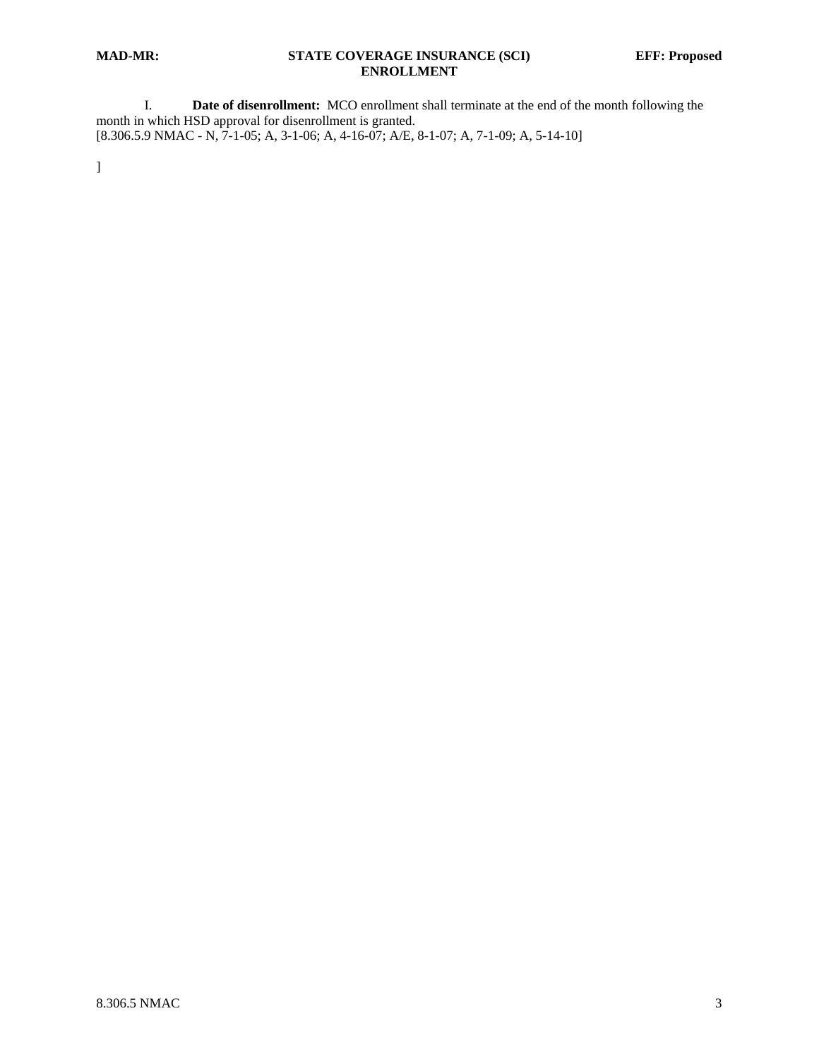I. **Date of disenrollment:** MCO enrollment shall terminate at the end of the month following the month in which HSD approval for disenrollment is granted.
[8.306.5.9 NMAC - N, 7-1-05; A, 3-1-06; A, 4-16-07; A/E, 8-1-07; A, 7-1-09; A, 5-14-10]

]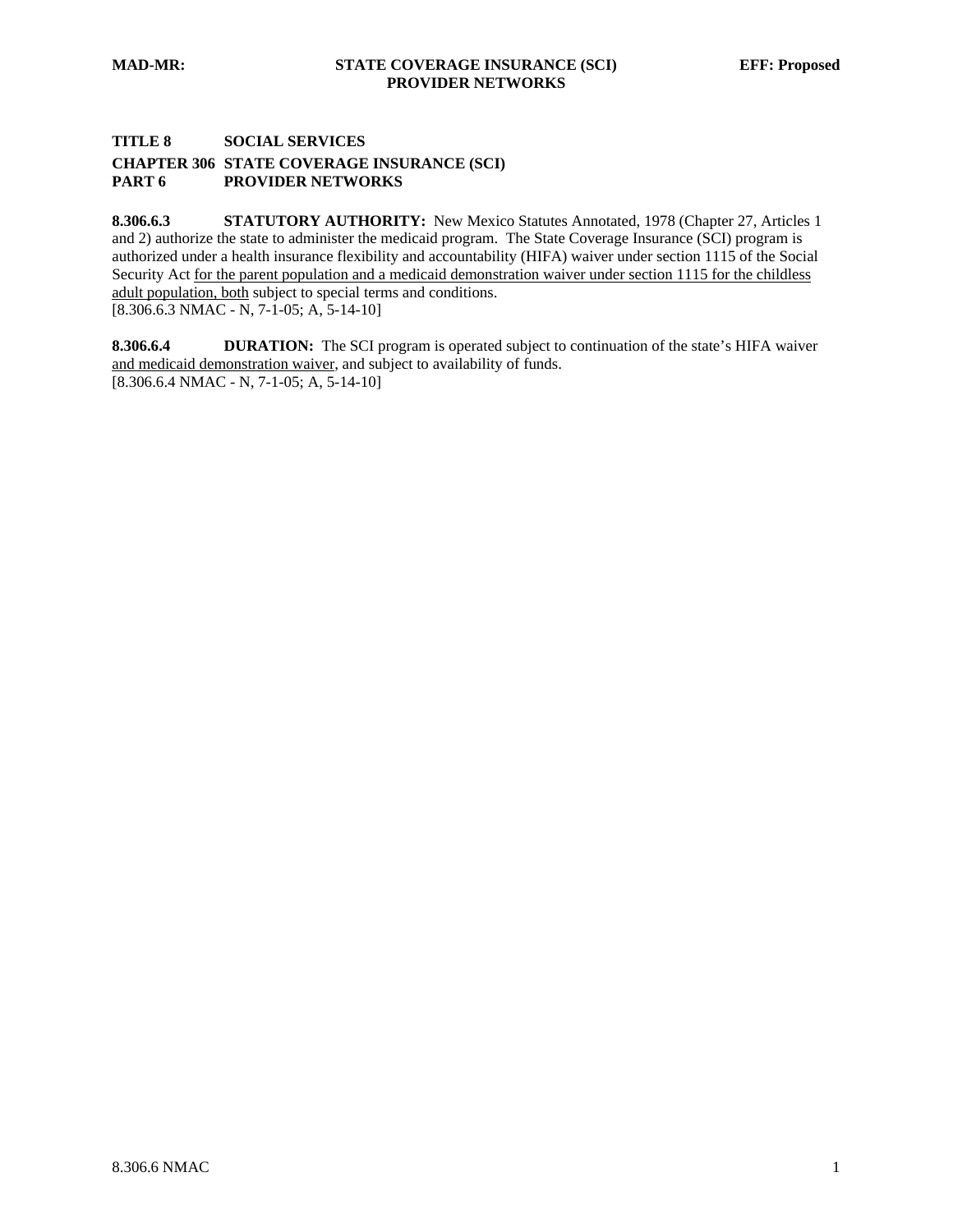**TITLE 8 SOCIAL SERVICES**
**CHAPTER 306 STATE COVERAGE INSURANCE (SCI)**
**PART 6 PROVIDER NETWORKS**

**8.306.6.3 STATUTORY AUTHORITY:** New Mexico Statutes Annotated, 1978 (Chapter 27, Articles 1 and 2) authorize the state to administer the medicaid program. The State Coverage Insurance (SCI) program is authorized under a health insurance flexibility and accountability (HIFA) waiver under section 1115 of the Social Security Act <u>for the parent population and a medicaid demonstration waiver under section 1115 for the childless adult population, both</u> subject to special terms and conditions.
[8.306.6.3 NMAC - N, 7-1-05; A, 5-14-10]

**8.306.6.4 DURATION:** The SCI program is operated subject to continuation of the state's HIFA waiver <u>and medicaid demonstration waiver</u>, and subject to availability of funds.
[8.306.6.4 NMAC - N, 7-1-05; A, 5-14-10]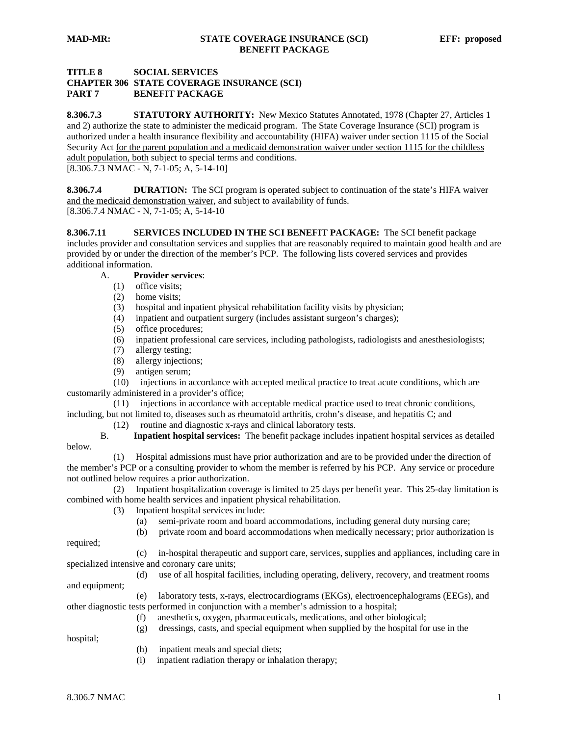**MAD-MR: STATE COVERAGE INSURANCE (SCI) BENEFIT PACKAGE EFF: proposed**

**TITLE 8 SOCIAL SERVICES**
**CHAPTER 306 STATE COVERAGE INSURANCE (SCI)**
**PART 7 BENEFIT PACKAGE**

**8.306.7.3 STATUTORY AUTHORITY:** New Mexico Statutes Annotated, 1978 (Chapter 27, Articles 1 and 2) authorize the state to administer the medicaid program. The State Coverage Insurance (SCI) program is authorized under a health insurance flexibility and accountability (HIFA) waiver under section 1115 of the Social Security Act <u>for the parent population and a medicaid demonstration waiver under section 1115 for the childless adult population, both</u> subject to special terms and conditions.
[8.306.7.3 NMAC - N, 7-1-05; A, 5-14-10]

**8.306.7.4 DURATION:** The SCI program is operated subject to continuation of the state's HIFA waiver <u>and the medicaid demonstration waiver</u>, and subject to availability of funds.
[8.306.7.4 NMAC - N, 7-1-05; A, 5-14-10

**8.306.7.11 SERVICES INCLUDED IN THE SCI BENEFIT PACKAGE:** The SCI benefit package includes provider and consultation services and supplies that are reasonably required to maintain good health and are provided by or under the direction of the member's PCP. The following lists covered services and provides additional information.

A. **Provider services**:
(1) office visits;
(2) home visits;
(3) hospital and inpatient physical rehabilitation facility visits by physician;
(4) inpatient and outpatient surgery (includes assistant surgeon's charges);
(5) office procedures;
(6) inpatient professional care services, including pathologists, radiologists and anesthesiologists;
(7) allergy testing;
(8) allergy injections;
(9) antigen serum;
(10) injections in accordance with accepted medical practice to treat acute conditions, which are customarily administered in a provider's office;
(11) injections in accordance with acceptable medical practice used to treat chronic conditions, including, but not limited to, diseases such as rheumatoid arthritis, crohn's disease, and hepatitis C; and
(12) routine and diagnostic x-rays and clinical laboratory tests.

B. **Inpatient hospital services:** The benefit package includes inpatient hospital services as detailed below.
(1) Hospital admissions must have prior authorization and are to be provided under the direction of the member's PCP or a consulting provider to whom the member is referred by his PCP. Any service or procedure not outlined below requires a prior authorization.
(2) Inpatient hospitalization coverage is limited to 25 days per benefit year. This 25-day limitation is combined with home health services and inpatient physical rehabilitation.
(3) Inpatient hospital services include:
(a) semi-private room and board accommodations, including general duty nursing care;
(b) private room and board accommodations when medically necessary; prior authorization is required;
(c) in-hospital therapeutic and support care, services, supplies and appliances, including care in specialized intensive and coronary care units;
(d) use of all hospital facilities, including operating, delivery, recovery, and treatment rooms and equipment;
(e) laboratory tests, x-rays, electrocardiograms (EKGs), electroencephalograms (EEGs), and other diagnostic tests performed in conjunction with a member's admission to a hospital;
(f) anesthetics, oxygen, pharmaceuticals, medications, and other biological;
(g) dressings, casts, and special equipment when supplied by the hospital for use in the hospital;
(h) inpatient meals and special diets;
(i) inpatient radiation therapy or inhalation therapy;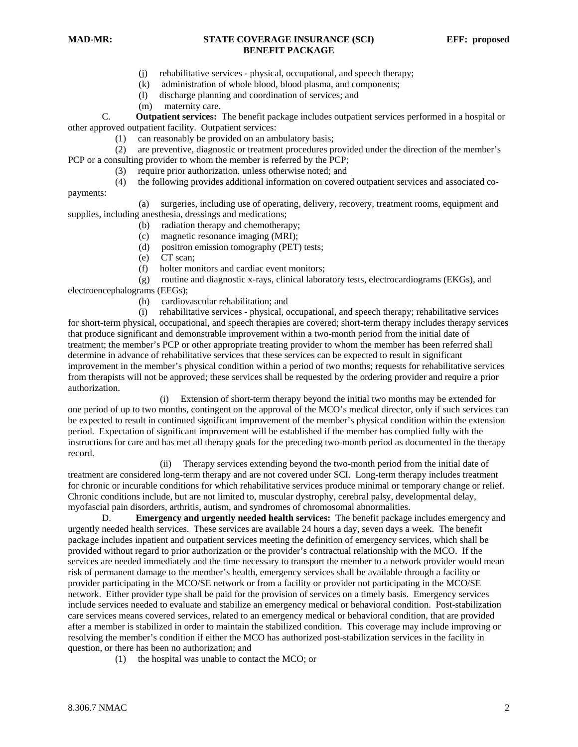(j) rehabilitative services - physical, occupational, and speech therapy;

(k) administration of whole blood, blood plasma, and components;

(l) discharge planning and coordination of services; and

(m) maternity care.

C. **Outpatient services:** The benefit package includes outpatient services performed in a hospital or other approved outpatient facility. Outpatient services:

(1) can reasonably be provided on an ambulatory basis;

(2) are preventive, diagnostic or treatment procedures provided under the direction of the member's PCP or a consulting provider to whom the member is referred by the PCP;

(3) require prior authorization, unless otherwise noted; and

(4) the following provides additional information on covered outpatient services and associated co-payments:

(a) surgeries, including use of operating, delivery, recovery, treatment rooms, equipment and supplies, including anesthesia, dressings and medications;

(b) radiation therapy and chemotherapy;

(c) magnetic resonance imaging (MRI);

(d) positron emission tomography (PET) tests;

(e) CT scan;

(f) holter monitors and cardiac event monitors;

(g) routine and diagnostic x-rays, clinical laboratory tests, electrocardiograms (EKGs), and electroencephalograms (EEGs);

(h) cardiovascular rehabilitation; and

(i) rehabilitative services - physical, occupational, and speech therapy; rehabilitative services for short-term physical, occupational, and speech therapies are covered; short-term therapy includes therapy services that produce significant and demonstrable improvement within a two-month period from the initial date of treatment; the member's PCP or other appropriate treating provider to whom the member has been referred shall determine in advance of rehabilitative services that these services can be expected to result in significant improvement in the member's physical condition within a period of two months; requests for rehabilitative services from therapists will not be approved; these services shall be requested by the ordering provider and require a prior authorization.

(i) Extension of short-term therapy beyond the initial two months may be extended for one period of up to two months, contingent on the approval of the MCO's medical director, only if such services can be expected to result in continued significant improvement of the member's physical condition within the extension period. Expectation of significant improvement will be established if the member has complied fully with the instructions for care and has met all therapy goals for the preceding two-month period as documented in the therapy record.

(ii) Therapy services extending beyond the two-month period from the initial date of treatment are considered long-term therapy and are not covered under SCI. Long-term therapy includes treatment for chronic or incurable conditions for which rehabilitative services produce minimal or temporary change or relief. Chronic conditions include, but are not limited to, muscular dystrophy, cerebral palsy, developmental delay, myofascial pain disorders, arthritis, autism, and syndromes of chromosomal abnormalities.

D. **Emergency and urgently needed health services:** The benefit package includes emergency and urgently needed health services. These services are available 24 hours a day, seven days a week. The benefit package includes inpatient and outpatient services meeting the definition of emergency services, which shall be provided without regard to prior authorization or the provider's contractual relationship with the MCO. If the services are needed immediately and the time necessary to transport the member to a network provider would mean risk of permanent damage to the member's health, emergency services shall be available through a facility or provider participating in the MCO/SE network or from a facility or provider not participating in the MCO/SE network. Either provider type shall be paid for the provision of services on a timely basis. Emergency services include services needed to evaluate and stabilize an emergency medical or behavioral condition. Post-stabilization care services means covered services, related to an emergency medical or behavioral condition, that are provided after a member is stabilized in order to maintain the stabilized condition. This coverage may include improving or resolving the member's condition if either the MCO has authorized post-stabilization services in the facility in question, or there has been no authorization; and

(1) the hospital was unable to contact the MCO; or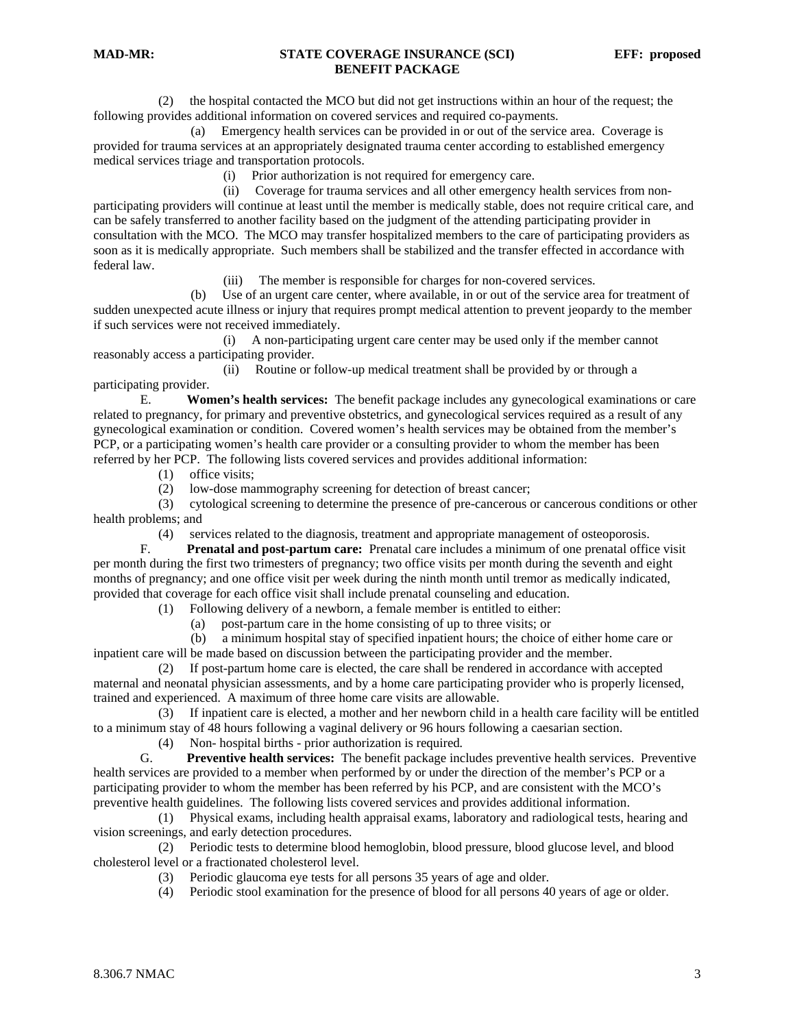(2) the hospital contacted the MCO but did not get instructions within an hour of the request; the following provides additional information on covered services and required co-payments.

(a) Emergency health services can be provided in or out of the service area. Coverage is provided for trauma services at an appropriately designated trauma center according to established emergency medical services triage and transportation protocols.

(i) Prior authorization is not required for emergency care.

(ii) Coverage for trauma services and all other emergency health services from non-participating providers will continue at least until the member is medically stable, does not require critical care, and can be safely transferred to another facility based on the judgment of the attending participating provider in consultation with the MCO. The MCO may transfer hospitalized members to the care of participating providers as soon as it is medically appropriate. Such members shall be stabilized and the transfer effected in accordance with federal law.

(iii) The member is responsible for charges for non-covered services.

(b) Use of an urgent care center, where available, in or out of the service area for treatment of sudden unexpected acute illness or injury that requires prompt medical attention to prevent jeopardy to the member if such services were not received immediately.

(i) A non-participating urgent care center may be used only if the member cannot reasonably access a participating provider.

(ii) Routine or follow-up medical treatment shall be provided by or through a participating provider.

E. **Women's health services:** The benefit package includes any gynecological examinations or care related to pregnancy, for primary and preventive obstetrics, and gynecological services required as a result of any gynecological examination or condition. Covered women's health services may be obtained from the member's PCP, or a participating women's health care provider or a consulting provider to whom the member has been referred by her PCP. The following lists covered services and provides additional information:

(1) office visits;

(2) low-dose mammography screening for detection of breast cancer;

(3) cytological screening to determine the presence of pre-cancerous or cancerous conditions or other health problems; and

(4) services related to the diagnosis, treatment and appropriate management of osteoporosis.

F. **Prenatal and post-partum care:** Prenatal care includes a minimum of one prenatal office visit per month during the first two trimesters of pregnancy; two office visits per month during the seventh and eight months of pregnancy; and one office visit per week during the ninth month until tremor as medically indicated, provided that coverage for each office visit shall include prenatal counseling and education.

(1) Following delivery of a newborn, a female member is entitled to either:

(a) post-partum care in the home consisting of up to three visits; or

(b) a minimum hospital stay of specified inpatient hours; the choice of either home care or inpatient care will be made based on discussion between the participating provider and the member.

(2) If post-partum home care is elected, the care shall be rendered in accordance with accepted maternal and neonatal physician assessments, and by a home care participating provider who is properly licensed, trained and experienced. A maximum of three home care visits are allowable.

(3) If inpatient care is elected, a mother and her newborn child in a health care facility will be entitled to a minimum stay of 48 hours following a vaginal delivery or 96 hours following a caesarian section.

(4) Non- hospital births - prior authorization is required.

G. **Preventive health services:** The benefit package includes preventive health services. Preventive health services are provided to a member when performed by or under the direction of the member's PCP or a participating provider to whom the member has been referred by his PCP, and are consistent with the MCO's preventive health guidelines. The following lists covered services and provides additional information.

(1) Physical exams, including health appraisal exams, laboratory and radiological tests, hearing and vision screenings, and early detection procedures.

(2) Periodic tests to determine blood hemoglobin, blood pressure, blood glucose level, and blood cholesterol level or a fractionated cholesterol level.

(3) Periodic glaucoma eye tests for all persons 35 years of age and older.

(4) Periodic stool examination for the presence of blood for all persons 40 years of age or older.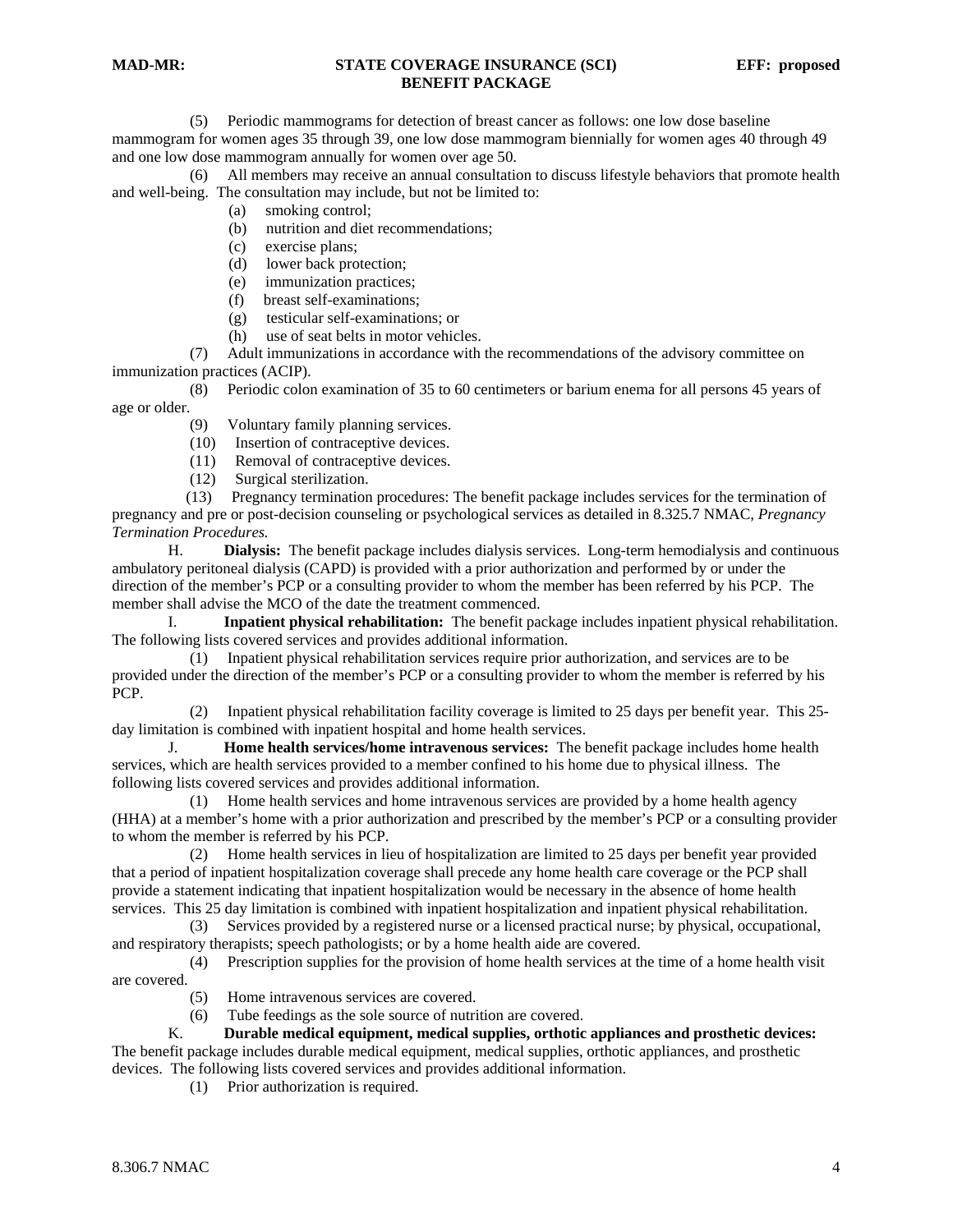(5) Periodic mammograms for detection of breast cancer as follows: one low dose baseline mammogram for women ages 35 through 39, one low dose mammogram biennially for women ages 40 through 49 and one low dose mammogram annually for women over age 50.

(6) All members may receive an annual consultation to discuss lifestyle behaviors that promote health and well-being. The consultation may include, but not be limited to:

- (a) smoking control;
- (b) nutrition and diet recommendations;
- (c) exercise plans;
- (d) lower back protection;
- (e) immunization practices;
- (f) breast self-examinations;
- (g) testicular self-examinations; or
- (h) use of seat belts in motor vehicles.

(7) Adult immunizations in accordance with the recommendations of the advisory committee on immunization practices (ACIP).

(8) Periodic colon examination of 35 to 60 centimeters or barium enema for all persons 45 years of age or older.

(9) Voluntary family planning services.

(10) Insertion of contraceptive devices.

(11) Removal of contraceptive devices.

(12) Surgical sterilization.

(13) Pregnancy termination procedures: The benefit package includes services for the termination of pregnancy and pre or post-decision counseling or psychological services as detailed in 8.325.7 NMAC, *Pregnancy Termination Procedures.*

H. **Dialysis:** The benefit package includes dialysis services. Long-term hemodialysis and continuous ambulatory peritoneal dialysis (CAPD) is provided with a prior authorization and performed by or under the direction of the member's PCP or a consulting provider to whom the member has been referred by his PCP. The member shall advise the MCO of the date the treatment commenced.

I. **Inpatient physical rehabilitation:** The benefit package includes inpatient physical rehabilitation. The following lists covered services and provides additional information.

(1) Inpatient physical rehabilitation services require prior authorization, and services are to be provided under the direction of the member's PCP or a consulting provider to whom the member is referred by his PCP.

(2) Inpatient physical rehabilitation facility coverage is limited to 25 days per benefit year. This 25-day limitation is combined with inpatient hospital and home health services.

J. **Home health services/home intravenous services:** The benefit package includes home health services, which are health services provided to a member confined to his home due to physical illness. The following lists covered services and provides additional information.

(1) Home health services and home intravenous services are provided by a home health agency (HHA) at a member's home with a prior authorization and prescribed by the member's PCP or a consulting provider to whom the member is referred by his PCP.

(2) Home health services in lieu of hospitalization are limited to 25 days per benefit year provided that a period of inpatient hospitalization coverage shall precede any home health care coverage or the PCP shall provide a statement indicating that inpatient hospitalization would be necessary in the absence of home health services. This 25 day limitation is combined with inpatient hospitalization and inpatient physical rehabilitation.

(3) Services provided by a registered nurse or a licensed practical nurse; by physical, occupational, and respiratory therapists; speech pathologists; or by a home health aide are covered.

(4) Prescription supplies for the provision of home health services at the time of a home health visit are covered.

(5) Home intravenous services are covered.

(6) Tube feedings as the sole source of nutrition are covered.

K. **Durable medical equipment, medical supplies, orthotic appliances and prosthetic devices:** The benefit package includes durable medical equipment, medical supplies, orthotic appliances, and prosthetic devices. The following lists covered services and provides additional information.

(1) Prior authorization is required.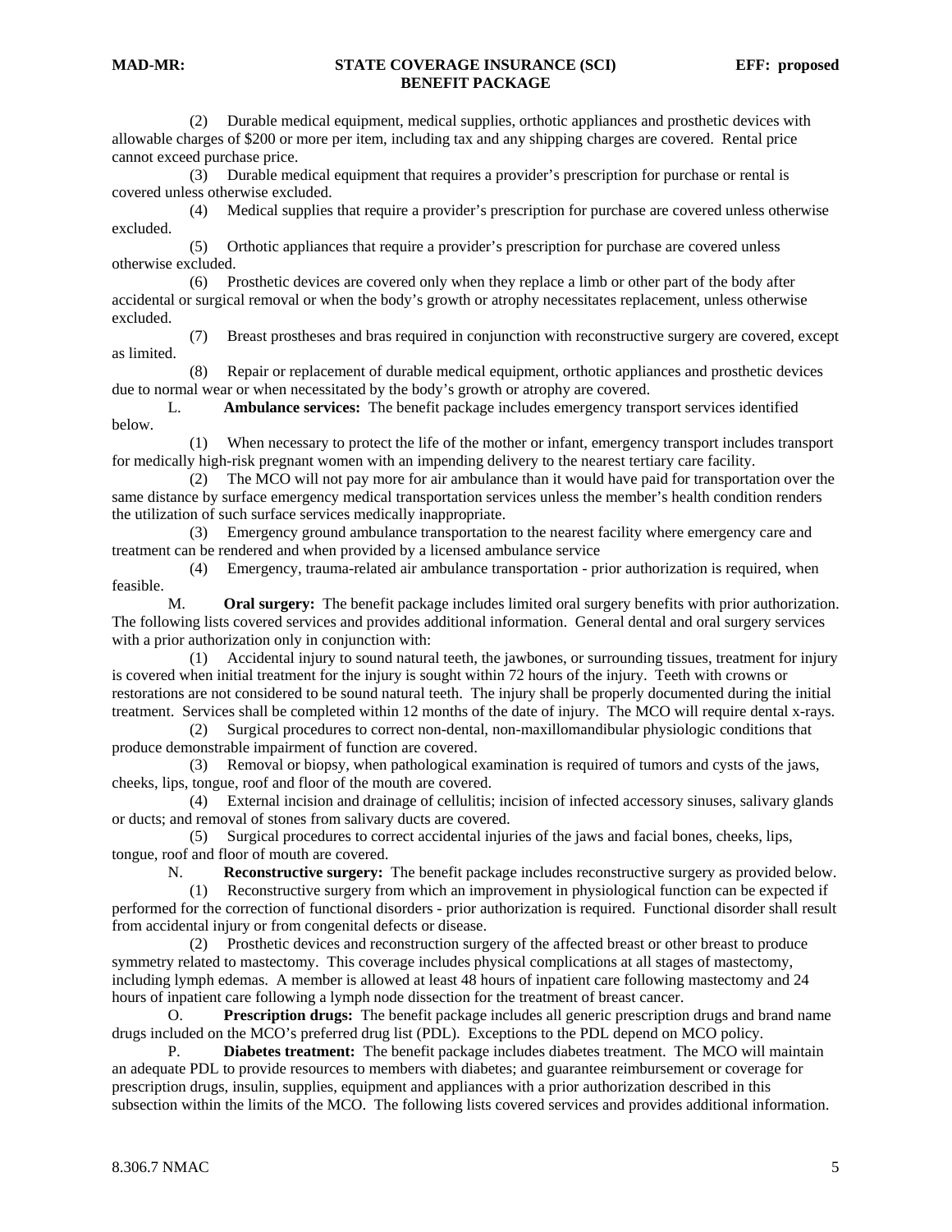(2) Durable medical equipment, medical supplies, orthotic appliances and prosthetic devices with allowable charges of $200 or more per item, including tax and any shipping charges are covered. Rental price cannot exceed purchase price.

(3) Durable medical equipment that requires a provider's prescription for purchase or rental is covered unless otherwise excluded.

(4) Medical supplies that require a provider's prescription for purchase are covered unless otherwise excluded.

(5) Orthotic appliances that require a provider's prescription for purchase are covered unless otherwise excluded.

(6) Prosthetic devices are covered only when they replace a limb or other part of the body after accidental or surgical removal or when the body's growth or atrophy necessitates replacement, unless otherwise excluded.

(7) Breast prostheses and bras required in conjunction with reconstructive surgery are covered, except as limited.

(8) Repair or replacement of durable medical equipment, orthotic appliances and prosthetic devices due to normal wear or when necessitated by the body's growth or atrophy are covered.

L. **Ambulance services:** The benefit package includes emergency transport services identified below.

(1) When necessary to protect the life of the mother or infant, emergency transport includes transport for medically high-risk pregnant women with an impending delivery to the nearest tertiary care facility.

(2) The MCO will not pay more for air ambulance than it would have paid for transportation over the same distance by surface emergency medical transportation services unless the member's health condition renders the utilization of such surface services medically inappropriate.

(3) Emergency ground ambulance transportation to the nearest facility where emergency care and treatment can be rendered and when provided by a licensed ambulance service

(4) Emergency, trauma-related air ambulance transportation - prior authorization is required, when feasible.

M. **Oral surgery:** The benefit package includes limited oral surgery benefits with prior authorization. The following lists covered services and provides additional information. General dental and oral surgery services with a prior authorization only in conjunction with:

(1) Accidental injury to sound natural teeth, the jawbones, or surrounding tissues, treatment for injury is covered when initial treatment for the injury is sought within 72 hours of the injury. Teeth with crowns or restorations are not considered to be sound natural teeth. The injury shall be properly documented during the initial treatment. Services shall be completed within 12 months of the date of injury. The MCO will require dental x-rays.

(2) Surgical procedures to correct non-dental, non-maxillomandibular physiologic conditions that produce demonstrable impairment of function are covered.

(3) Removal or biopsy, when pathological examination is required of tumors and cysts of the jaws, cheeks, lips, tongue, roof and floor of the mouth are covered.

(4) External incision and drainage of cellulitis; incision of infected accessory sinuses, salivary glands or ducts; and removal of stones from salivary ducts are covered.

(5) Surgical procedures to correct accidental injuries of the jaws and facial bones, cheeks, lips, tongue, roof and floor of mouth are covered.

N. **Reconstructive surgery:** The benefit package includes reconstructive surgery as provided below.

(1) Reconstructive surgery from which an improvement in physiological function can be expected if performed for the correction of functional disorders - prior authorization is required. Functional disorder shall result from accidental injury or from congenital defects or disease.

(2) Prosthetic devices and reconstruction surgery of the affected breast or other breast to produce symmetry related to mastectomy. This coverage includes physical complications at all stages of mastectomy, including lymph edemas. A member is allowed at least 48 hours of inpatient care following mastectomy and 24 hours of inpatient care following a lymph node dissection for the treatment of breast cancer.

O. **Prescription drugs:** The benefit package includes all generic prescription drugs and brand name drugs included on the MCO's preferred drug list (PDL). Exceptions to the PDL depend on MCO policy.

P. **Diabetes treatment:** The benefit package includes diabetes treatment. The MCO will maintain an adequate PDL to provide resources to members with diabetes; and guarantee reimbursement or coverage for prescription drugs, insulin, supplies, equipment and appliances with a prior authorization described in this subsection within the limits of the MCO. The following lists covered services and provides additional information.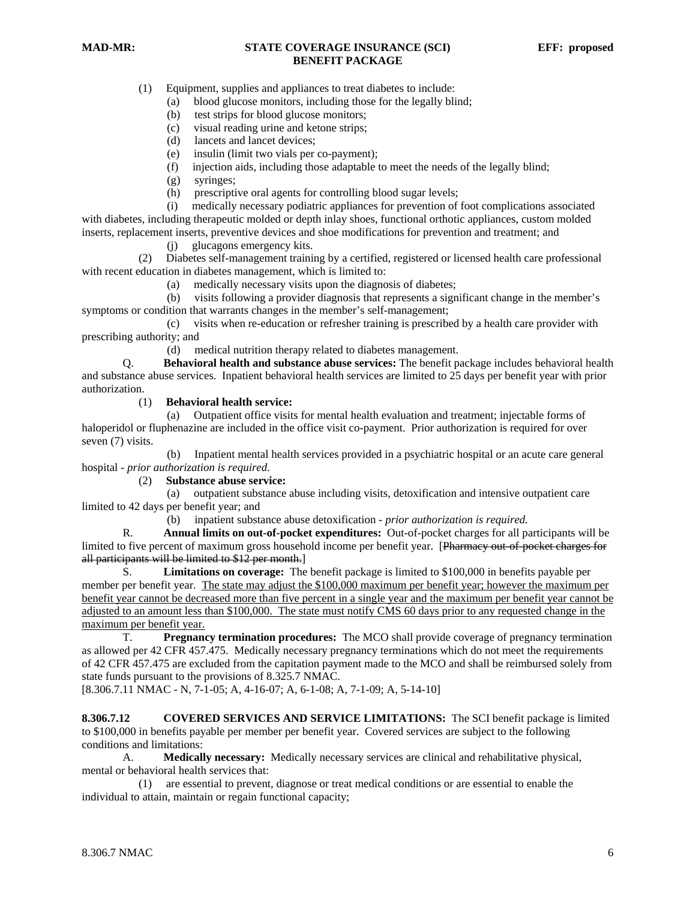(1) Equipment, supplies and appliances to treat diabetes to include:

(a) blood glucose monitors, including those for the legally blind;

(b) test strips for blood glucose monitors;

(c) visual reading urine and ketone strips;

(d) lancets and lancet devices;

(e) insulin (limit two vials per co-payment);

(f) injection aids, including those adaptable to meet the needs of the legally blind;

(g) syringes;

(h) prescriptive oral agents for controlling blood sugar levels;

(i) medically necessary podiatric appliances for prevention of foot complications associated with diabetes, including therapeutic molded or depth inlay shoes, functional orthotic appliances, custom molded inserts, replacement inserts, preventive devices and shoe modifications for prevention and treatment; and

(j) glucagons emergency kits.

(2) Diabetes self-management training by a certified, registered or licensed health care professional with recent education in diabetes management, which is limited to:

(a) medically necessary visits upon the diagnosis of diabetes;

(b) visits following a provider diagnosis that represents a significant change in the member's symptoms or condition that warrants changes in the member's self-management;

(c) visits when re-education or refresher training is prescribed by a health care provider with prescribing authority; and

(d) medical nutrition therapy related to diabetes management.

Q. **Behavioral health and substance abuse services:** The benefit package includes behavioral health and substance abuse services. Inpatient behavioral health services are limited to 25 days per benefit year with prior authorization.

(1) **Behavioral health service:**

(a) Outpatient office visits for mental health evaluation and treatment; injectable forms of haloperidol or fluphenazine are included in the office visit co-payment. Prior authorization is required for over seven (7) visits.

(b) Inpatient mental health services provided in a psychiatric hospital or an acute care general hospital - *prior authorization is required.*

(2) **Substance abuse service:**

(a) outpatient substance abuse including visits, detoxification and intensive outpatient care limited to 42 days per benefit year; and

(b) inpatient substance abuse detoxification - *prior authorization is required.*

R. **Annual limits on out-of-pocket expenditures:** Out-of-pocket charges for all participants will be limited to five percent of maximum gross household income per benefit year. [~~Pharmacy out-of-pocket charges for all participants will be limited to $12 per month.~~]

S. **Limitations on coverage:** The benefit package is limited to $100,000 in benefits payable per member per benefit year. <u>The state may adjust the $100,000 maximum per benefit year; however the maximum per benefit year cannot be decreased more than five percent in a single year and the maximum per benefit year cannot be adjusted to an amount less than $100,000. The state must notify CMS 60 days prior to any requested change in the maximum per benefit year.</u>

T. **Pregnancy termination procedures:** The MCO shall provide coverage of pregnancy termination as allowed per 42 CFR 457.475. Medically necessary pregnancy terminations which do not meet the requirements of 42 CFR 457.475 are excluded from the capitation payment made to the MCO and shall be reimbursed solely from state funds pursuant to the provisions of 8.325.7 NMAC.

[8.306.7.11 NMAC - N, 7-1-05; A, 4-16-07; A, 6-1-08; A, 7-1-09; A, 5-14-10]

**8.306.7.12 COVERED SERVICES AND SERVICE LIMITATIONS:** The SCI benefit package is limited to $100,000 in benefits payable per member per benefit year. Covered services are subject to the following conditions and limitations:

A. **Medically necessary:** Medically necessary services are clinical and rehabilitative physical, mental or behavioral health services that:

(1) are essential to prevent, diagnose or treat medical conditions or are essential to enable the individual to attain, maintain or regain functional capacity;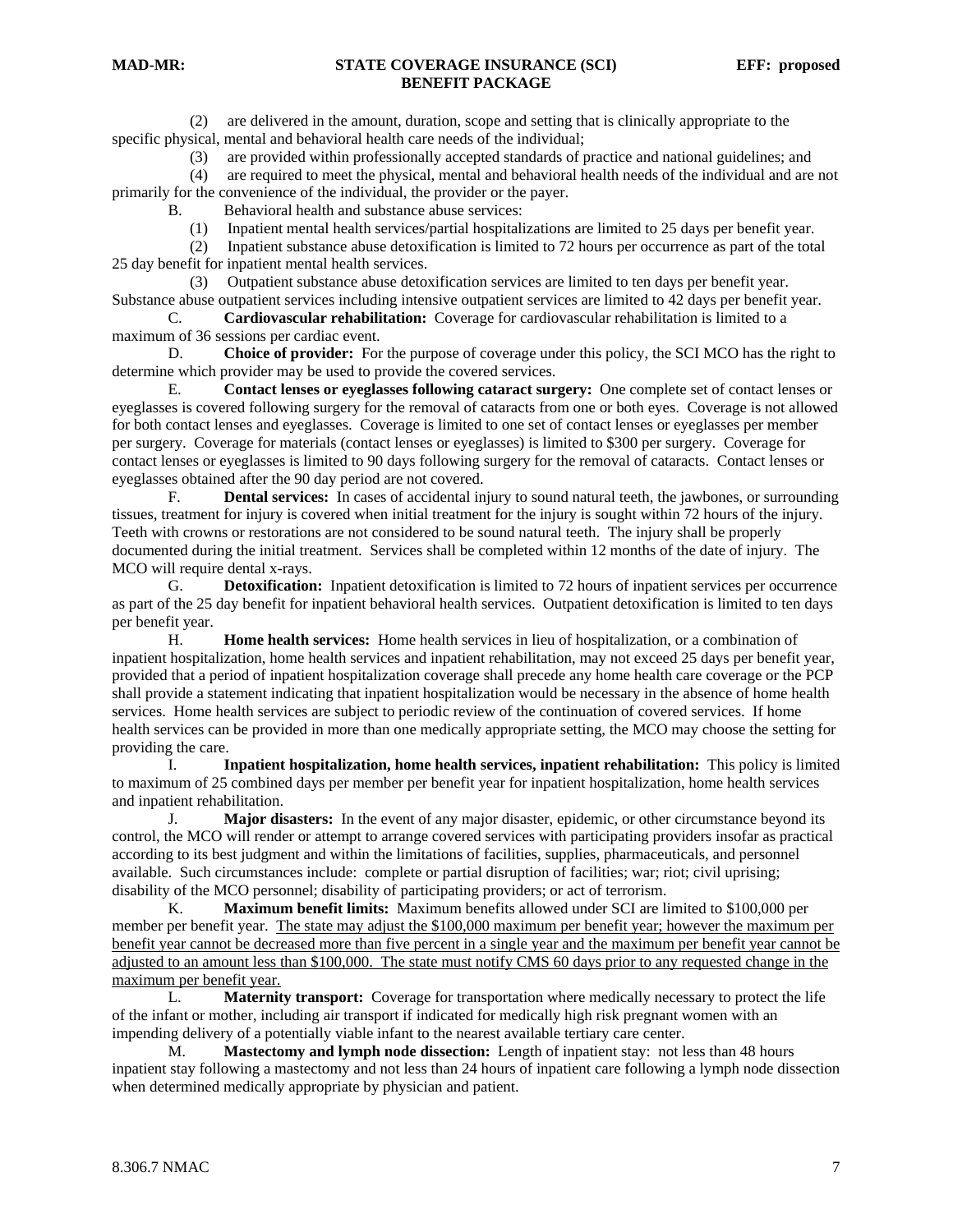(2) are delivered in the amount, duration, scope and setting that is clinically appropriate to the specific physical, mental and behavioral health care needs of the individual;

(3) are provided within professionally accepted standards of practice and national guidelines; and

(4) are required to meet the physical, mental and behavioral health needs of the individual and are not primarily for the convenience of the individual, the provider or the payer.

B. Behavioral health and substance abuse services:

(1) Inpatient mental health services/partial hospitalizations are limited to 25 days per benefit year.

(2) Inpatient substance abuse detoxification is limited to 72 hours per occurrence as part of the total 25 day benefit for inpatient mental health services.

(3) Outpatient substance abuse detoxification services are limited to ten days per benefit year. Substance abuse outpatient services including intensive outpatient services are limited to 42 days per benefit year.

C. **Cardiovascular rehabilitation:** Coverage for cardiovascular rehabilitation is limited to a maximum of 36 sessions per cardiac event.

D. **Choice of provider:** For the purpose of coverage under this policy, the SCI MCO has the right to determine which provider may be used to provide the covered services.

E. **Contact lenses or eyeglasses following cataract surgery:** One complete set of contact lenses or eyeglasses is covered following surgery for the removal of cataracts from one or both eyes. Coverage is not allowed for both contact lenses and eyeglasses. Coverage is limited to one set of contact lenses or eyeglasses per member per surgery. Coverage for materials (contact lenses or eyeglasses) is limited to $300 per surgery. Coverage for contact lenses or eyeglasses is limited to 90 days following surgery for the removal of cataracts. Contact lenses or eyeglasses obtained after the 90 day period are not covered.

F. **Dental services:** In cases of accidental injury to sound natural teeth, the jawbones, or surrounding tissues, treatment for injury is covered when initial treatment for the injury is sought within 72 hours of the injury. Teeth with crowns or restorations are not considered to be sound natural teeth. The injury shall be properly documented during the initial treatment. Services shall be completed within 12 months of the date of injury. The MCO will require dental x-rays.

G. **Detoxification:** Inpatient detoxification is limited to 72 hours of inpatient services per occurrence as part of the 25 day benefit for inpatient behavioral health services. Outpatient detoxification is limited to ten days per benefit year.

H. **Home health services:** Home health services in lieu of hospitalization, or a combination of inpatient hospitalization, home health services and inpatient rehabilitation, may not exceed 25 days per benefit year, provided that a period of inpatient hospitalization coverage shall precede any home health care coverage or the PCP shall provide a statement indicating that inpatient hospitalization would be necessary in the absence of home health services. Home health services are subject to periodic review of the continuation of covered services. If home health services can be provided in more than one medically appropriate setting, the MCO may choose the setting for providing the care.

I. **Inpatient hospitalization, home health services, inpatient rehabilitation:** This policy is limited to maximum of 25 combined days per member per benefit year for inpatient hospitalization, home health services and inpatient rehabilitation.

J. **Major disasters:** In the event of any major disaster, epidemic, or other circumstance beyond its control, the MCO will render or attempt to arrange covered services with participating providers insofar as practical according to its best judgment and within the limitations of facilities, supplies, pharmaceuticals, and personnel available. Such circumstances include: complete or partial disruption of facilities; war; riot; civil uprising; disability of the MCO personnel; disability of participating providers; or act of terrorism.

K. **Maximum benefit limits:** Maximum benefits allowed under SCI are limited to $100,000 per member per benefit year. <u>The state may adjust the $100,000 maximum per benefit year; however the maximum per benefit year cannot be decreased more than five percent in a single year and the maximum per benefit year cannot be adjusted to an amount less than $100,000. The state must notify CMS 60 days prior to any requested change in the maximum per benefit year.</u>

L. **Maternity transport:** Coverage for transportation where medically necessary to protect the life of the infant or mother, including air transport if indicated for medically high risk pregnant women with an impending delivery of a potentially viable infant to the nearest available tertiary care center.

M. **Mastectomy and lymph node dissection:** Length of inpatient stay: not less than 48 hours inpatient stay following a mastectomy and not less than 24 hours of inpatient care following a lymph node dissection when determined medically appropriate by physician and patient.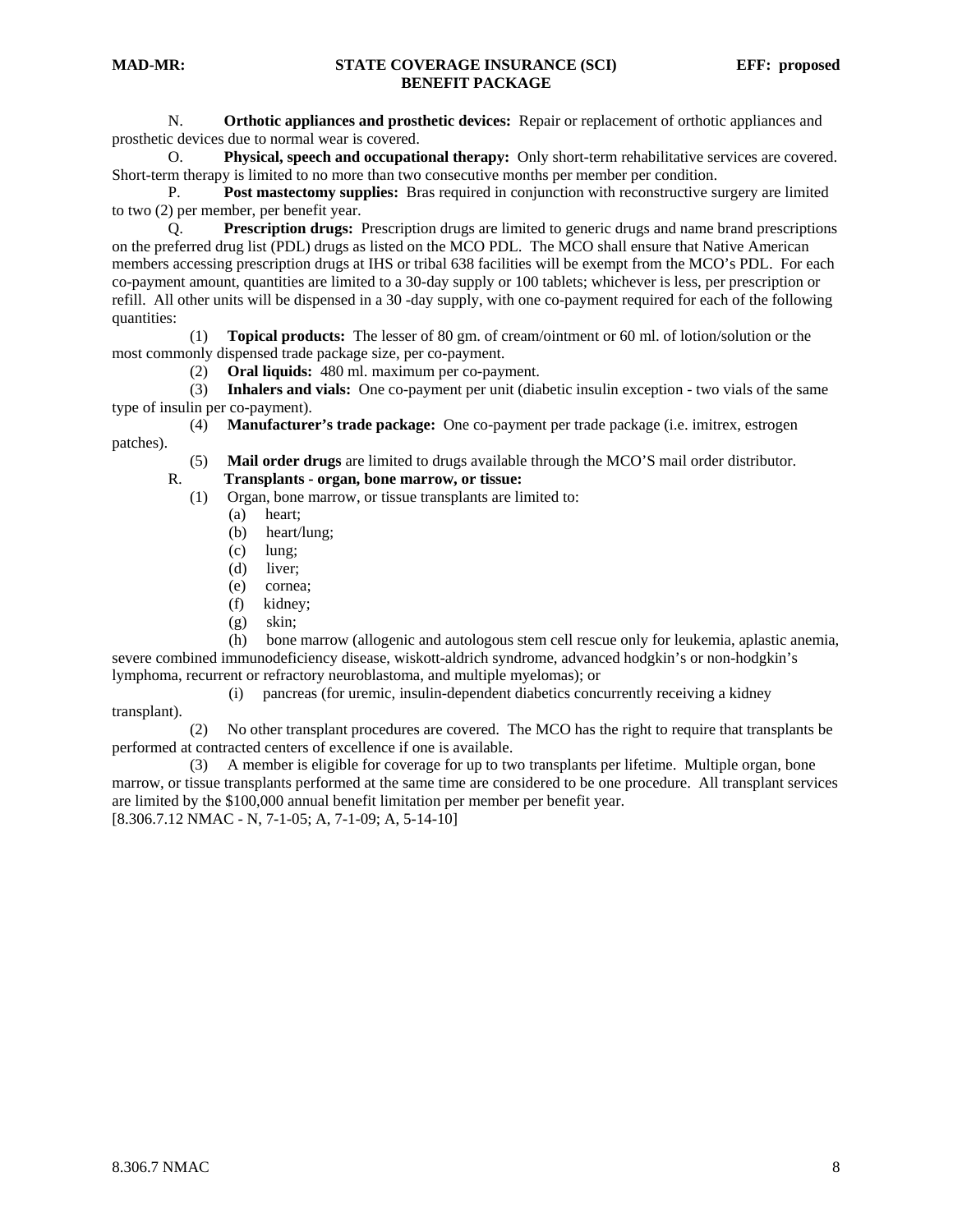N. **Orthotic appliances and prosthetic devices:** Repair or replacement of orthotic appliances and prosthetic devices due to normal wear is covered.

O. **Physical, speech and occupational therapy:** Only short-term rehabilitative services are covered. Short-term therapy is limited to no more than two consecutive months per member per condition.

P. **Post mastectomy supplies:** Bras required in conjunction with reconstructive surgery are limited to two (2) per member, per benefit year.

Q. **Prescription drugs:** Prescription drugs are limited to generic drugs and name brand prescriptions on the preferred drug list (PDL) drugs as listed on the MCO PDL. The MCO shall ensure that Native American members accessing prescription drugs at IHS or tribal 638 facilities will be exempt from the MCO's PDL. For each co-payment amount, quantities are limited to a 30-day supply or 100 tablets; whichever is less, per prescription or refill. All other units will be dispensed in a 30 -day supply, with one co-payment required for each of the following quantities:

(1) **Topical products:** The lesser of 80 gm. of cream/ointment or 60 ml. of lotion/solution or the most commonly dispensed trade package size, per co-payment.

(2) **Oral liquids:** 480 ml. maximum per co-payment.

(3) **Inhalers and vials:** One co-payment per unit (diabetic insulin exception - two vials of the same type of insulin per co-payment).

(4) **Manufacturer's trade package:** One co-payment per trade package (i.e. imitrex, estrogen patches).

(5) **Mail order drugs** are limited to drugs available through the MCO'S mail order distributor.

R. **Transplants - organ, bone marrow, or tissue:**

(1) Organ, bone marrow, or tissue transplants are limited to:

(a) heart;

(b) heart/lung;

(c) lung;

(d) liver;

(e) cornea;

(f) kidney;

(g) skin;

(h) bone marrow (allogenic and autologous stem cell rescue only for leukemia, aplastic anemia, severe combined immunodeficiency disease, wiskott-aldrich syndrome, advanced hodgkin's or non-hodgkin's lymphoma, recurrent or refractory neuroblastoma, and multiple myelomas); or

(i) pancreas (for uremic, insulin-dependent diabetics concurrently receiving a kidney transplant).

(2) No other transplant procedures are covered. The MCO has the right to require that transplants be performed at contracted centers of excellence if one is available.

(3) A member is eligible for coverage for up to two transplants per lifetime. Multiple organ, bone marrow, or tissue transplants performed at the same time are considered to be one procedure. All transplant services are limited by the $100,000 annual benefit limitation per member per benefit year.

[8.306.7.12 NMAC - N, 7-1-05; A, 7-1-09; A, 5-14-10]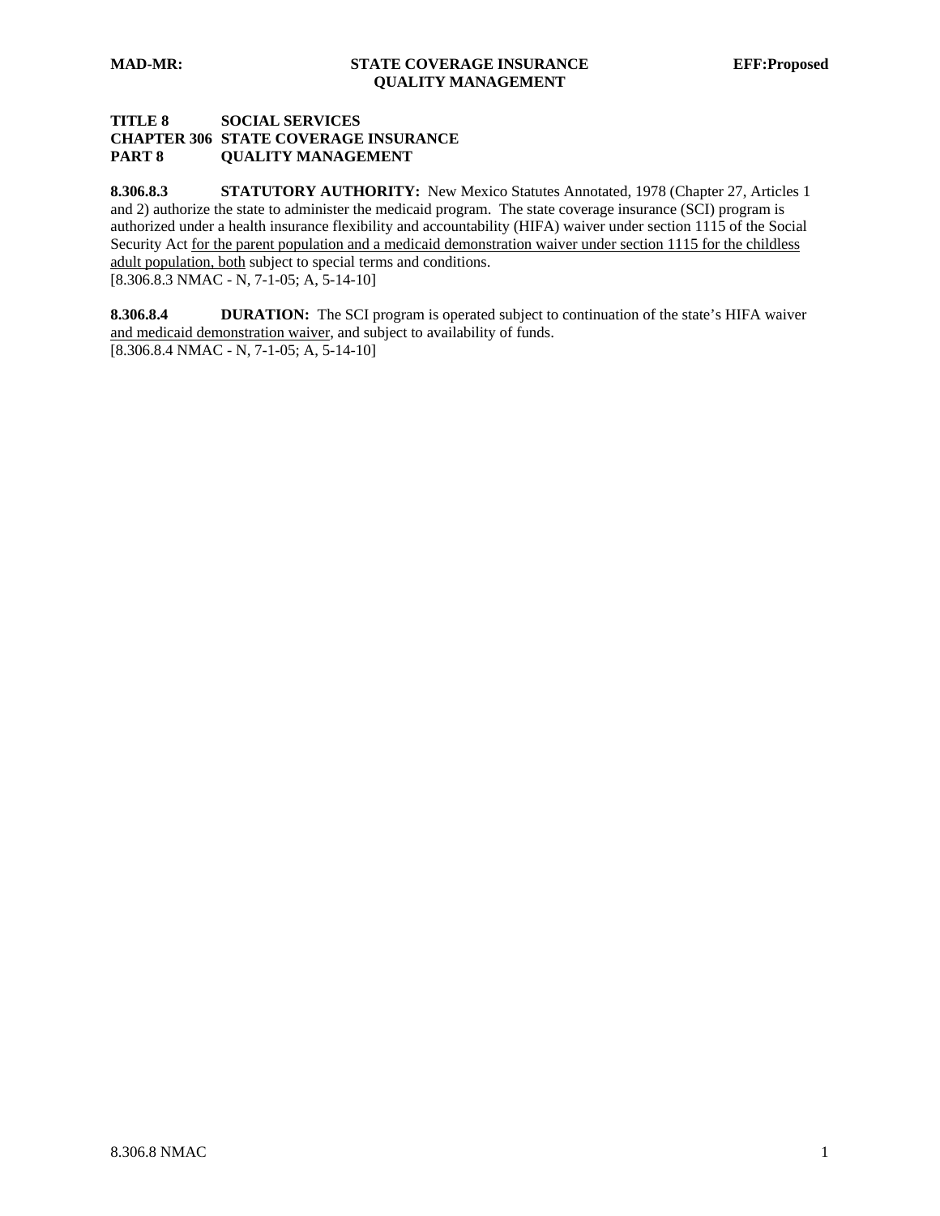**TITLE 8 SOCIAL SERVICES**
**CHAPTER 306 STATE COVERAGE INSURANCE**
**PART 8 QUALITY MANAGEMENT**

**8.306.8.3 STATUTORY AUTHORITY:** New Mexico Statutes Annotated, 1978 (Chapter 27, Articles 1 and 2) authorize the state to administer the medicaid program. The state coverage insurance (SCI) program is authorized under a health insurance flexibility and accountability (HIFA) waiver under section 1115 of the Social Security Act <u>for the parent population and a medicaid demonstration waiver under section 1115 for the childless adult population, both</u> subject to special terms and conditions.
[8.306.8.3 NMAC - N, 7-1-05; A, 5-14-10]

**8.306.8.4 DURATION:** The SCI program is operated subject to continuation of the state's HIFA waiver <u>and medicaid demonstration waiver</u>, and subject to availability of funds.
[8.306.8.4 NMAC - N, 7-1-05; A, 5-14-10]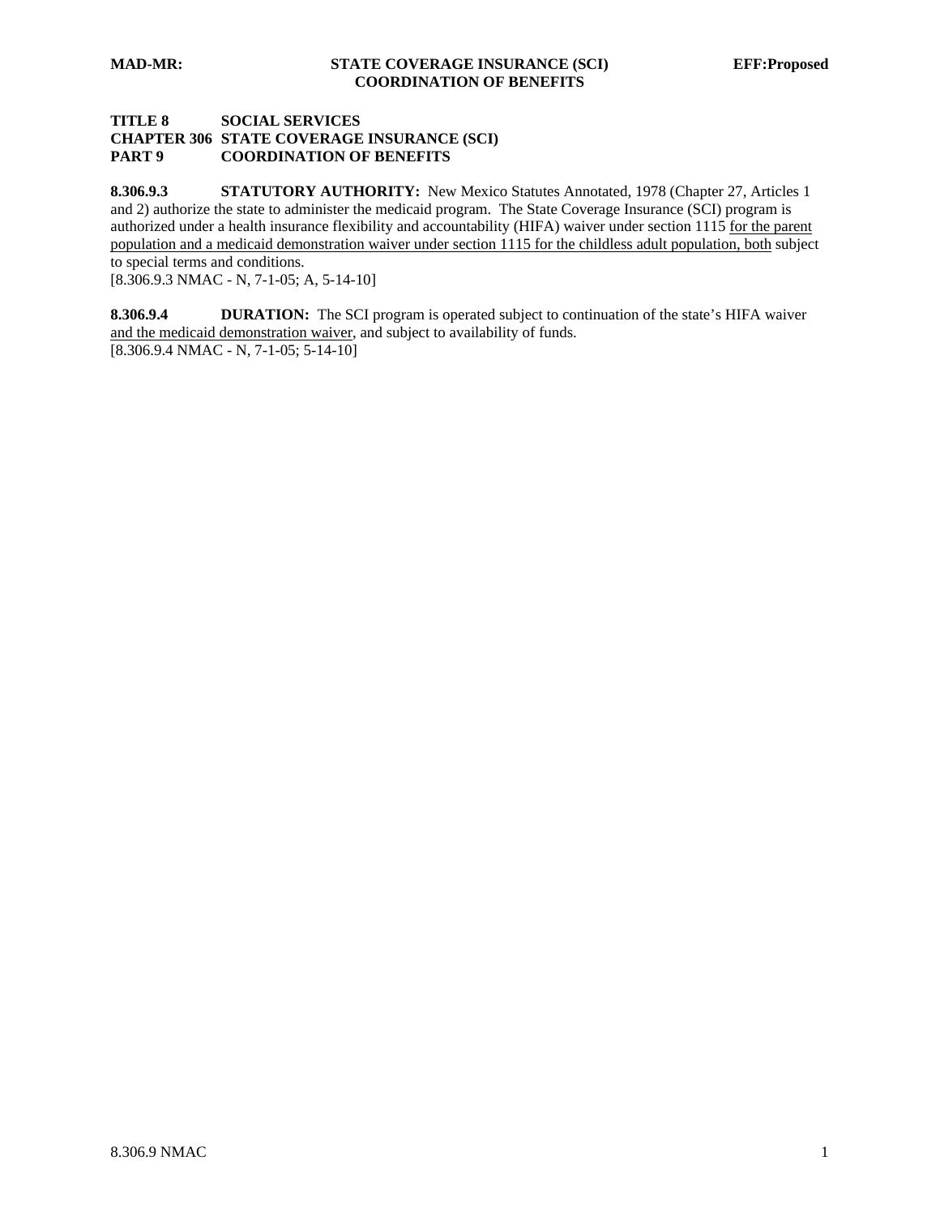**TITLE 8 SOCIAL SERVICES**
**CHAPTER 306 STATE COVERAGE INSURANCE (SCI)**
**PART 9 COORDINATION OF BENEFITS**

**8.306.9.3 STATUTORY AUTHORITY:** New Mexico Statutes Annotated, 1978 (Chapter 27, Articles 1 and 2) authorize the state to administer the medicaid program. The State Coverage Insurance (SCI) program is authorized under a health insurance flexibility and accountability (HIFA) waiver under section 1115 <u>for the parent population and a medicaid demonstration waiver under section 1115 for the childless adult population, both</u> subject to special terms and conditions.
[8.306.9.3 NMAC - N, 7-1-05; A, 5-14-10]

**8.306.9.4 DURATION:** The SCI program is operated subject to continuation of the state's HIFA waiver <u>and the medicaid demonstration waiver</u>, and subject to availability of funds.
[8.306.9.4 NMAC - N, 7-1-05; 5-14-10]